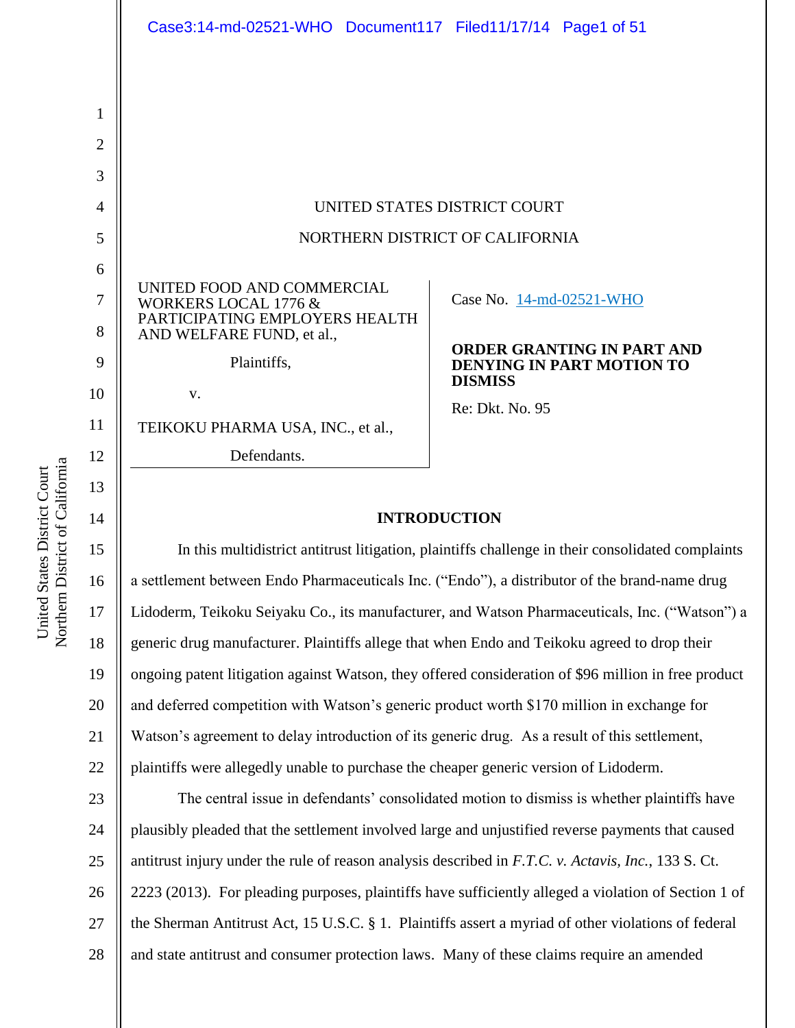UNITED STATES DISTRICT COURT

NORTHERN DISTRICT OF CALIFORNIA

| | |
|---|---|
| UNITED FOOD AND COMMERCIAL WORKERS LOCAL 1776 & PARTICIPATING EMPLOYERS HEALTH AND WELFARE FUND, et al.,<br><br>Plaintiffs,<br><br>v.<br><br>TEIKOKU PHARMA USA, INC., et al.,<br><br>Defendants. | Case No. 14-md-02521-WHO<br><br>**ORDER GRANTING IN PART AND DENYING IN PART MOTION TO DISMISS**<br><br>Re: Dkt. No. 95 |

## INTRODUCTION

In this multidistrict antitrust litigation, plaintiffs challenge in their consolidated complaints a settlement between Endo Pharmaceuticals Inc. ("Endo"), a distributor of the brand-name drug Lidoderm, Teikoku Seiyaku Co., its manufacturer, and Watson Pharmaceuticals, Inc. ("Watson") a generic drug manufacturer. Plaintiffs allege that when Endo and Teikoku agreed to drop their ongoing patent litigation against Watson, they offered consideration of $96 million in free product and deferred competition with Watson's generic product worth $170 million in exchange for Watson's agreement to delay introduction of its generic drug. As a result of this settlement, plaintiffs were allegedly unable to purchase the cheaper generic version of Lidoderm.

The central issue in defendants' consolidated motion to dismiss is whether plaintiffs have plausibly pleaded that the settlement involved large and unjustified reverse payments that caused antitrust injury under the rule of reason analysis described in *F.T.C. v. Actavis, Inc.*, 133 S. Ct. 2223 (2013). For pleading purposes, plaintiffs have sufficiently alleged a violation of Section 1 of the Sherman Antitrust Act, 15 U.S.C. § 1. Plaintiffs assert a myriad of other violations of federal and state antitrust and consumer protection laws. Many of these claims require an amended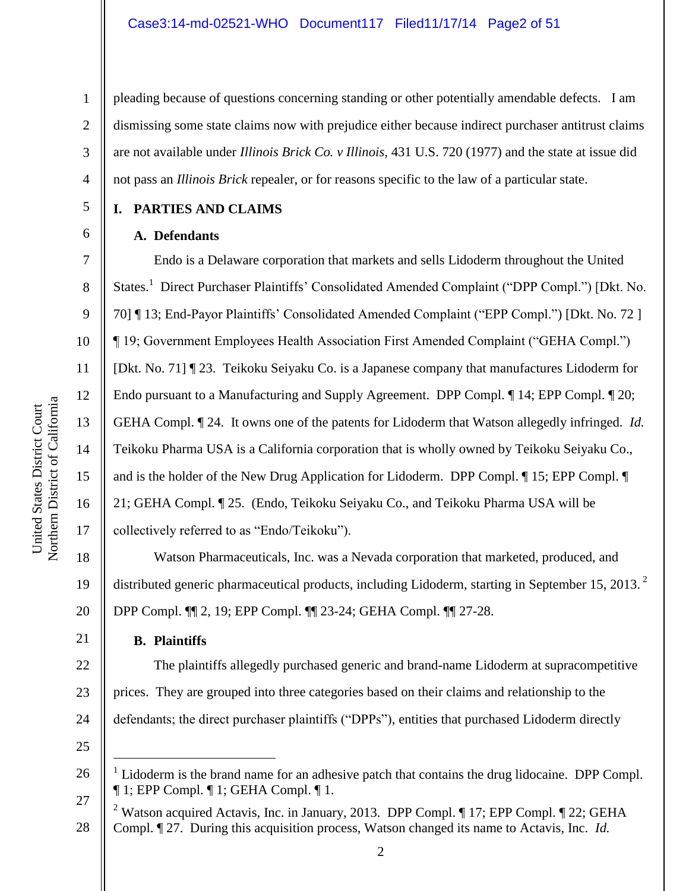pleading because of questions concerning standing or other potentially amendable defects. I am dismissing some state claims now with prejudice either because indirect purchaser antitrust claims are not available under *Illinois Brick Co. v Illinois*, 431 U.S. 720 (1977) and the state at issue did not pass an *Illinois Brick* repealer, or for reasons specific to the law of a particular state.

## I. PARTIES AND CLAIMS

### A. Defendants

Endo is a Delaware corporation that markets and sells Lidoderm throughout the United States.[1] Direct Purchaser Plaintiffs' Consolidated Amended Complaint ("DPP Compl.") [Dkt. No. 70] ¶ 13; End-Payor Plaintiffs' Consolidated Amended Complaint ("EPP Compl.") [Dkt. No. 72 ] ¶ 19; Government Employees Health Association First Amended Complaint ("GEHA Compl.") [Dkt. No. 71] ¶ 23. Teikoku Seiyaku Co. is a Japanese company that manufactures Lidoderm for Endo pursuant to a Manufacturing and Supply Agreement. DPP Compl. ¶ 14; EPP Compl. ¶ 20; GEHA Compl. ¶ 24. It owns one of the patents for Lidoderm that Watson allegedly infringed. *Id.* Teikoku Pharma USA is a California corporation that is wholly owned by Teikoku Seiyaku Co., and is the holder of the New Drug Application for Lidoderm. DPP Compl. ¶ 15; EPP Compl. ¶ 21; GEHA Compl. ¶ 25. (Endo, Teikoku Seiyaku Co., and Teikoku Pharma USA will be collectively referred to as "Endo/Teikoku").

Watson Pharmaceuticals, Inc. was a Nevada corporation that marketed, produced, and distributed generic pharmaceutical products, including Lidoderm, starting in September 15, 2013.[2] DPP Compl. ¶¶ 2, 19; EPP Compl. ¶¶ 23-24; GEHA Compl. ¶¶ 27-28.

### B. Plaintiffs

The plaintiffs allegedly purchased generic and brand-name Lidoderm at supracompetitive prices. They are grouped into three categories based on their claims and relationship to the defendants; the direct purchaser plaintiffs ("DPPs"), entities that purchased Lidoderm directly

---

[1] Lidoderm is the brand name for an adhesive patch that contains the drug lidocaine. DPP Compl. ¶ 1; EPP Compl. ¶ 1; GEHA Compl. ¶ 1.

[2] Watson acquired Actavis, Inc. in January, 2013. DPP Compl. ¶ 17; EPP Compl. ¶ 22; GEHA Compl. ¶ 27. During this acquisition process, Watson changed its name to Actavis, Inc. *Id.*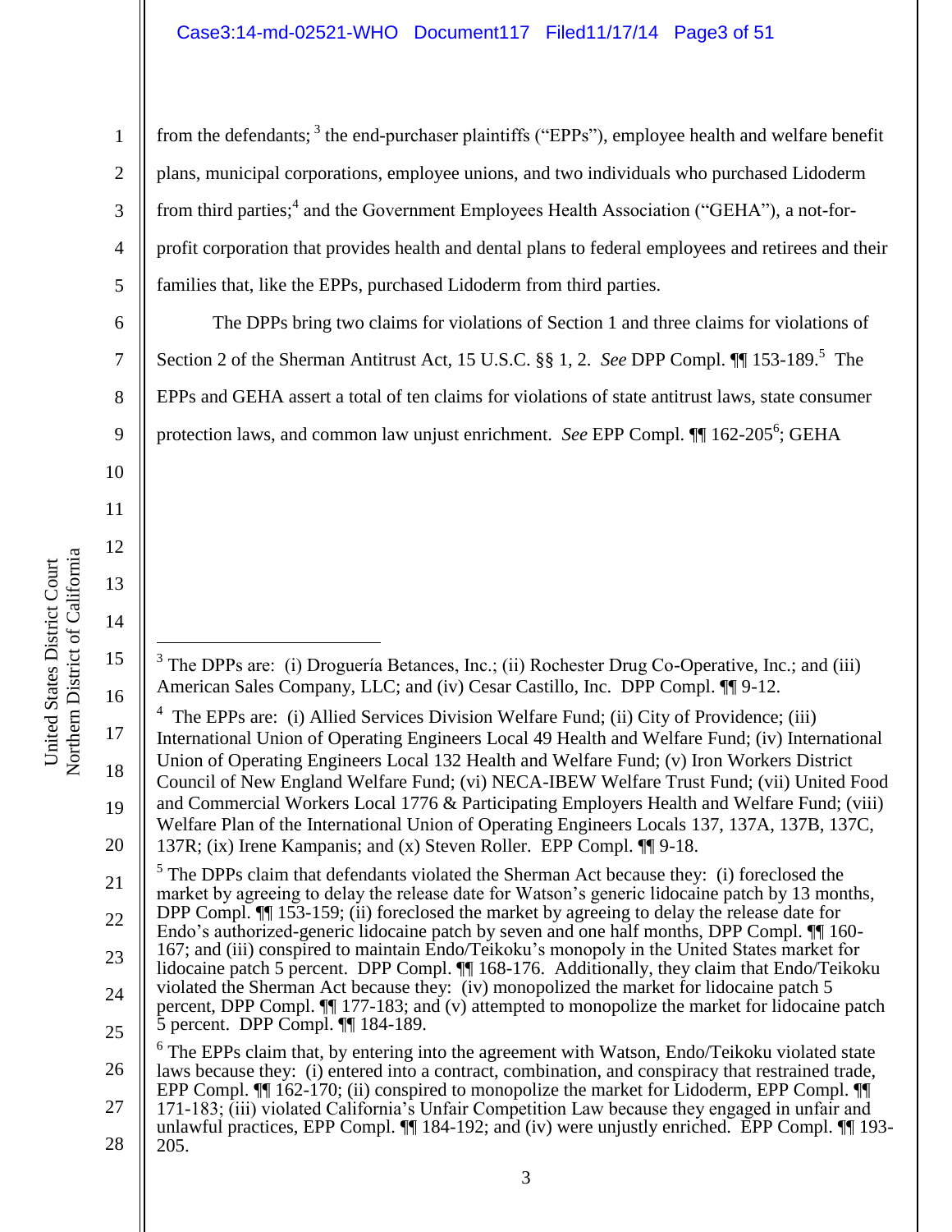from the defendants;[3] the end-purchaser plaintiffs ("EPPs"), employee health and welfare benefit plans, municipal corporations, employee unions, and two individuals who purchased Lidoderm from third parties;[4] and the Government Employees Health Association ("GEHA"), a not-for-profit corporation that provides health and dental plans to federal employees and retirees and their families that, like the EPPs, purchased Lidoderm from third parties.

The DPPs bring two claims for violations of Section 1 and three claims for violations of Section 2 of the Sherman Antitrust Act, 15 U.S.C. §§ 1, 2. *See* DPP Compl. ¶¶ 153-189.[5] The EPPs and GEHA assert a total of ten claims for violations of state antitrust laws, state consumer protection laws, and common law unjust enrichment. *See* EPP Compl. ¶¶ 162-205[6]; GEHA

---

[3] The DPPs are: (i) Droguería Betances, Inc.; (ii) Rochester Drug Co-Operative, Inc.; and (iii) American Sales Company, LLC; and (iv) Cesar Castillo, Inc. DPP Compl. ¶¶ 9-12.

[4] The EPPs are: (i) Allied Services Division Welfare Fund; (ii) City of Providence; (iii) International Union of Operating Engineers Local 49 Health and Welfare Fund; (iv) International Union of Operating Engineers Local 132 Health and Welfare Fund; (v) Iron Workers District Council of New England Welfare Fund; (vi) NECA-IBEW Welfare Trust Fund; (vii) United Food and Commercial Workers Local 1776 & Participating Employers Health and Welfare Fund; (viii) Welfare Plan of the International Union of Operating Engineers Locals 137, 137A, 137B, 137C, 137R; (ix) Irene Kampanis; and (x) Steven Roller. EPP Compl. ¶¶ 9-18.

[5] The DPPs claim that defendants violated the Sherman Act because they: (i) foreclosed the market by agreeing to delay the release date for Watson's generic lidocaine patch by 13 months, DPP Compl. ¶¶ 153-159; (ii) foreclosed the market by agreeing to delay the release date for Endo's authorized-generic lidocaine patch by seven and one half months, DPP Compl. ¶¶ 160-167; and (iii) conspired to maintain Endo/Teikoku's monopoly in the United States market for lidocaine patch 5 percent. DPP Compl. ¶¶ 168-176. Additionally, they claim that Endo/Teikoku violated the Sherman Act because they: (iv) monopolized the market for lidocaine patch 5 percent, DPP Compl. ¶¶ 177-183; and (v) attempted to monopolize the market for lidocaine patch 5 percent. DPP Compl. ¶¶ 184-189.

[6] The EPPs claim that, by entering into the agreement with Watson, Endo/Teikoku violated state laws because they: (i) entered into a contract, combination, and conspiracy that restrained trade, EPP Compl. ¶¶ 162-170; (ii) conspired to monopolize the market for Lidoderm, EPP Compl. ¶¶ 171-183; (iii) violated California's Unfair Competition Law because they engaged in unfair and unlawful practices, EPP Compl. ¶¶ 184-192; and (iv) were unjustly enriched. EPP Compl. ¶¶ 193-205.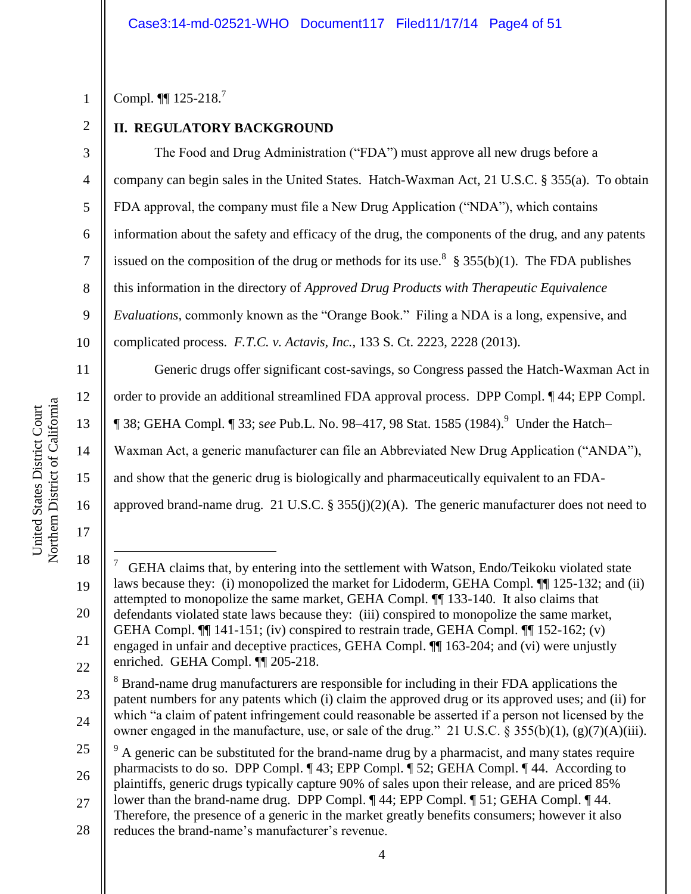Compl. ¶¶ 125-218.[7]

## II. REGULATORY BACKGROUND

The Food and Drug Administration ("FDA") must approve all new drugs before a company can begin sales in the United States. Hatch-Waxman Act, 21 U.S.C. § 355(a). To obtain FDA approval, the company must file a New Drug Application ("NDA"), which contains information about the safety and efficacy of the drug, the components of the drug, and any patents issued on the composition of the drug or methods for its use.[8] § 355(b)(1). The FDA publishes this information in the directory of *Approved Drug Products with Therapeutic Equivalence Evaluations*, commonly known as the "Orange Book." Filing a NDA is a long, expensive, and complicated process. *F.T.C. v. Actavis, Inc.*, 133 S. Ct. 2223, 2228 (2013).

Generic drugs offer significant cost-savings, so Congress passed the Hatch-Waxman Act in order to provide an additional streamlined FDA approval process. DPP Compl. ¶ 44; EPP Compl. ¶ 38; GEHA Compl. ¶ 33; s*ee* Pub.L. No. 98–417, 98 Stat. 1585 (1984).[9] Under the Hatch–Waxman Act, a generic manufacturer can file an Abbreviated New Drug Application ("ANDA"), and show that the generic drug is biologically and pharmaceutically equivalent to an FDA-approved brand-name drug. 21 U.S.C. § 355(j)(2)(A). The generic manufacturer does not need to

---

[7] GEHA claims that, by entering into the settlement with Watson, Endo/Teikoku violated state laws because they: (i) monopolized the market for Lidoderm, GEHA Compl. ¶¶ 125-132; and (ii) attempted to monopolize the same market, GEHA Compl. ¶¶ 133-140. It also claims that defendants violated state laws because they: (iii) conspired to monopolize the same market, GEHA Compl. ¶¶ 141-151; (iv) conspired to restrain trade, GEHA Compl. ¶¶ 152-162; (v) engaged in unfair and deceptive practices, GEHA Compl. ¶¶ 163-204; and (vi) were unjustly enriched. GEHA Compl. ¶¶ 205-218.

[8] Brand-name drug manufacturers are responsible for including in their FDA applications the patent numbers for any patents which (i) claim the approved drug or its approved uses; and (ii) for which "a claim of patent infringement could reasonable be asserted if a person not licensed by the owner engaged in the manufacture, use, or sale of the drug." 21 U.S.C. § 355(b)(1), (g)(7)(A)(iii).

[9] A generic can be substituted for the brand-name drug by a pharmacist, and many states require pharmacists to do so. DPP Compl. ¶ 43; EPP Compl. ¶ 52; GEHA Compl. ¶ 44. According to plaintiffs, generic drugs typically capture 90% of sales upon their release, and are priced 85% lower than the brand-name drug. DPP Compl. ¶ 44; EPP Compl. ¶ 51; GEHA Compl. ¶ 44. Therefore, the presence of a generic in the market greatly benefits consumers; however it also reduces the brand-name's manufacturer's revenue.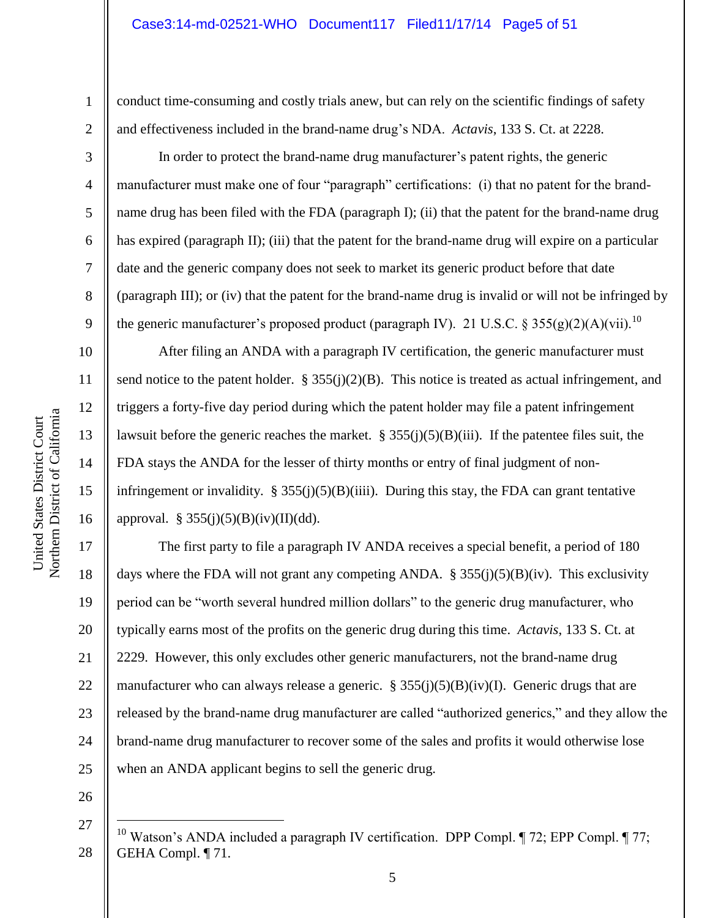conduct time-consuming and costly trials anew, but can rely on the scientific findings of safety and effectiveness included in the brand-name drug's NDA. *Actavis*, 133 S. Ct. at 2228.

In order to protect the brand-name drug manufacturer's patent rights, the generic manufacturer must make one of four "paragraph" certifications: (i) that no patent for the brand-name drug has been filed with the FDA (paragraph I); (ii) that the patent for the brand-name drug has expired (paragraph II); (iii) that the patent for the brand-name drug will expire on a particular date and the generic company does not seek to market its generic product before that date (paragraph III); or (iv) that the patent for the brand-name drug is invalid or will not be infringed by the generic manufacturer's proposed product (paragraph IV). 21 U.S.C. § 355(g)(2)(A)(vii).[10]

After filing an ANDA with a paragraph IV certification, the generic manufacturer must send notice to the patent holder. § 355(j)(2)(B). This notice is treated as actual infringement, and triggers a forty-five day period during which the patent holder may file a patent infringement lawsuit before the generic reaches the market. § 355(j)(5)(B)(iii). If the patentee files suit, the FDA stays the ANDA for the lesser of thirty months or entry of final judgment of non-infringement or invalidity. § 355(j)(5)(B)(iiii). During this stay, the FDA can grant tentative approval. § 355(j)(5)(B)(iv)(II)(dd).

The first party to file a paragraph IV ANDA receives a special benefit, a period of 180 days where the FDA will not grant any competing ANDA. § 355(j)(5)(B)(iv). This exclusivity period can be "worth several hundred million dollars" to the generic drug manufacturer, who typically earns most of the profits on the generic drug during this time. *Actavis*, 133 S. Ct. at 2229. However, this only excludes other generic manufacturers, not the brand-name drug manufacturer who can always release a generic. § 355(j)(5)(B)(iv)(I). Generic drugs that are released by the brand-name drug manufacturer are called "authorized generics," and they allow the brand-name drug manufacturer to recover some of the sales and profits it would otherwise lose when an ANDA applicant begins to sell the generic drug.

---

[10] Watson's ANDA included a paragraph IV certification. DPP Compl. ¶ 72; EPP Compl. ¶ 77; GEHA Compl. ¶ 71.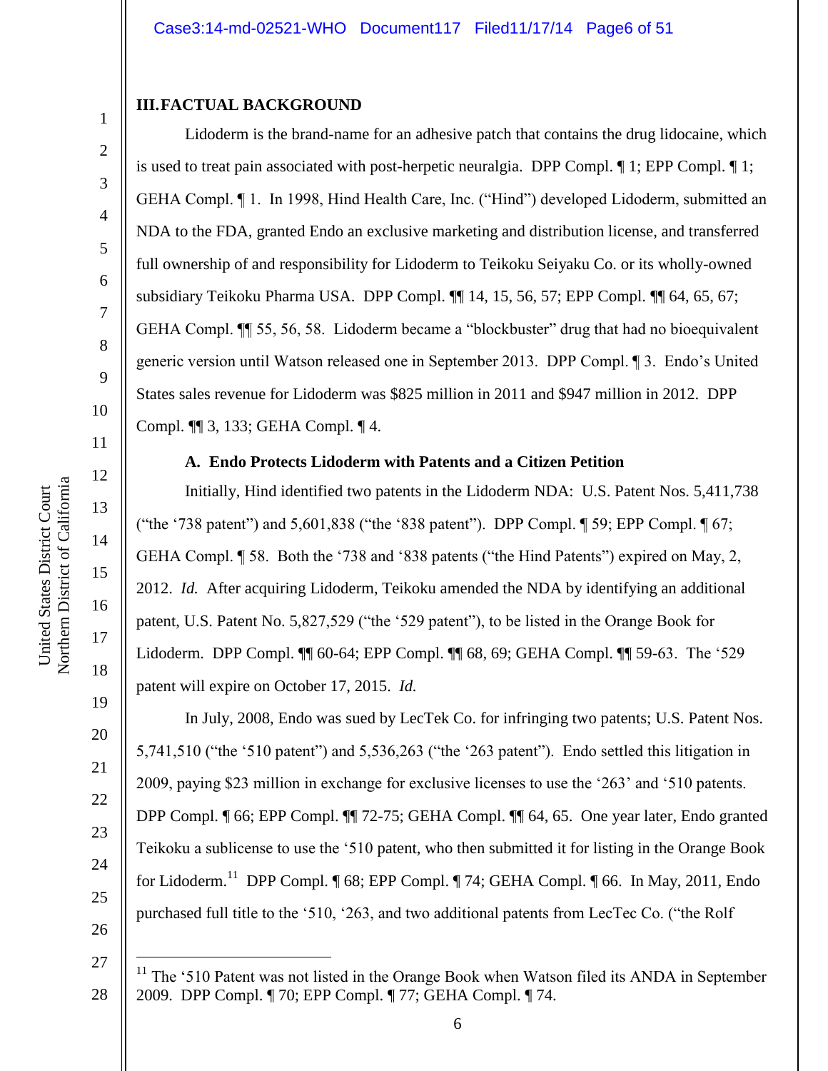## III. FACTUAL BACKGROUND

Lidoderm is the brand-name for an adhesive patch that contains the drug lidocaine, which is used to treat pain associated with post-herpetic neuralgia. DPP Compl. ¶ 1; EPP Compl. ¶ 1; GEHA Compl. ¶ 1. In 1998, Hind Health Care, Inc. ("Hind") developed Lidoderm, submitted an NDA to the FDA, granted Endo an exclusive marketing and distribution license, and transferred full ownership of and responsibility for Lidoderm to Teikoku Seiyaku Co. or its wholly-owned subsidiary Teikoku Pharma USA. DPP Compl. ¶¶ 14, 15, 56, 57; EPP Compl. ¶¶ 64, 65, 67; GEHA Compl. ¶¶ 55, 56, 58. Lidoderm became a "blockbuster" drug that had no bioequivalent generic version until Watson released one in September 2013. DPP Compl. ¶ 3. Endo's United States sales revenue for Lidoderm was $825 million in 2011 and $947 million in 2012. DPP Compl. ¶¶ 3, 133; GEHA Compl. ¶ 4.

### A. Endo Protects Lidoderm with Patents and a Citizen Petition

Initially, Hind identified two patents in the Lidoderm NDA: U.S. Patent Nos. 5,411,738 ("the '738 patent") and 5,601,838 ("the '838 patent"). DPP Compl. ¶ 59; EPP Compl. ¶ 67; GEHA Compl. ¶ 58. Both the '738 and '838 patents ("the Hind Patents") expired on May, 2, 2012. *Id.* After acquiring Lidoderm, Teikoku amended the NDA by identifying an additional patent, U.S. Patent No. 5,827,529 ("the '529 patent"), to be listed in the Orange Book for Lidoderm. DPP Compl. ¶¶ 60-64; EPP Compl. ¶¶ 68, 69; GEHA Compl. ¶¶ 59-63. The '529 patent will expire on October 17, 2015. *Id.*

In July, 2008, Endo was sued by LecTek Co. for infringing two patents; U.S. Patent Nos. 5,741,510 ("the '510 patent") and 5,536,263 ("the '263 patent"). Endo settled this litigation in 2009, paying $23 million in exchange for exclusive licenses to use the '263' and '510 patents. DPP Compl. ¶ 66; EPP Compl. ¶¶ 72-75; GEHA Compl. ¶¶ 64, 65. One year later, Endo granted Teikoku a sublicense to use the '510 patent, who then submitted it for listing in the Orange Book for Lidoderm.[11] DPP Compl. ¶ 68; EPP Compl. ¶ 74; GEHA Compl. ¶ 66. In May, 2011, Endo purchased full title to the '510, '263, and two additional patents from LecTec Co. ("the Rolf

[11] The '510 Patent was not listed in the Orange Book when Watson filed its ANDA in September 2009. DPP Compl. ¶ 70; EPP Compl. ¶ 77; GEHA Compl. ¶ 74.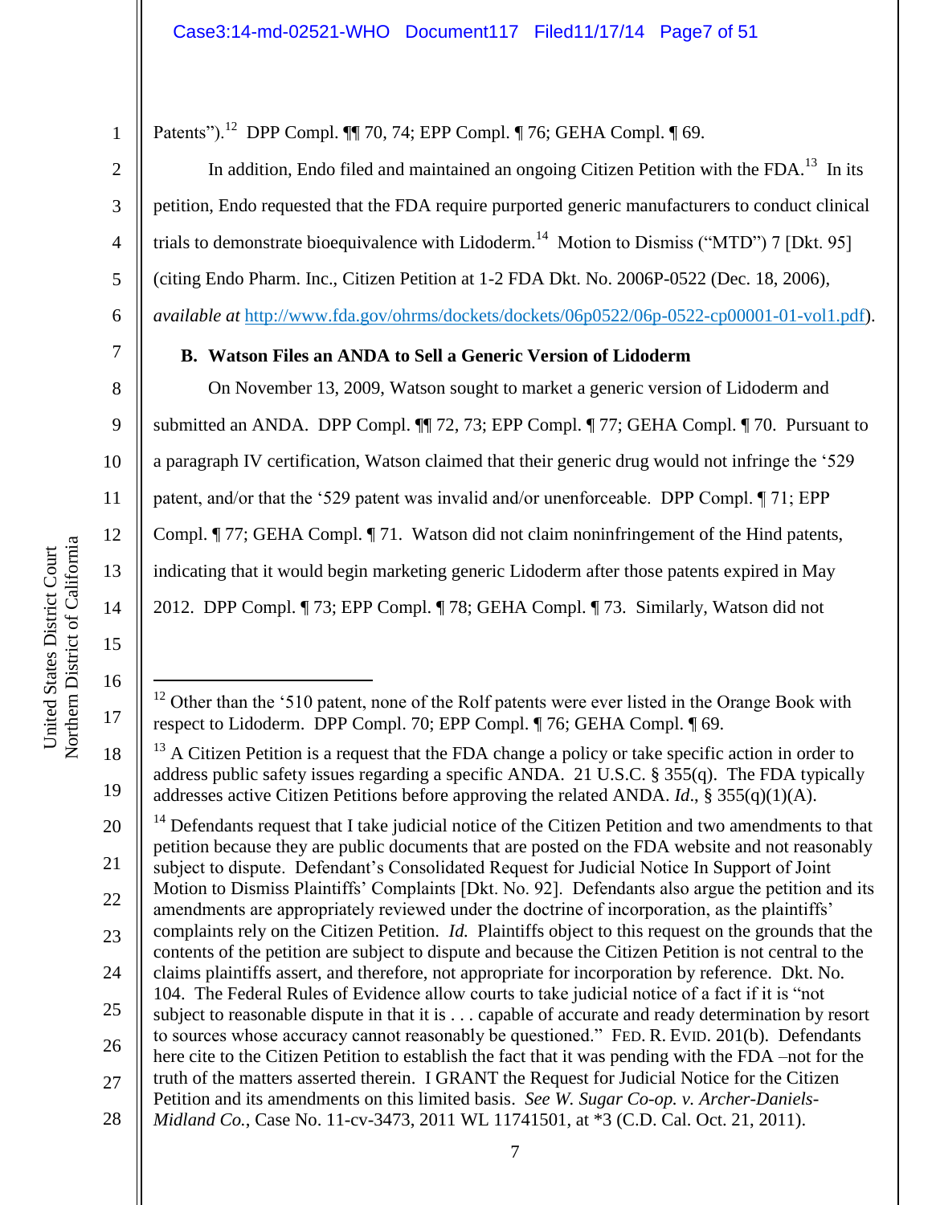Patents").[12] DPP Compl. ¶¶ 70, 74; EPP Compl. ¶ 76; GEHA Compl. ¶ 69.

In addition, Endo filed and maintained an ongoing Citizen Petition with the FDA.[13] In its petition, Endo requested that the FDA require purported generic manufacturers to conduct clinical trials to demonstrate bioequivalence with Lidoderm.[14] Motion to Dismiss ("MTD") 7 [Dkt. 95] (citing Endo Pharm. Inc., Citizen Petition at 1-2 FDA Dkt. No. 2006P-0522 (Dec. 18, 2006), *available at* http://www.fda.gov/ohrms/dockets/dockets/06p0522/06p-0522-cp00001-01-vol1.pdf).

### B. Watson Files an ANDA to Sell a Generic Version of Lidoderm

On November 13, 2009, Watson sought to market a generic version of Lidoderm and submitted an ANDA. DPP Compl. ¶¶ 72, 73; EPP Compl. ¶ 77; GEHA Compl. ¶ 70. Pursuant to a paragraph IV certification, Watson claimed that their generic drug would not infringe the '529 patent, and/or that the '529 patent was invalid and/or unenforceable. DPP Compl. ¶ 71; EPP Compl. ¶ 77; GEHA Compl. ¶ 71. Watson did not claim noninfringement of the Hind patents, indicating that it would begin marketing generic Lidoderm after those patents expired in May 2012. DPP Compl. ¶ 73; EPP Compl. ¶ 78; GEHA Compl. ¶ 73. Similarly, Watson did not

---

[12] Other than the '510 patent, none of the Rolf patents were ever listed in the Orange Book with respect to Lidoderm. DPP Compl. 70; EPP Compl. ¶ 76; GEHA Compl. ¶ 69.

[13] A Citizen Petition is a request that the FDA change a policy or take specific action in order to address public safety issues regarding a specific ANDA. 21 U.S.C. § 355(q). The FDA typically addresses active Citizen Petitions before approving the related ANDA. *Id*., § 355(q)(1)(A).

[14] Defendants request that I take judicial notice of the Citizen Petition and two amendments to that petition because they are public documents that are posted on the FDA website and not reasonably subject to dispute. Defendant's Consolidated Request for Judicial Notice In Support of Joint Motion to Dismiss Plaintiffs' Complaints [Dkt. No. 92]. Defendants also argue the petition and its amendments are appropriately reviewed under the doctrine of incorporation, as the plaintiffs' complaints rely on the Citizen Petition. *Id.* Plaintiffs object to this request on the grounds that the contents of the petition are subject to dispute and because the Citizen Petition is not central to the claims plaintiffs assert, and therefore, not appropriate for incorporation by reference. Dkt. No. 104. The Federal Rules of Evidence allow courts to take judicial notice of a fact if it is "not subject to reasonable dispute in that it is . . . capable of accurate and ready determination by resort to sources whose accuracy cannot reasonably be questioned." FED. R. EVID. 201(b). Defendants here cite to the Citizen Petition to establish the fact that it was pending with the FDA –not for the truth of the matters asserted therein. I GRANT the Request for Judicial Notice for the Citizen Petition and its amendments on this limited basis. *See W. Sugar Co-op. v. Archer-Daniels-Midland Co.*, Case No. 11-cv-3473, 2011 WL 11741501, at *3 (C.D. Cal. Oct. 21, 2011).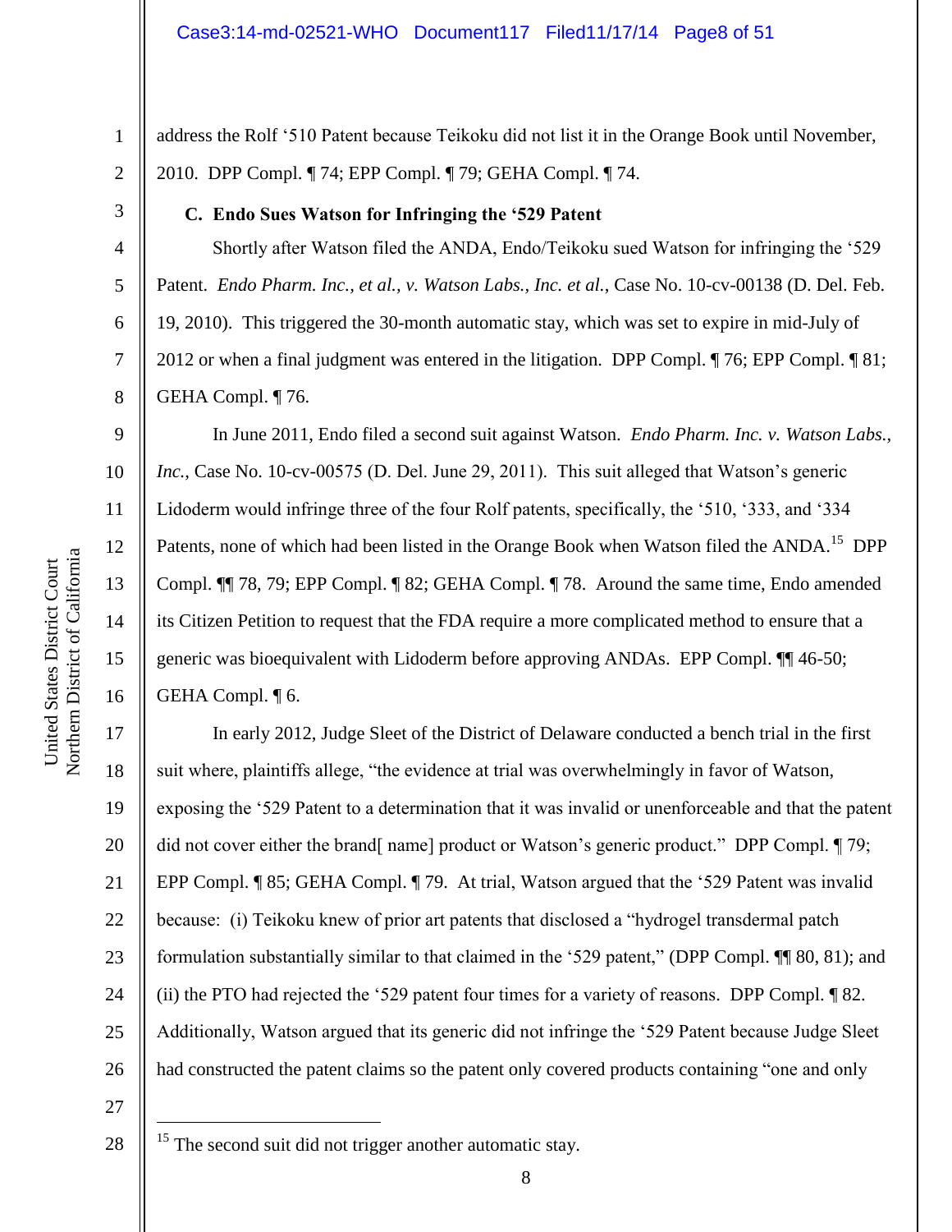address the Rolf '510 Patent because Teikoku did not list it in the Orange Book until November, 2010. DPP Compl. ¶ 74; EPP Compl. ¶ 79; GEHA Compl. ¶ 74.

### C. Endo Sues Watson for Infringing the '529 Patent

Shortly after Watson filed the ANDA, Endo/Teikoku sued Watson for infringing the '529 Patent. *Endo Pharm. Inc., et al., v. Watson Labs., Inc. et al.*, Case No. 10-cv-00138 (D. Del. Feb. 19, 2010). This triggered the 30-month automatic stay, which was set to expire in mid-July of 2012 or when a final judgment was entered in the litigation. DPP Compl. ¶ 76; EPP Compl. ¶ 81; GEHA Compl. ¶ 76.

In June 2011, Endo filed a second suit against Watson. *Endo Pharm. Inc. v. Watson Labs., Inc.*, Case No. 10-cv-00575 (D. Del. June 29, 2011). This suit alleged that Watson's generic Lidoderm would infringe three of the four Rolf patents, specifically, the '510, '333, and '334 Patents, none of which had been listed in the Orange Book when Watson filed the ANDA.[15] DPP Compl. ¶¶ 78, 79; EPP Compl. ¶ 82; GEHA Compl. ¶ 78. Around the same time, Endo amended its Citizen Petition to request that the FDA require a more complicated method to ensure that a generic was bioequivalent with Lidoderm before approving ANDAs. EPP Compl. ¶¶ 46-50; GEHA Compl. ¶ 6.

In early 2012, Judge Sleet of the District of Delaware conducted a bench trial in the first suit where, plaintiffs allege, "the evidence at trial was overwhelmingly in favor of Watson, exposing the '529 Patent to a determination that it was invalid or unenforceable and that the patent did not cover either the brand[ name] product or Watson's generic product." DPP Compl. ¶ 79; EPP Compl. ¶ 85; GEHA Compl. ¶ 79. At trial, Watson argued that the '529 Patent was invalid because: (i) Teikoku knew of prior art patents that disclosed a "hydrogel transdermal patch formulation substantially similar to that claimed in the '529 patent," (DPP Compl. ¶¶ 80, 81); and (ii) the PTO had rejected the '529 patent four times for a variety of reasons. DPP Compl. ¶ 82. Additionally, Watson argued that its generic did not infringe the '529 Patent because Judge Sleet had constructed the patent claims so the patent only covered products containing "one and only

---

[15] The second suit did not trigger another automatic stay.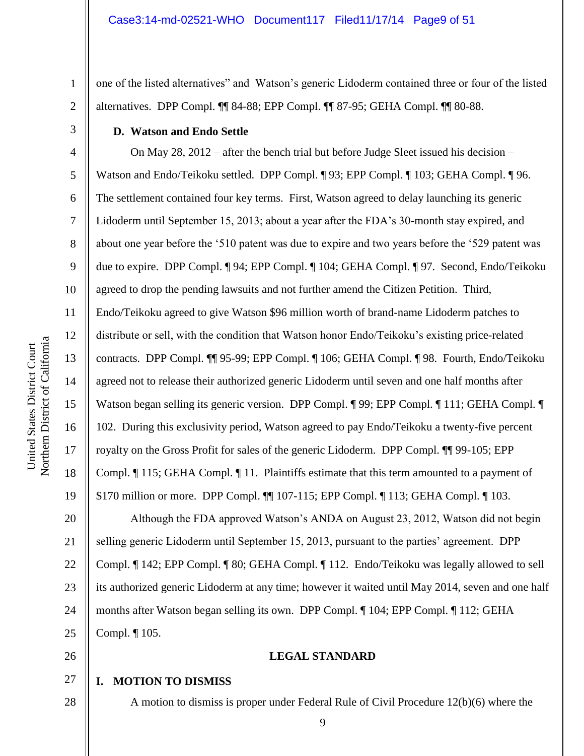one of the listed alternatives" and Watson's generic Lidoderm contained three or four of the listed alternatives. DPP Compl. ¶¶ 84-88; EPP Compl. ¶¶ 87-95; GEHA Compl. ¶¶ 80-88.

### D. Watson and Endo Settle

On May 28, 2012 – after the bench trial but before Judge Sleet issued his decision – Watson and Endo/Teikoku settled. DPP Compl. ¶ 93; EPP Compl. ¶ 103; GEHA Compl. ¶ 96. The settlement contained four key terms. First, Watson agreed to delay launching its generic Lidoderm until September 15, 2013; about a year after the FDA's 30-month stay expired, and about one year before the '510 patent was due to expire and two years before the '529 patent was due to expire. DPP Compl. ¶ 94; EPP Compl. ¶ 104; GEHA Compl. ¶ 97. Second, Endo/Teikoku agreed to drop the pending lawsuits and not further amend the Citizen Petition. Third, Endo/Teikoku agreed to give Watson $96 million worth of brand-name Lidoderm patches to distribute or sell, with the condition that Watson honor Endo/Teikoku's existing price-related contracts. DPP Compl. ¶¶ 95-99; EPP Compl. ¶ 106; GEHA Compl. ¶ 98. Fourth, Endo/Teikoku agreed not to release their authorized generic Lidoderm until seven and one half months after Watson began selling its generic version. DPP Compl. ¶ 99; EPP Compl. ¶ 111; GEHA Compl. ¶ 102. During this exclusivity period, Watson agreed to pay Endo/Teikoku a twenty-five percent royalty on the Gross Profit for sales of the generic Lidoderm. DPP Compl. ¶¶ 99-105; EPP Compl. ¶ 115; GEHA Compl. ¶ 11. Plaintiffs estimate that this term amounted to a payment of $170 million or more. DPP Compl. ¶¶ 107-115; EPP Compl. ¶ 113; GEHA Compl. ¶ 103.

Although the FDA approved Watson's ANDA on August 23, 2012, Watson did not begin selling generic Lidoderm until September 15, 2013, pursuant to the parties' agreement. DPP Compl. ¶ 142; EPP Compl. ¶ 80; GEHA Compl. ¶ 112. Endo/Teikoku was legally allowed to sell its authorized generic Lidoderm at any time; however it waited until May 2014, seven and one half months after Watson began selling its own. DPP Compl. ¶ 104; EPP Compl. ¶ 112; GEHA Compl. ¶ 105.

## LEGAL STANDARD

### I. MOTION TO DISMISS

A motion to dismiss is proper under Federal Rule of Civil Procedure 12(b)(6) where the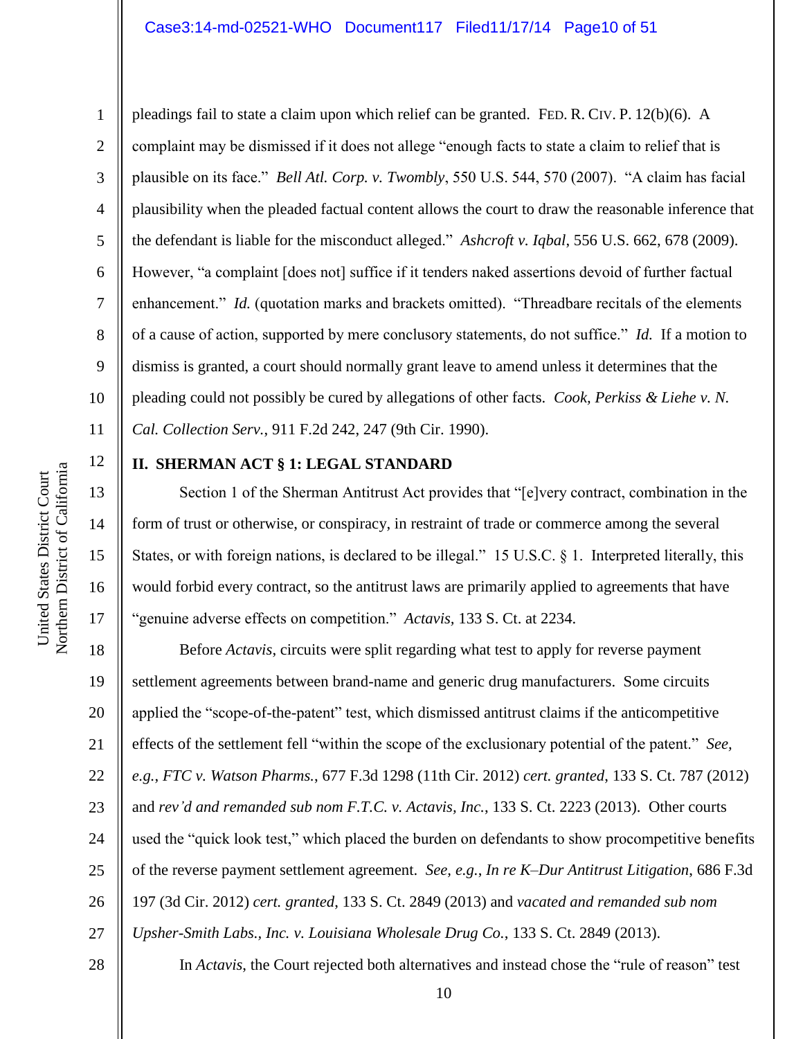pleadings fail to state a claim upon which relief can be granted. FED. R. CIV. P. 12(b)(6). A complaint may be dismissed if it does not allege "enough facts to state a claim to relief that is plausible on its face." *Bell Atl. Corp. v. Twombly*, 550 U.S. 544, 570 (2007). "A claim has facial plausibility when the pleaded factual content allows the court to draw the reasonable inference that the defendant is liable for the misconduct alleged." *Ashcroft v. Iqbal*, 556 U.S. 662, 678 (2009). However, "a complaint [does not] suffice if it tenders naked assertions devoid of further factual enhancement." *Id.* (quotation marks and brackets omitted). "Threadbare recitals of the elements of a cause of action, supported by mere conclusory statements, do not suffice." *Id.* If a motion to dismiss is granted, a court should normally grant leave to amend unless it determines that the pleading could not possibly be cured by allegations of other facts. *Cook, Perkiss & Liehe v. N. Cal. Collection Serv.*, 911 F.2d 242, 247 (9th Cir. 1990).

## II. SHERMAN ACT § 1: LEGAL STANDARD

Section 1 of the Sherman Antitrust Act provides that "[e]very contract, combination in the form of trust or otherwise, or conspiracy, in restraint of trade or commerce among the several States, or with foreign nations, is declared to be illegal." 15 U.S.C. § 1. Interpreted literally, this would forbid every contract, so the antitrust laws are primarily applied to agreements that have "genuine adverse effects on competition." *Actavis,* 133 S. Ct. at 2234.

Before *Actavis*, circuits were split regarding what test to apply for reverse payment settlement agreements between brand-name and generic drug manufacturers. Some circuits applied the "scope-of-the-patent" test, which dismissed antitrust claims if the anticompetitive effects of the settlement fell "within the scope of the exclusionary potential of the patent." *See, e.g.*, *FTC v. Watson Pharms.*, 677 F.3d 1298 (11th Cir. 2012) *cert. granted*, 133 S. Ct. 787 (2012) and *rev'd and remanded sub nom F.T.C. v. Actavis, Inc.*, 133 S. Ct. 2223 (2013). Other courts used the "quick look test," which placed the burden on defendants to show procompetitive benefits of the reverse payment settlement agreement. *See, e.g.*, *In re K–Dur Antitrust Litigation*, 686 F.3d 197 (3d Cir. 2012) *cert. granted*, 133 S. Ct. 2849 (2013) and *vacated and remanded sub nom Upsher-Smith Labs., Inc. v. Louisiana Wholesale Drug Co.*, 133 S. Ct. 2849 (2013).

In *Actavis*, the Court rejected both alternatives and instead chose the "rule of reason" test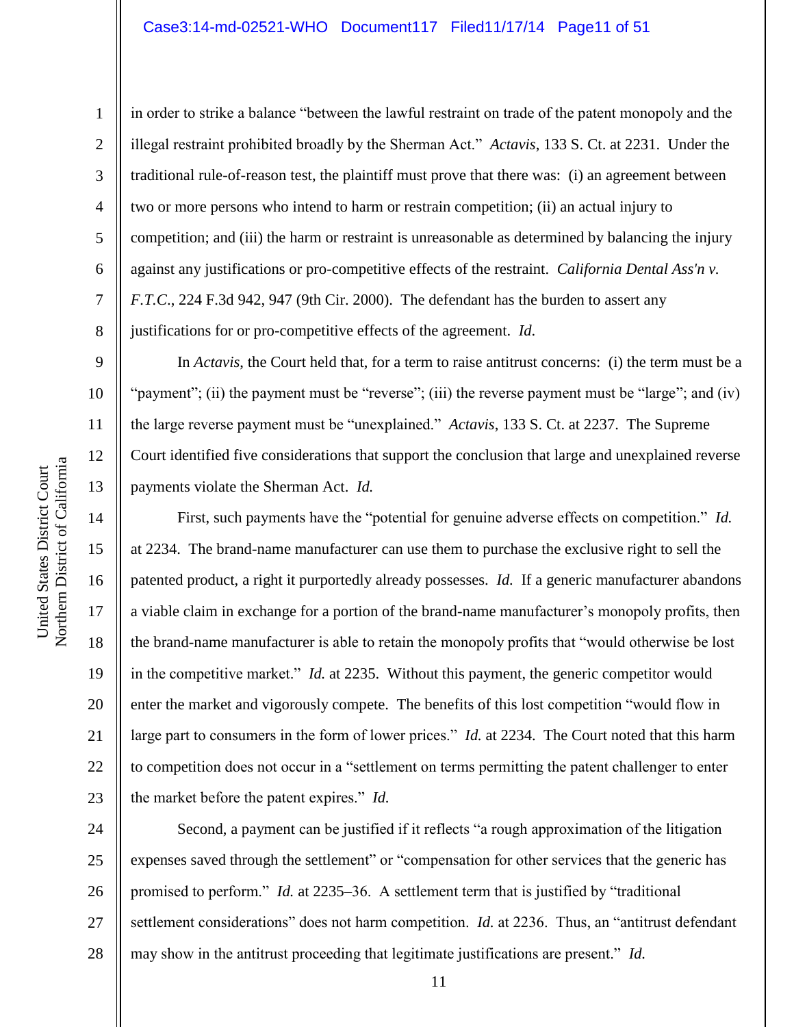in order to strike a balance "between the lawful restraint on trade of the patent monopoly and the illegal restraint prohibited broadly by the Sherman Act." *Actavis*, 133 S. Ct. at 2231. Under the traditional rule-of-reason test, the plaintiff must prove that there was: (i) an agreement between two or more persons who intend to harm or restrain competition; (ii) an actual injury to competition; and (iii) the harm or restraint is unreasonable as determined by balancing the injury against any justifications or pro-competitive effects of the restraint. *California Dental Ass'n v. F.T.C.*, 224 F.3d 942, 947 (9th Cir. 2000). The defendant has the burden to assert any justifications for or pro-competitive effects of the agreement. *Id.*

In *Actavis*, the Court held that, for a term to raise antitrust concerns: (i) the term must be a "payment"; (ii) the payment must be "reverse"; (iii) the reverse payment must be "large"; and (iv) the large reverse payment must be "unexplained." *Actavis*, 133 S. Ct. at 2237. The Supreme Court identified five considerations that support the conclusion that large and unexplained reverse payments violate the Sherman Act. *Id.*

First, such payments have the "potential for genuine adverse effects on competition." *Id.* at 2234. The brand-name manufacturer can use them to purchase the exclusive right to sell the patented product, a right it purportedly already possesses. *Id.* If a generic manufacturer abandons a viable claim in exchange for a portion of the brand-name manufacturer's monopoly profits, then the brand-name manufacturer is able to retain the monopoly profits that "would otherwise be lost in the competitive market." *Id.* at 2235. Without this payment, the generic competitor would enter the market and vigorously compete. The benefits of this lost competition "would flow in large part to consumers in the form of lower prices." *Id.* at 2234. The Court noted that this harm to competition does not occur in a "settlement on terms permitting the patent challenger to enter the market before the patent expires." *Id.*

Second, a payment can be justified if it reflects "a rough approximation of the litigation expenses saved through the settlement" or "compensation for other services that the generic has promised to perform." *Id.* at 2235–36. A settlement term that is justified by "traditional settlement considerations" does not harm competition. *Id.* at 2236. Thus, an "antitrust defendant may show in the antitrust proceeding that legitimate justifications are present." *Id.*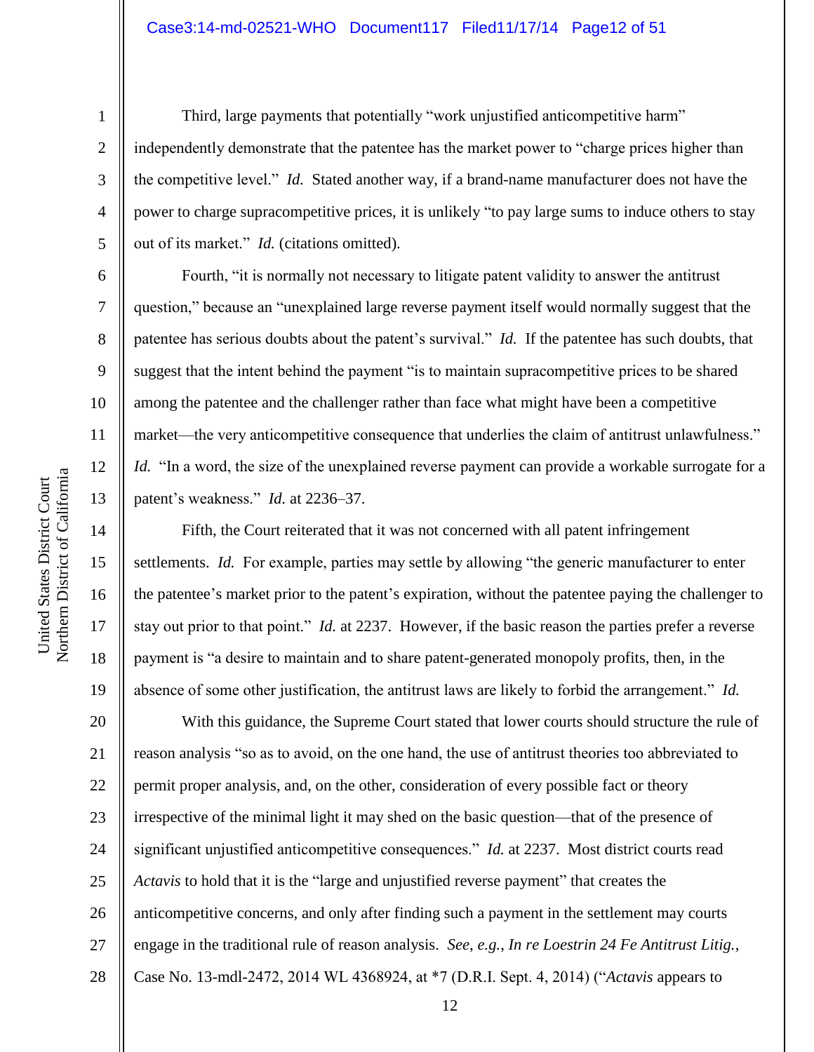Third, large payments that potentially "work unjustified anticompetitive harm" independently demonstrate that the patentee has the market power to "charge prices higher than the competitive level." *Id.* Stated another way, if a brand-name manufacturer does not have the power to charge supracompetitive prices, it is unlikely "to pay large sums to induce others to stay out of its market." *Id.* (citations omitted).

Fourth, "it is normally not necessary to litigate patent validity to answer the antitrust question," because an "unexplained large reverse payment itself would normally suggest that the patentee has serious doubts about the patent's survival." *Id.* If the patentee has such doubts, that suggest that the intent behind the payment "is to maintain supracompetitive prices to be shared among the patentee and the challenger rather than face what might have been a competitive market—the very anticompetitive consequence that underlies the claim of antitrust unlawfulness." *Id.* "In a word, the size of the unexplained reverse payment can provide a workable surrogate for a patent's weakness." *Id.* at 2236–37.

Fifth, the Court reiterated that it was not concerned with all patent infringement settlements. *Id.* For example, parties may settle by allowing "the generic manufacturer to enter the patentee's market prior to the patent's expiration, without the patentee paying the challenger to stay out prior to that point." *Id.* at 2237. However, if the basic reason the parties prefer a reverse payment is "a desire to maintain and to share patent-generated monopoly profits, then, in the absence of some other justification, the antitrust laws are likely to forbid the arrangement." *Id.*

With this guidance, the Supreme Court stated that lower courts should structure the rule of reason analysis "so as to avoid, on the one hand, the use of antitrust theories too abbreviated to permit proper analysis, and, on the other, consideration of every possible fact or theory irrespective of the minimal light it may shed on the basic question—that of the presence of significant unjustified anticompetitive consequences." *Id.* at 2237. Most district courts read *Actavis* to hold that it is the "large and unjustified reverse payment" that creates the anticompetitive concerns, and only after finding such a payment in the settlement may courts engage in the traditional rule of reason analysis. *See, e.g.*, *In re Loestrin 24 Fe Antitrust Litig.*, Case No. 13-mdl-2472, 2014 WL 4368924, at \*7 (D.R.I. Sept. 4, 2014) ("*Actavis* appears to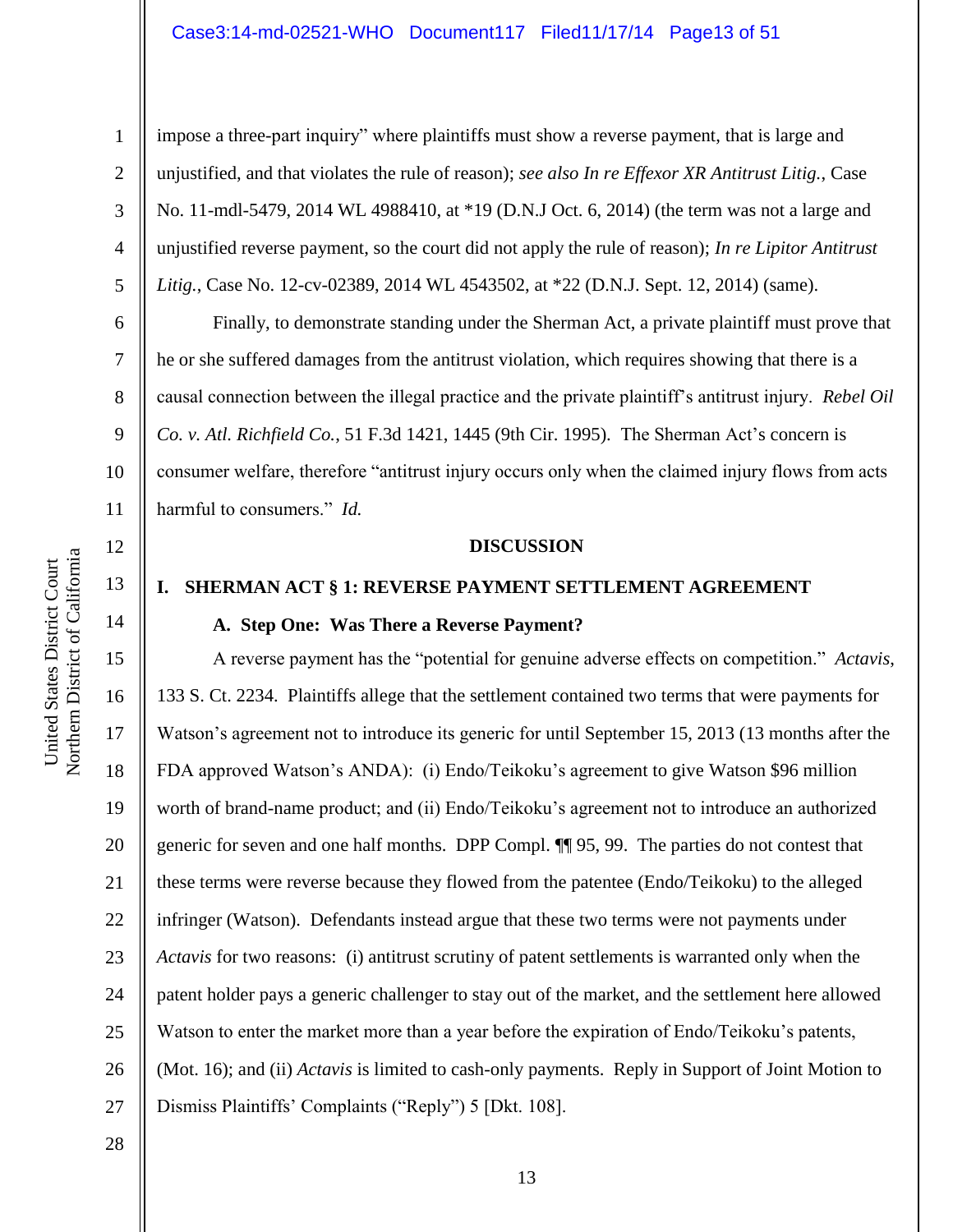impose a three-part inquiry" where plaintiffs must show a reverse payment, that is large and unjustified, and that violates the rule of reason); *see also In re Effexor XR Antitrust Litig.*, Case No. 11-mdl-5479, 2014 WL 4988410, at *19 (D.N.J Oct. 6, 2014) (the term was not a large and unjustified reverse payment, so the court did not apply the rule of reason); *In re Lipitor Antitrust Litig.*, Case No. 12-cv-02389, 2014 WL 4543502, at *22 (D.N.J. Sept. 12, 2014) (same).

Finally, to demonstrate standing under the Sherman Act, a private plaintiff must prove that he or she suffered damages from the antitrust violation, which requires showing that there is a causal connection between the illegal practice and the private plaintiff's antitrust injury. *Rebel Oil Co. v. Atl. Richfield Co.*, 51 F.3d 1421, 1445 (9th Cir. 1995). The Sherman Act's concern is consumer welfare, therefore "antitrust injury occurs only when the claimed injury flows from acts harmful to consumers." *Id.*

## DISCUSSION

### I. SHERMAN ACT § 1: REVERSE PAYMENT SETTLEMENT AGREEMENT

#### A. Step One: Was There a Reverse Payment?

A reverse payment has the "potential for genuine adverse effects on competition." *Actavis*, 133 S. Ct. 2234. Plaintiffs allege that the settlement contained two terms that were payments for Watson's agreement not to introduce its generic for until September 15, 2013 (13 months after the FDA approved Watson's ANDA): (i) Endo/Teikoku's agreement to give Watson $96 million worth of brand-name product; and (ii) Endo/Teikoku's agreement not to introduce an authorized generic for seven and one half months. DPP Compl. ¶¶ 95, 99. The parties do not contest that these terms were reverse because they flowed from the patentee (Endo/Teikoku) to the alleged infringer (Watson). Defendants instead argue that these two terms were not payments under *Actavis* for two reasons: (i) antitrust scrutiny of patent settlements is warranted only when the patent holder pays a generic challenger to stay out of the market, and the settlement here allowed Watson to enter the market more than a year before the expiration of Endo/Teikoku's patents, (Mot. 16); and (ii) *Actavis* is limited to cash-only payments. Reply in Support of Joint Motion to Dismiss Plaintiffs' Complaints ("Reply") 5 [Dkt. 108].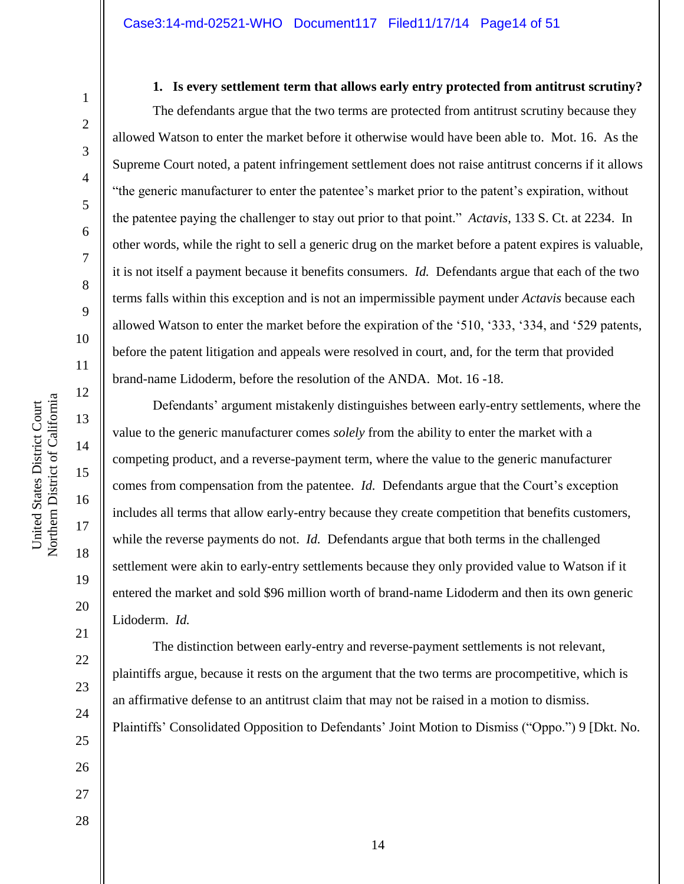**1. Is every settlement term that allows early entry protected from antitrust scrutiny?**

The defendants argue that the two terms are protected from antitrust scrutiny because they allowed Watson to enter the market before it otherwise would have been able to. Mot. 16. As the Supreme Court noted, a patent infringement settlement does not raise antitrust concerns if it allows "the generic manufacturer to enter the patentee's market prior to the patent's expiration, without the patentee paying the challenger to stay out prior to that point." *Actavis*, 133 S. Ct. at 2234. In other words, while the right to sell a generic drug on the market before a patent expires is valuable, it is not itself a payment because it benefits consumers. *Id.* Defendants argue that each of the two terms falls within this exception and is not an impermissible payment under *Actavis* because each allowed Watson to enter the market before the expiration of the '510, '333, '334, and '529 patents, before the patent litigation and appeals were resolved in court, and, for the term that provided brand-name Lidoderm, before the resolution of the ANDA. Mot. 16 -18.

Defendants' argument mistakenly distinguishes between early-entry settlements, where the value to the generic manufacturer comes *solely* from the ability to enter the market with a competing product, and a reverse-payment term, where the value to the generic manufacturer comes from compensation from the patentee. *Id.* Defendants argue that the Court's exception includes all terms that allow early-entry because they create competition that benefits customers, while the reverse payments do not. *Id.* Defendants argue that both terms in the challenged settlement were akin to early-entry settlements because they only provided value to Watson if it entered the market and sold $96 million worth of brand-name Lidoderm and then its own generic Lidoderm. *Id.*

The distinction between early-entry and reverse-payment settlements is not relevant, plaintiffs argue, because it rests on the argument that the two terms are procompetitive, which is an affirmative defense to an antitrust claim that may not be raised in a motion to dismiss. Plaintiffs' Consolidated Opposition to Defendants' Joint Motion to Dismiss ("Oppo.") 9 [Dkt. No.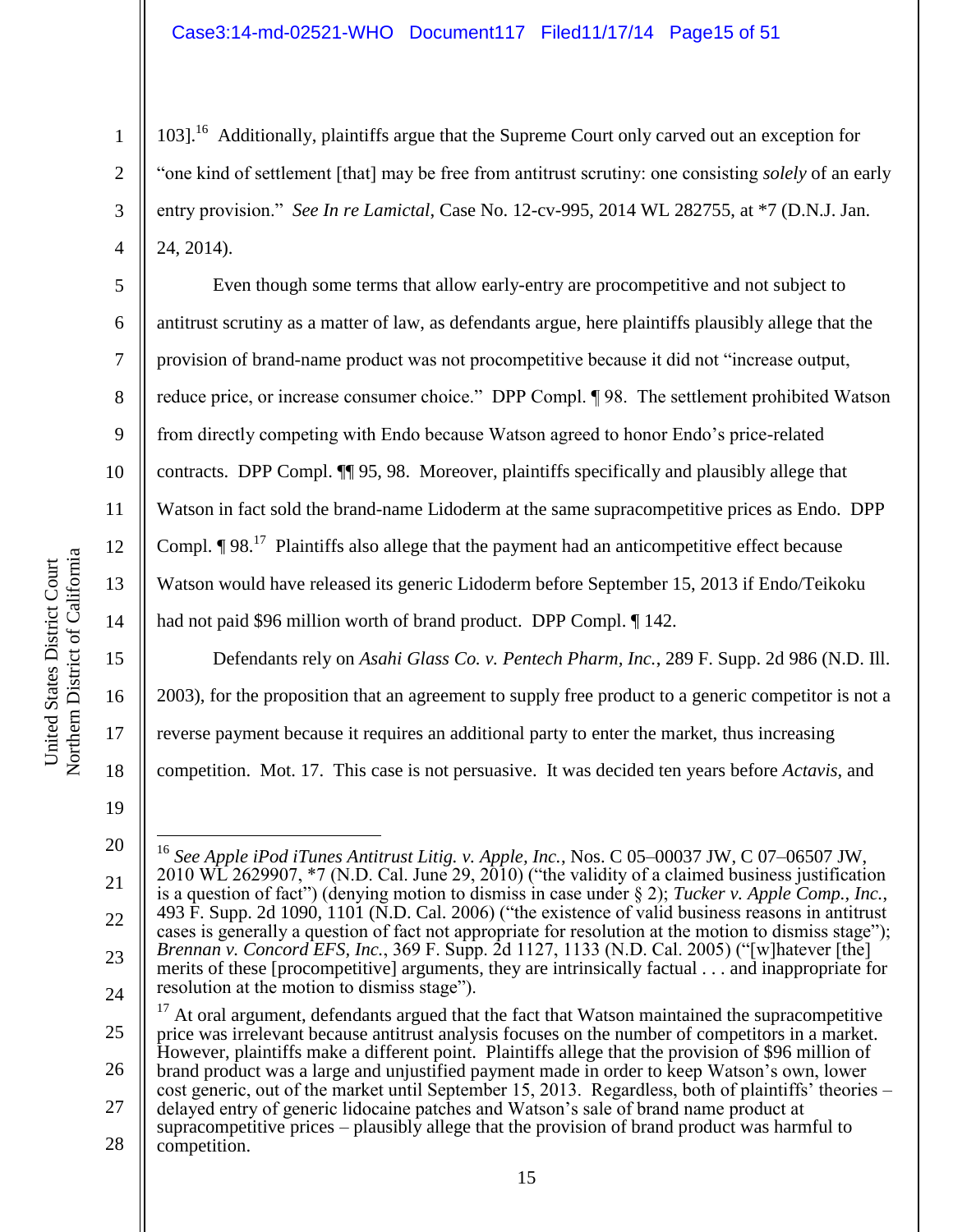103].[16] Additionally, plaintiffs argue that the Supreme Court only carved out an exception for "one kind of settlement [that] may be free from antitrust scrutiny: one consisting *solely* of an early entry provision." *See In re Lamictal*, Case No. 12-cv-995, 2014 WL 282755, at *7 (D.N.J. Jan. 24, 2014).

Even though some terms that allow early-entry are procompetitive and not subject to antitrust scrutiny as a matter of law, as defendants argue, here plaintiffs plausibly allege that the provision of brand-name product was not procompetitive because it did not "increase output, reduce price, or increase consumer choice." DPP Compl. ¶ 98. The settlement prohibited Watson from directly competing with Endo because Watson agreed to honor Endo's price-related contracts. DPP Compl. ¶¶ 95, 98. Moreover, plaintiffs specifically and plausibly allege that Watson in fact sold the brand-name Lidoderm at the same supracompetitive prices as Endo. DPP Compl. ¶ 98.[17] Plaintiffs also allege that the payment had an anticompetitive effect because Watson would have released its generic Lidoderm before September 15, 2013 if Endo/Teikoku had not paid $96 million worth of brand product. DPP Compl. ¶ 142.

Defendants rely on *Asahi Glass Co. v. Pentech Pharm, Inc.*, 289 F. Supp. 2d 986 (N.D. Ill. 2003), for the proposition that an agreement to supply free product to a generic competitor is not a reverse payment because it requires an additional party to enter the market, thus increasing competition. Mot. 17. This case is not persuasive. It was decided ten years before *Actavis*, and

---

[16] *See Apple iPod iTunes Antitrust Litig. v. Apple, Inc.*, Nos. C 05–00037 JW, C 07–06507 JW, 2010 WL 2629907, *7 (N.D. Cal. June 29, 2010) ("the validity of a claimed business justification is a question of fact") (denying motion to dismiss in case under § 2); *Tucker v. Apple Comp., Inc.*, 493 F. Supp. 2d 1090, 1101 (N.D. Cal. 2006) ("the existence of valid business reasons in antitrust cases is generally a question of fact not appropriate for resolution at the motion to dismiss stage"); *Brennan v. Concord EFS, Inc.*, 369 F. Supp. 2d 1127, 1133 (N.D. Cal. 2005) ("[w]hatever [the] merits of these [procompetitive] arguments, they are intrinsically factual . . . and inappropriate for resolution at the motion to dismiss stage").

[17] At oral argument, defendants argued that the fact that Watson maintained the supracompetitive price was irrelevant because antitrust analysis focuses on the number of competitors in a market. However, plaintiffs make a different point. Plaintiffs allege that the provision of $96 million of brand product was a large and unjustified payment made in order to keep Watson's own, lower cost generic, out of the market until September 15, 2013. Regardless, both of plaintiffs' theories – delayed entry of generic lidocaine patches and Watson's sale of brand name product at supracompetitive prices – plausibly allege that the provision of brand product was harmful to competition.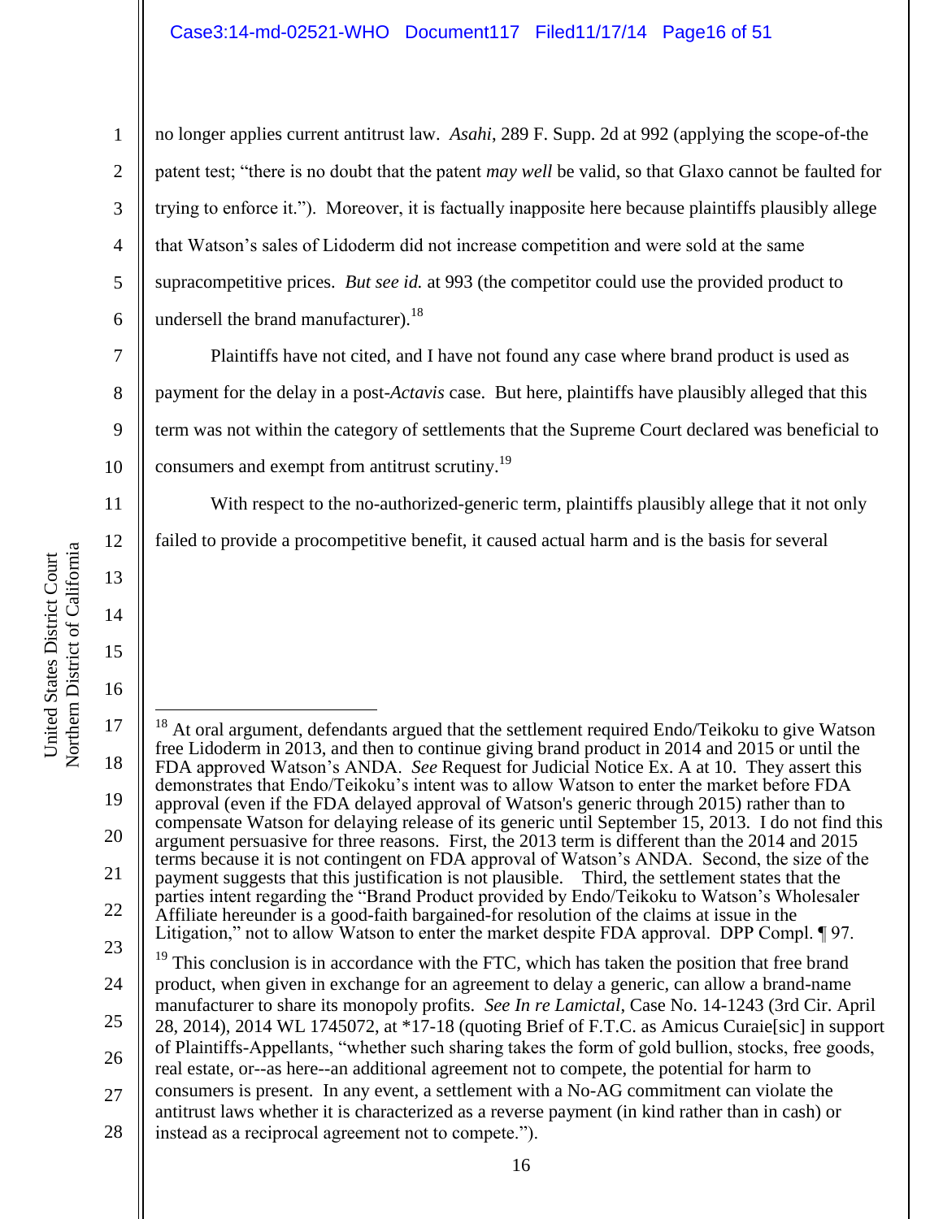no longer applies current antitrust law. *Asahi*, 289 F. Supp. 2d at 992 (applying the scope-of-the patent test; "there is no doubt that the patent *may well* be valid, so that Glaxo cannot be faulted for trying to enforce it."). Moreover, it is factually inapposite here because plaintiffs plausibly allege that Watson's sales of Lidoderm did not increase competition and were sold at the same supracompetitive prices. *But see id.* at 993 (the competitor could use the provided product to undersell the brand manufacturer).[18]

Plaintiffs have not cited, and I have not found any case where brand product is used as payment for the delay in a post-*Actavis* case. But here, plaintiffs have plausibly alleged that this term was not within the category of settlements that the Supreme Court declared was beneficial to consumers and exempt from antitrust scrutiny.[19]

With respect to the no-authorized-generic term, plaintiffs plausibly allege that it not only failed to provide a procompetitive benefit, it caused actual harm and is the basis for several

---

[18] At oral argument, defendants argued that the settlement required Endo/Teikoku to give Watson free Lidoderm in 2013, and then to continue giving brand product in 2014 and 2015 or until the FDA approved Watson's ANDA. *See* Request for Judicial Notice Ex. A at 10. They assert this demonstrates that Endo/Teikoku's intent was to allow Watson to enter the market before FDA approval (even if the FDA delayed approval of Watson's generic through 2015) rather than to compensate Watson for delaying release of its generic until September 15, 2013. I do not find this argument persuasive for three reasons. First, the 2013 term is different than the 2014 and 2015 terms because it is not contingent on FDA approval of Watson's ANDA. Second, the size of the payment suggests that this justification is not plausible. Third, the settlement states that the parties intent regarding the "Brand Product provided by Endo/Teikoku to Watson's Wholesaler Affiliate hereunder is a good-faith bargained-for resolution of the claims at issue in the Litigation," not to allow Watson to enter the market despite FDA approval. DPP Compl. ¶ 97.

[19] This conclusion is in accordance with the FTC, which has taken the position that free brand product, when given in exchange for an agreement to delay a generic, can allow a brand-name manufacturer to share its monopoly profits. *See In re Lamictal*, Case No. 14-1243 (3rd Cir. April 28, 2014), 2014 WL 1745072, at *17-18 (quoting Brief of F.T.C. as Amicus Curaie[sic] in support of Plaintiffs-Appellants, "whether such sharing takes the form of gold bullion, stocks, free goods, real estate, or--as here--an additional agreement not to compete, the potential for harm to consumers is present. In any event, a settlement with a No-AG commitment can violate the antitrust laws whether it is characterized as a reverse payment (in kind rather than in cash) or instead as a reciprocal agreement not to compete.").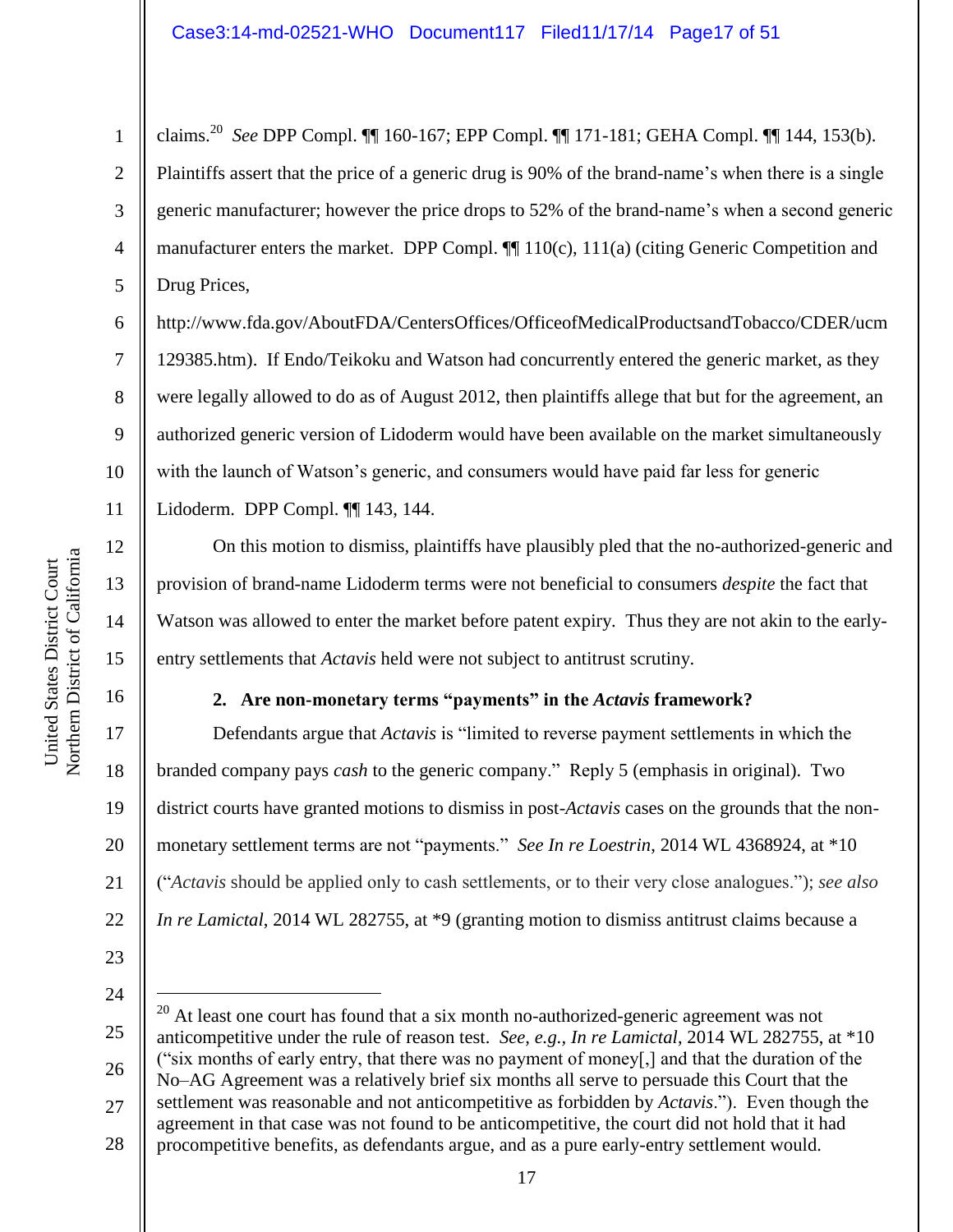claims.[20] *See* DPP Compl. ¶¶ 160-167; EPP Compl. ¶¶ 171-181; GEHA Compl. ¶¶ 144, 153(b). Plaintiffs assert that the price of a generic drug is 90% of the brand-name's when there is a single generic manufacturer; however the price drops to 52% of the brand-name's when a second generic manufacturer enters the market. DPP Compl. ¶¶ 110(c), 111(a) (citing Generic Competition and Drug Prices, http://www.fda.gov/AboutFDA/CentersOffices/OfficeofMedicalProductsandTobacco/CDER/ucm129385.htm). If Endo/Teikoku and Watson had concurrently entered the generic market, as they were legally allowed to do as of August 2012, then plaintiffs allege that but for the agreement, an authorized generic version of Lidoderm would have been available on the market simultaneously with the launch of Watson's generic, and consumers would have paid far less for generic Lidoderm. DPP Compl. ¶¶ 143, 144.

On this motion to dismiss, plaintiffs have plausibly pled that the no-authorized-generic and provision of brand-name Lidoderm terms were not beneficial to consumers *despite* the fact that Watson was allowed to enter the market before patent expiry. Thus they are not akin to the early-entry settlements that *Actavis* held were not subject to antitrust scrutiny.

**2. Are non-monetary terms "payments" in the *Actavis* framework?**

Defendants argue that *Actavis* is "limited to reverse payment settlements in which the branded company pays *cash* to the generic company." Reply 5 (emphasis in original). Two district courts have granted motions to dismiss in post-*Actavis* cases on the grounds that the non-monetary settlement terms are not "payments." *See In re Loestrin*, 2014 WL 4368924, at *10 ("*Actavis* should be applied only to cash settlements, or to their very close analogues."); *see also In re Lamictal*, 2014 WL 282755, at *9 (granting motion to dismiss antitrust claims because a

---

[20] At least one court has found that a six month no-authorized-generic agreement was not anticompetitive under the rule of reason test. *See, e.g., In re Lamictal*, 2014 WL 282755, at *10 ("six months of early entry, that there was no payment of money[,] and that the duration of the No–AG Agreement was a relatively brief six months all serve to persuade this Court that the settlement was reasonable and not anticompetitive as forbidden by *Actavis*."). Even though the agreement in that case was not found to be anticompetitive, the court did not hold that it had procompetitive benefits, as defendants argue, and as a pure early-entry settlement would.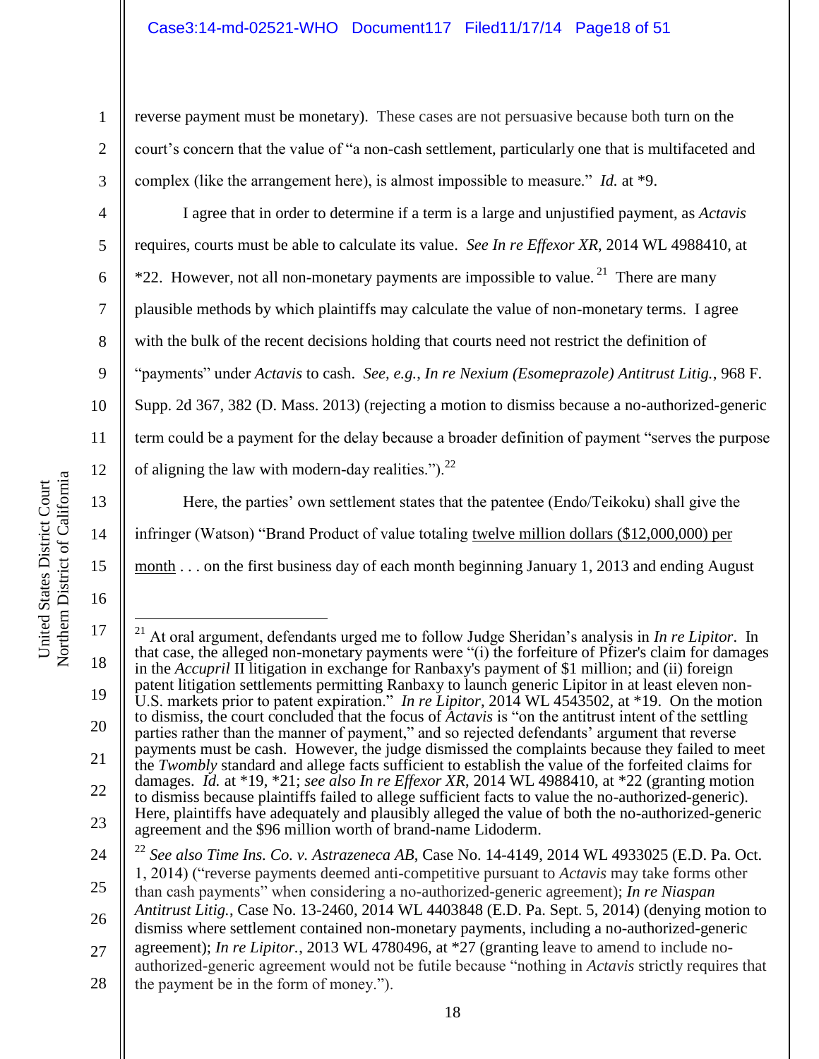reverse payment must be monetary). These cases are not persuasive because both turn on the court's concern that the value of "a non-cash settlement, particularly one that is multifaceted and complex (like the arrangement here), is almost impossible to measure." *Id.* at *9.

I agree that in order to determine if a term is a large and unjustified payment, as *Actavis* requires, courts must be able to calculate its value. *See In re Effexor XR*, 2014 WL 4988410, at *22. However, not all non-monetary payments are impossible to value.[21] There are many plausible methods by which plaintiffs may calculate the value of non-monetary terms. I agree with the bulk of the recent decisions holding that courts need not restrict the definition of "payments" under *Actavis* to cash. *See, e.g.*, *In re Nexium (Esomeprazole) Antitrust Litig.*, 968 F. Supp. 2d 367, 382 (D. Mass. 2013) (rejecting a motion to dismiss because a no-authorized-generic term could be a payment for the delay because a broader definition of payment "serves the purpose of aligning the law with modern-day realities.").[22]

Here, the parties' own settlement states that the patentee (Endo/Teikoku) shall give the infringer (Watson) "Brand Product of value totaling <u>twelve million dollars ($12,000,000) per month</u> . . . on the first business day of each month beginning January 1, 2013 and ending August

---

[21] At oral argument, defendants urged me to follow Judge Sheridan's analysis in *In re Lipitor*. In that case, the alleged non-monetary payments were "(i) the forfeiture of Pfizer's claim for damages in the *Accupril* II litigation in exchange for Ranbaxy's payment of $1 million; and (ii) foreign patent litigation settlements permitting Ranbaxy to launch generic Lipitor in at least eleven non-U.S. markets prior to patent expiration." *In re Lipitor*, 2014 WL 4543502, at *19. On the motion to dismiss, the court concluded that the focus of *Actavis* is "on the antitrust intent of the settling parties rather than the manner of payment," and so rejected defendants' argument that reverse payments must be cash. However, the judge dismissed the complaints because they failed to meet the *Twombly* standard and allege facts sufficient to establish the value of the forfeited claims for damages. *Id.* at *19, *21; *see also In re Effexor XR*, 2014 WL 4988410, at *22 (granting motion to dismiss because plaintiffs failed to allege sufficient facts to value the no-authorized-generic). Here, plaintiffs have adequately and plausibly alleged the value of both the no-authorized-generic agreement and the $96 million worth of brand-name Lidoderm.

[22] *See also Time Ins. Co. v. Astrazeneca AB*, Case No. 14-4149, 2014 WL 4933025 (E.D. Pa. Oct. 1, 2014) ("reverse payments deemed anti-competitive pursuant to *Actavis* may take forms other than cash payments" when considering a no-authorized-generic agreement); *In re Niaspan Antitrust Litig.*, Case No. 13-2460, 2014 WL 4403848 (E.D. Pa. Sept. 5, 2014) (denying motion to dismiss where settlement contained non-monetary payments, including a no-authorized-generic agreement); *In re Lipitor.*, 2013 WL 4780496, at *27 (granting leave to amend to include no-authorized-generic agreement would not be futile because "nothing in *Actavis* strictly requires that the payment be in the form of money.").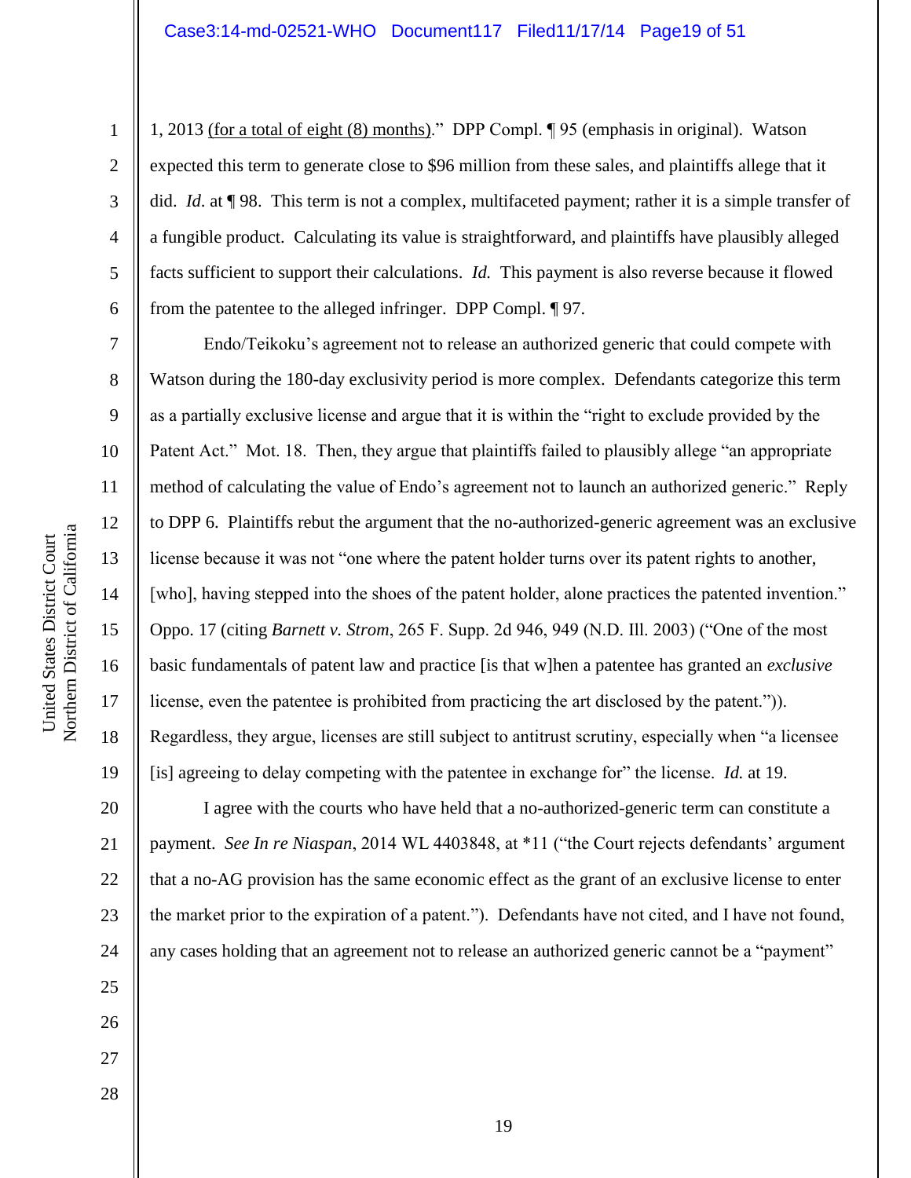1, 2013 <u>(for a total of eight (8) months)</u>." DPP Compl. ¶ 95 (emphasis in original). Watson expected this term to generate close to $96 million from these sales, and plaintiffs allege that it did. *Id.* at ¶ 98. This term is not a complex, multifaceted payment; rather it is a simple transfer of a fungible product. Calculating its value is straightforward, and plaintiffs have plausibly alleged facts sufficient to support their calculations. *Id.* This payment is also reverse because it flowed from the patentee to the alleged infringer. DPP Compl. ¶ 97.

Endo/Teikoku's agreement not to release an authorized generic that could compete with Watson during the 180-day exclusivity period is more complex. Defendants categorize this term as a partially exclusive license and argue that it is within the "right to exclude provided by the Patent Act." Mot. 18. Then, they argue that plaintiffs failed to plausibly allege "an appropriate method of calculating the value of Endo's agreement not to launch an authorized generic." Reply to DPP 6. Plaintiffs rebut the argument that the no-authorized-generic agreement was an exclusive license because it was not "one where the patent holder turns over its patent rights to another, [who], having stepped into the shoes of the patent holder, alone practices the patented invention." Oppo. 17 (citing *Barnett v. Strom*, 265 F. Supp. 2d 946, 949 (N.D. Ill. 2003) ("One of the most basic fundamentals of patent law and practice [is that w]hen a patentee has granted an *exclusive* license, even the patentee is prohibited from practicing the art disclosed by the patent.")). Regardless, they argue, licenses are still subject to antitrust scrutiny, especially when "a licensee [is] agreeing to delay competing with the patentee in exchange for" the license. *Id.* at 19.

I agree with the courts who have held that a no-authorized-generic term can constitute a payment. *See In re Niaspan*, 2014 WL 4403848, at *11 ("the Court rejects defendants' argument that a no-AG provision has the same economic effect as the grant of an exclusive license to enter the market prior to the expiration of a patent."). Defendants have not cited, and I have not found, any cases holding that an agreement not to release an authorized generic cannot be a "payment"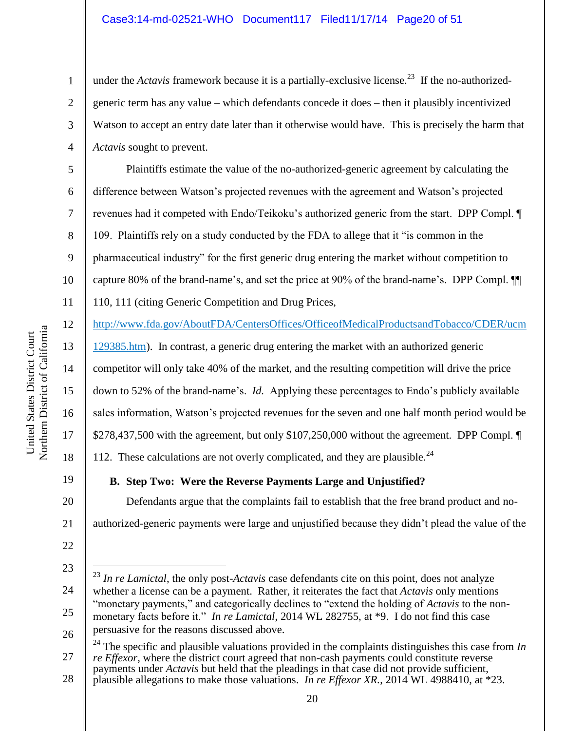under the *Actavis* framework because it is a partially-exclusive license.[23] If the no-authorized-generic term has any value – which defendants concede it does – then it plausibly incentivized Watson to accept an entry date later than it otherwise would have. This is precisely the harm that *Actavis* sought to prevent.

Plaintiffs estimate the value of the no-authorized-generic agreement by calculating the difference between Watson's projected revenues with the agreement and Watson's projected revenues had it competed with Endo/Teikoku's authorized generic from the start. DPP Compl. ¶ 109. Plaintiffs rely on a study conducted by the FDA to allege that it "is common in the pharmaceutical industry" for the first generic drug entering the market without competition to capture 80% of the brand-name's, and set the price at 90% of the brand-name's. DPP Compl. ¶¶ 110, 111 (citing Generic Competition and Drug Prices, http://www.fda.gov/AboutFDA/CentersOffices/OfficeofMedicalProductsandTobacco/CDER/ucm129385.htm). In contrast, a generic drug entering the market with an authorized generic competitor will only take 40% of the market, and the resulting competition will drive the price down to 52% of the brand-name's. *Id.* Applying these percentages to Endo's publicly available sales information, Watson's projected revenues for the seven and one half month period would be $278,437,500 with the agreement, but only $107,250,000 without the agreement. DPP Compl. ¶ 112. These calculations are not overly complicated, and they are plausible.[24]

### B. Step Two: Were the Reverse Payments Large and Unjustified?

Defendants argue that the complaints fail to establish that the free brand product and no-authorized-generic payments were large and unjustified because they didn't plead the value of the

---

[23] *In re Lamictal*, the only post-*Actavis* case defendants cite on this point, does not analyze whether a license can be a payment. Rather, it reiterates the fact that *Actavis* only mentions "monetary payments," and categorically declines to "extend the holding of *Actavis* to the non-monetary facts before it." *In re Lamictal*, 2014 WL 282755, at *9. I do not find this case persuasive for the reasons discussed above.

[24] The specific and plausible valuations provided in the complaints distinguishes this case from *In re Effexor*, where the district court agreed that non-cash payments could constitute reverse payments under *Actavis* but held that the pleadings in that case did not provide sufficient, plausible allegations to make those valuations. *In re Effexor XR.*, 2014 WL 4988410, at *23.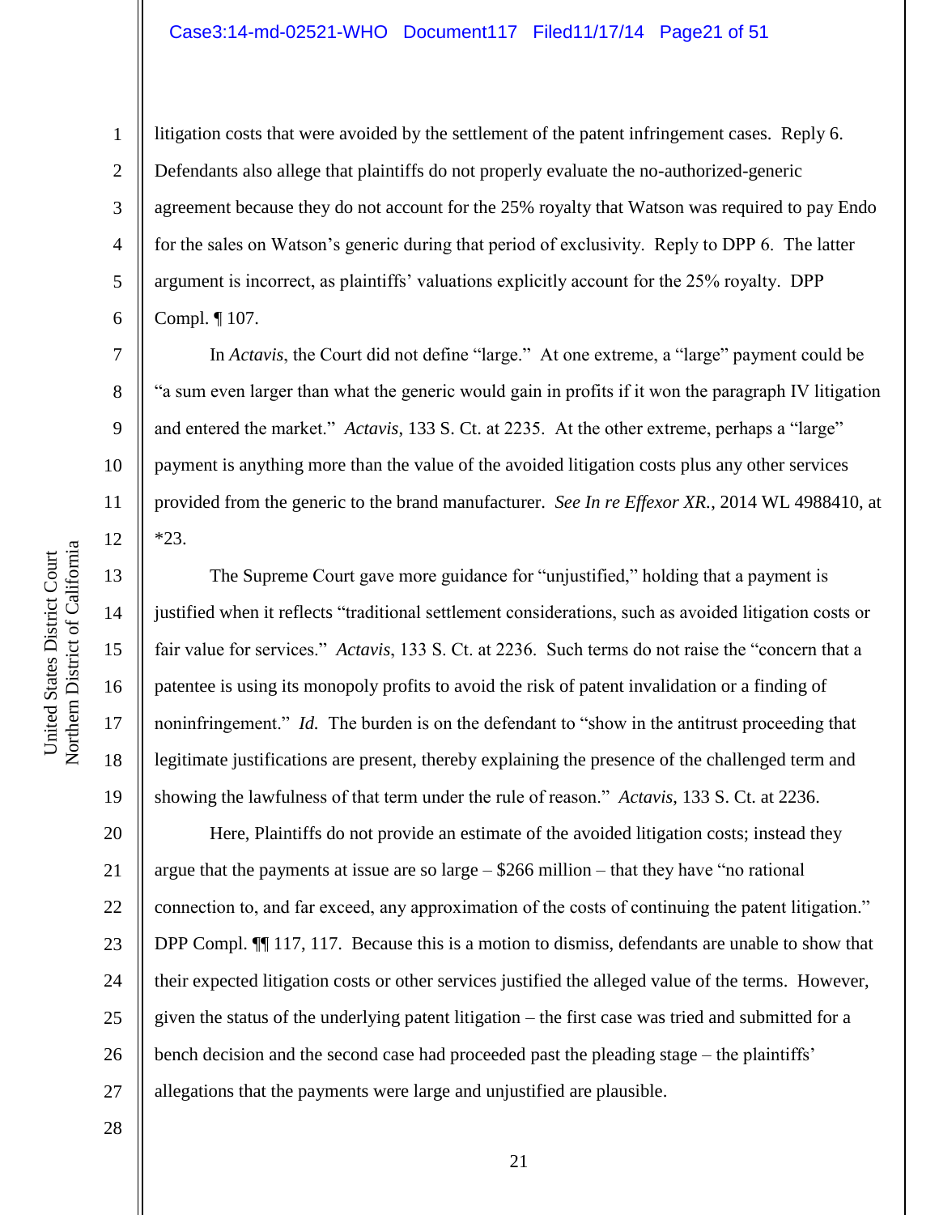litigation costs that were avoided by the settlement of the patent infringement cases. Reply 6. Defendants also allege that plaintiffs do not properly evaluate the no-authorized-generic agreement because they do not account for the 25% royalty that Watson was required to pay Endo for the sales on Watson's generic during that period of exclusivity. Reply to DPP 6. The latter argument is incorrect, as plaintiffs' valuations explicitly account for the 25% royalty. DPP Compl. ¶ 107.

In *Actavis*, the Court did not define "large." At one extreme, a "large" payment could be "a sum even larger than what the generic would gain in profits if it won the paragraph IV litigation and entered the market." *Actavis*, 133 S. Ct. at 2235. At the other extreme, perhaps a "large" payment is anything more than the value of the avoided litigation costs plus any other services provided from the generic to the brand manufacturer. *See In re Effexor XR.*, 2014 WL 4988410, at *23.

The Supreme Court gave more guidance for "unjustified," holding that a payment is justified when it reflects "traditional settlement considerations, such as avoided litigation costs or fair value for services." *Actavis*, 133 S. Ct. at 2236. Such terms do not raise the "concern that a patentee is using its monopoly profits to avoid the risk of patent invalidation or a finding of noninfringement." *Id.* The burden is on the defendant to "show in the antitrust proceeding that legitimate justifications are present, thereby explaining the presence of the challenged term and showing the lawfulness of that term under the rule of reason." *Actavis*, 133 S. Ct. at 2236.

Here, Plaintiffs do not provide an estimate of the avoided litigation costs; instead they argue that the payments at issue are so large – $266 million – that they have "no rational connection to, and far exceed, any approximation of the costs of continuing the patent litigation." DPP Compl. ¶¶ 117, 117. Because this is a motion to dismiss, defendants are unable to show that their expected litigation costs or other services justified the alleged value of the terms. However, given the status of the underlying patent litigation – the first case was tried and submitted for a bench decision and the second case had proceeded past the pleading stage – the plaintiffs' allegations that the payments were large and unjustified are plausible.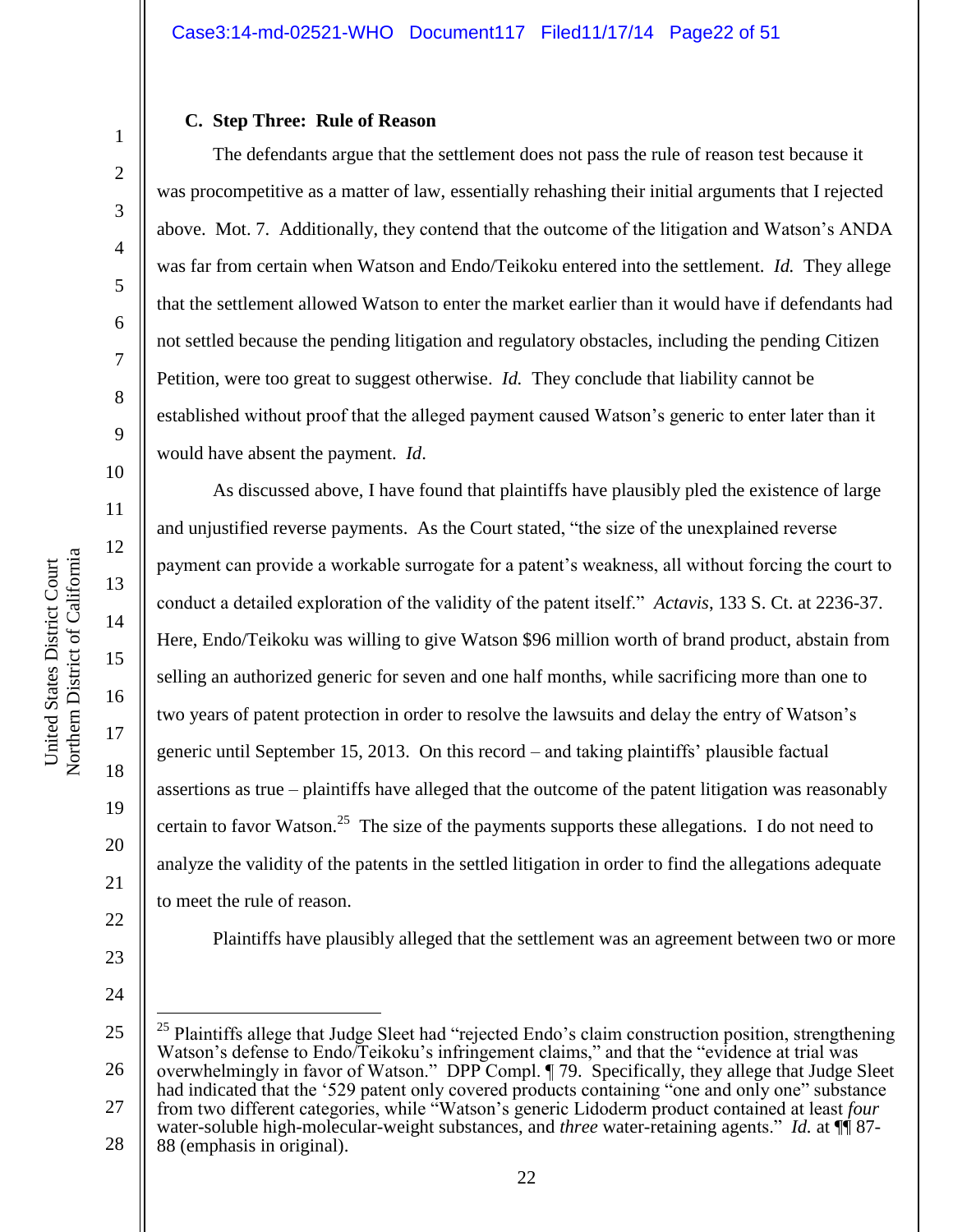### C. Step Three: Rule of Reason

The defendants argue that the settlement does not pass the rule of reason test because it was procompetitive as a matter of law, essentially rehashing their initial arguments that I rejected above. Mot. 7. Additionally, they contend that the outcome of the litigation and Watson's ANDA was far from certain when Watson and Endo/Teikoku entered into the settlement. *Id.* They allege that the settlement allowed Watson to enter the market earlier than it would have if defendants had not settled because the pending litigation and regulatory obstacles, including the pending Citizen Petition, were too great to suggest otherwise. *Id.* They conclude that liability cannot be established without proof that the alleged payment caused Watson's generic to enter later than it would have absent the payment. *Id*.

As discussed above, I have found that plaintiffs have plausibly pled the existence of large and unjustified reverse payments. As the Court stated, "the size of the unexplained reverse payment can provide a workable surrogate for a patent's weakness, all without forcing the court to conduct a detailed exploration of the validity of the patent itself." *Actavis*, 133 S. Ct. at 2236-37. Here, Endo/Teikoku was willing to give Watson \$96 million worth of brand product, abstain from selling an authorized generic for seven and one half months, while sacrificing more than one to two years of patent protection in order to resolve the lawsuits and delay the entry of Watson's generic until September 15, 2013. On this record – and taking plaintiffs' plausible factual assertions as true – plaintiffs have alleged that the outcome of the patent litigation was reasonably certain to favor Watson.[25] The size of the payments supports these allegations. I do not need to analyze the validity of the patents in the settled litigation in order to find the allegations adequate to meet the rule of reason.

Plaintiffs have plausibly alleged that the settlement was an agreement between two or more

---

[25] Plaintiffs allege that Judge Sleet had "rejected Endo's claim construction position, strengthening Watson's defense to Endo/Teikoku's infringement claims," and that the "evidence at trial was overwhelmingly in favor of Watson." DPP Compl. ¶ 79. Specifically, they allege that Judge Sleet had indicated that the '529 patent only covered products containing "one and only one" substance from two different categories, while "Watson's generic Lidoderm product contained at least *four* water-soluble high-molecular-weight substances, and *three* water-retaining agents." *Id.* at ¶¶ 87-88 (emphasis in original).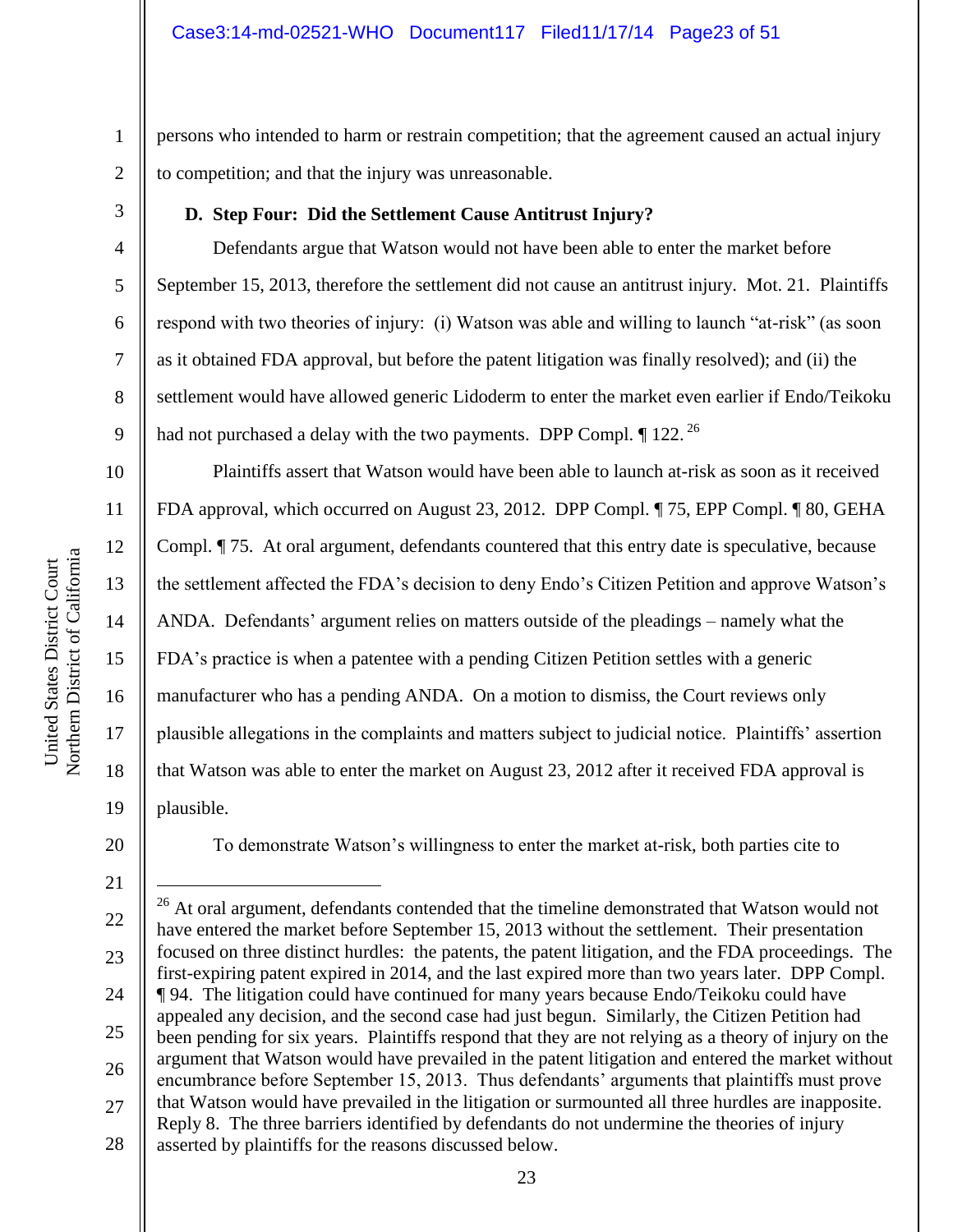persons who intended to harm or restrain competition; that the agreement caused an actual injury to competition; and that the injury was unreasonable.

### D. Step Four: Did the Settlement Cause Antitrust Injury?

Defendants argue that Watson would not have been able to enter the market before September 15, 2013, therefore the settlement did not cause an antitrust injury. Mot. 21. Plaintiffs respond with two theories of injury: (i) Watson was able and willing to launch "at-risk" (as soon as it obtained FDA approval, but before the patent litigation was finally resolved); and (ii) the settlement would have allowed generic Lidoderm to enter the market even earlier if Endo/Teikoku had not purchased a delay with the two payments. DPP Compl. ¶ 122.[26]

Plaintiffs assert that Watson would have been able to launch at-risk as soon as it received FDA approval, which occurred on August 23, 2012. DPP Compl. ¶ 75, EPP Compl. ¶ 80, GEHA Compl. ¶ 75. At oral argument, defendants countered that this entry date is speculative, because the settlement affected the FDA's decision to deny Endo's Citizen Petition and approve Watson's ANDA. Defendants' argument relies on matters outside of the pleadings – namely what the FDA's practice is when a patentee with a pending Citizen Petition settles with a generic manufacturer who has a pending ANDA. On a motion to dismiss, the Court reviews only plausible allegations in the complaints and matters subject to judicial notice. Plaintiffs' assertion that Watson was able to enter the market on August 23, 2012 after it received FDA approval is plausible.

To demonstrate Watson's willingness to enter the market at-risk, both parties cite to

---

[26] At oral argument, defendants contended that the timeline demonstrated that Watson would not have entered the market before September 15, 2013 without the settlement. Their presentation focused on three distinct hurdles: the patents, the patent litigation, and the FDA proceedings. The first-expiring patent expired in 2014, and the last expired more than two years later. DPP Compl. ¶ 94. The litigation could have continued for many years because Endo/Teikoku could have appealed any decision, and the second case had just begun. Similarly, the Citizen Petition had been pending for six years. Plaintiffs respond that they are not relying as a theory of injury on the argument that Watson would have prevailed in the patent litigation and entered the market without encumbrance before September 15, 2013. Thus defendants' arguments that plaintiffs must prove that Watson would have prevailed in the litigation or surmounted all three hurdles are inapposite. Reply 8. The three barriers identified by defendants do not undermine the theories of injury asserted by plaintiffs for the reasons discussed below.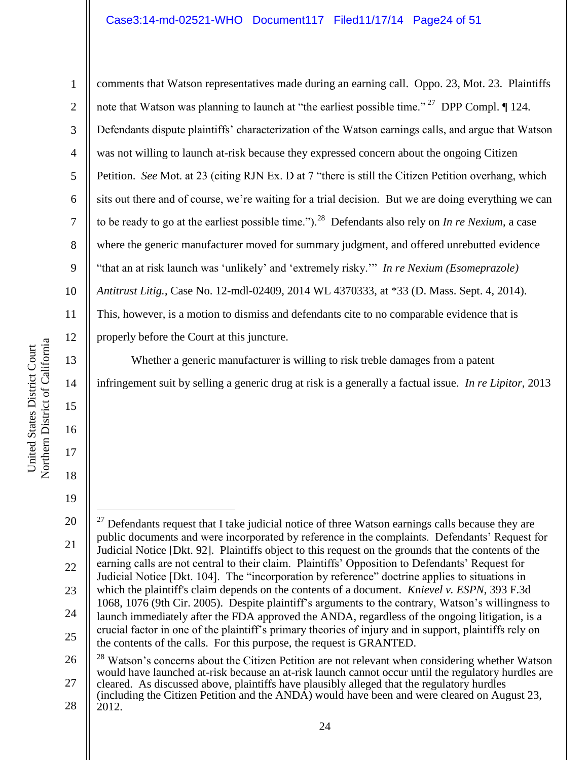comments that Watson representatives made during an earning call. Oppo. 23, Mot. 23. Plaintiffs note that Watson was planning to launch at "the earliest possible time."[27] DPP Compl. ¶ 124. Defendants dispute plaintiffs' characterization of the Watson earnings calls, and argue that Watson was not willing to launch at-risk because they expressed concern about the ongoing Citizen Petition. *See* Mot. at 23 (citing RJN Ex. D at 7 "there is still the Citizen Petition overhang, which sits out there and of course, we're waiting for a trial decision. But we are doing everything we can to be ready to go at the earliest possible time.").[28] Defendants also rely on *In re Nexium*, a case where the generic manufacturer moved for summary judgment, and offered unrebutted evidence "that an at risk launch was 'unlikely' and 'extremely risky.'" *In re Nexium (Esomeprazole) Antitrust Litig.*, Case No. 12-mdl-02409, 2014 WL 4370333, at *33 (D. Mass. Sept. 4, 2014). This, however, is a motion to dismiss and defendants cite to no comparable evidence that is properly before the Court at this juncture.

Whether a generic manufacturer is willing to risk treble damages from a patent infringement suit by selling a generic drug at risk is a generally a factual issue. *In re Lipitor*, 2013

---

[27] Defendants request that I take judicial notice of three Watson earnings calls because they are public documents and were incorporated by reference in the complaints. Defendants' Request for Judicial Notice [Dkt. 92]. Plaintiffs object to this request on the grounds that the contents of the earning calls are not central to their claim. Plaintiffs' Opposition to Defendants' Request for Judicial Notice [Dkt. 104]. The "incorporation by reference" doctrine applies to situations in which the plaintiff's claim depends on the contents of a document. *Knievel v. ESPN*, 393 F.3d 1068, 1076 (9th Cir. 2005). Despite plaintiff's arguments to the contrary, Watson's willingness to launch immediately after the FDA approved the ANDA, regardless of the ongoing litigation, is a crucial factor in one of the plaintiff's primary theories of injury and in support, plaintiffs rely on the contents of the calls. For this purpose, the request is GRANTED.

[28] Watson's concerns about the Citizen Petition are not relevant when considering whether Watson would have launched at-risk because an at-risk launch cannot occur until the regulatory hurdles are cleared. As discussed above, plaintiffs have plausibly alleged that the regulatory hurdles (including the Citizen Petition and the ANDA) would have been and were cleared on August 23, 2012.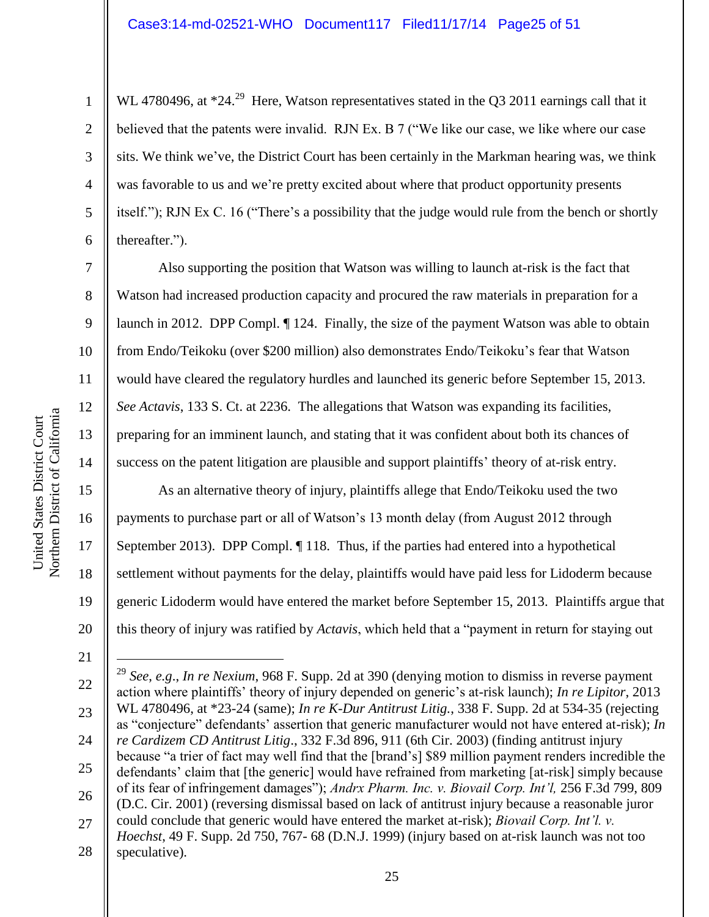WL 4780496, at *24.[29] Here, Watson representatives stated in the Q3 2011 earnings call that it believed that the patents were invalid. RJN Ex. B 7 ("We like our case, we like where our case sits. We think we've, the District Court has been certainly in the Markman hearing was, we think was favorable to us and we're pretty excited about where that product opportunity presents itself."); RJN Ex C. 16 ("There's a possibility that the judge would rule from the bench or shortly thereafter.").

Also supporting the position that Watson was willing to launch at-risk is the fact that Watson had increased production capacity and procured the raw materials in preparation for a launch in 2012. DPP Compl. ¶ 124. Finally, the size of the payment Watson was able to obtain from Endo/Teikoku (over $200 million) also demonstrates Endo/Teikoku's fear that Watson would have cleared the regulatory hurdles and launched its generic before September 15, 2013. *See Actavis*, 133 S. Ct. at 2236. The allegations that Watson was expanding its facilities, preparing for an imminent launch, and stating that it was confident about both its chances of success on the patent litigation are plausible and support plaintiffs' theory of at-risk entry.

As an alternative theory of injury, plaintiffs allege that Endo/Teikoku used the two payments to purchase part or all of Watson's 13 month delay (from August 2012 through September 2013). DPP Compl. ¶ 118. Thus, if the parties had entered into a hypothetical settlement without payments for the delay, plaintiffs would have paid less for Lidoderm because generic Lidoderm would have entered the market before September 15, 2013. Plaintiffs argue that this theory of injury was ratified by *Actavis*, which held that a "payment in return for staying out

---

[29] *See, e.g.*, *In re Nexium*, 968 F. Supp. 2d at 390 (denying motion to dismiss in reverse payment action where plaintiffs' theory of injury depended on generic's at-risk launch); *In re Lipitor*, 2013 WL 4780496, at *23-24 (same); *In re K-Dur Antitrust Litig.*, 338 F. Supp. 2d at 534-35 (rejecting as "conjecture" defendants' assertion that generic manufacturer would not have entered at-risk); *In re Cardizem CD Antitrust Litig*., 332 F.3d 896, 911 (6th Cir. 2003) (finding antitrust injury because "a trier of fact may well find that the [brand's] $89 million payment renders incredible the defendants' claim that [the generic] would have refrained from marketing [at-risk] simply because of its fear of infringement damages"); *Andrx Pharm. Inc. v. Biovail Corp. Int'l,* 256 F.3d 799, 809 (D.C. Cir. 2001) (reversing dismissal based on lack of antitrust injury because a reasonable juror could conclude that generic would have entered the market at-risk); *Biovail Corp. Int'l. v. Hoechst*, 49 F. Supp. 2d 750, 767- 68 (D.N.J. 1999) (injury based on at-risk launch was not too speculative).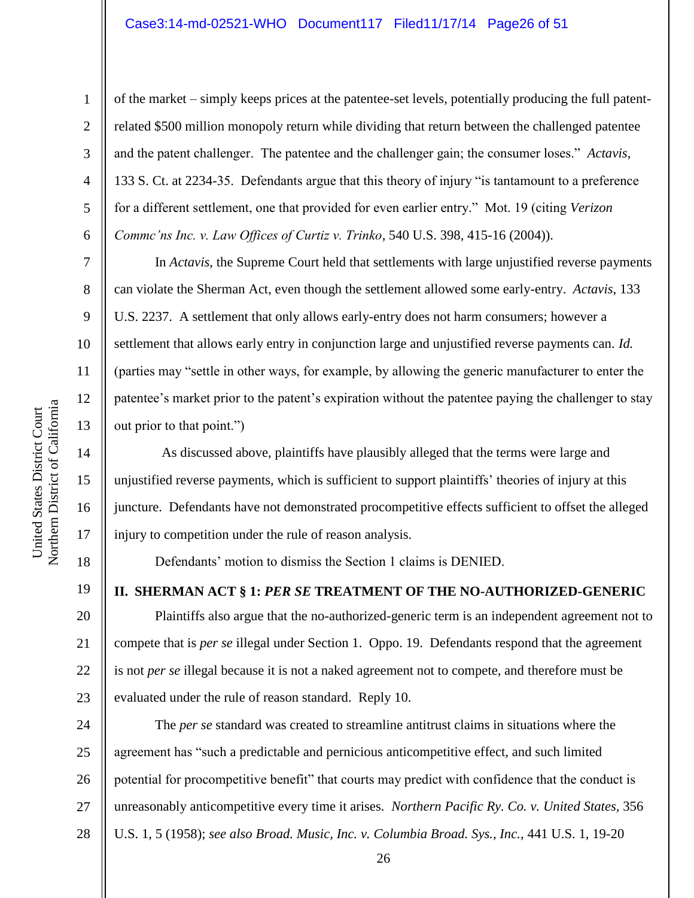of the market – simply keeps prices at the patentee-set levels, potentially producing the full patent-related $500 million monopoly return while dividing that return between the challenged patentee and the patent challenger. The patentee and the challenger gain; the consumer loses." *Actavis*, 133 S. Ct. at 2234-35. Defendants argue that this theory of injury "is tantamount to a preference for a different settlement, one that provided for even earlier entry." Mot. 19 (citing *Verizon Commc'ns Inc. v. Law Offices of Curtiz v. Trinko*, 540 U.S. 398, 415-16 (2004)).

In *Actavis*, the Supreme Court held that settlements with large unjustified reverse payments can violate the Sherman Act, even though the settlement allowed some early-entry. *Actavis*, 133 U.S. 2237. A settlement that only allows early-entry does not harm consumers; however a settlement that allows early entry in conjunction large and unjustified reverse payments can. *Id.* (parties may "settle in other ways, for example, by allowing the generic manufacturer to enter the patentee's market prior to the patent's expiration without the patentee paying the challenger to stay out prior to that point.")

As discussed above, plaintiffs have plausibly alleged that the terms were large and unjustified reverse payments, which is sufficient to support plaintiffs' theories of injury at this juncture. Defendants have not demonstrated procompetitive effects sufficient to offset the alleged injury to competition under the rule of reason analysis.

Defendants' motion to dismiss the Section 1 claims is DENIED.

## II. SHERMAN ACT § 1: *PER SE* TREATMENT OF THE NO-AUTHORIZED-GENERIC

Plaintiffs also argue that the no-authorized-generic term is an independent agreement not to compete that is *per se* illegal under Section 1. Oppo. 19. Defendants respond that the agreement is not *per se* illegal because it is not a naked agreement not to compete, and therefore must be evaluated under the rule of reason standard. Reply 10.

The *per se* standard was created to streamline antitrust claims in situations where the agreement has "such a predictable and pernicious anticompetitive effect, and such limited potential for procompetitive benefit" that courts may predict with confidence that the conduct is unreasonably anticompetitive every time it arises. *Northern Pacific Ry. Co. v. United States*, 356 U.S. 1, 5 (1958); *see also Broad. Music, Inc. v. Columbia Broad. Sys., Inc.*, 441 U.S. 1, 19-20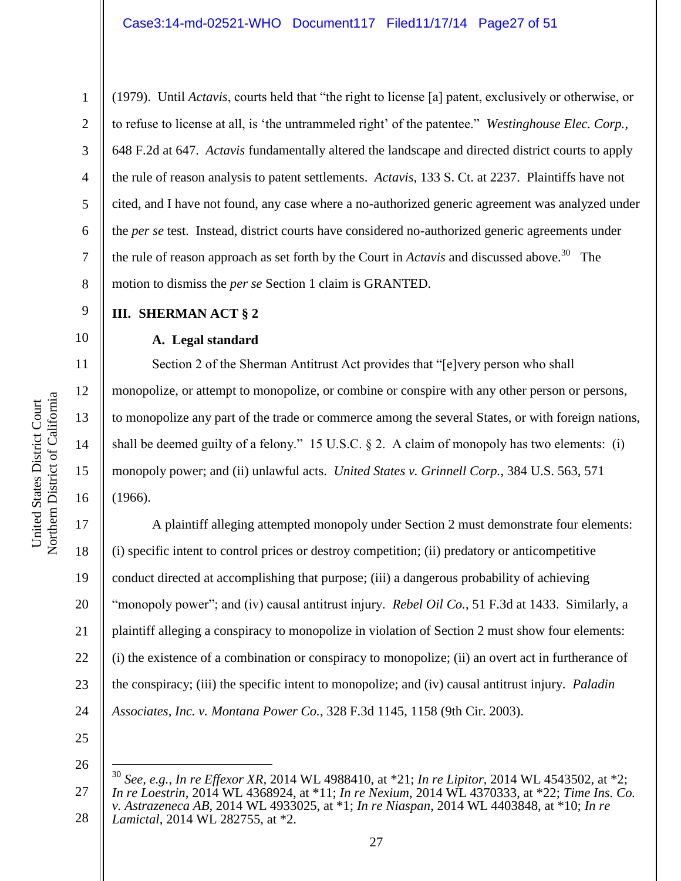(1979). Until *Actavis*, courts held that "the right to license [a] patent, exclusively or otherwise, or to refuse to license at all, is 'the untrammeled right' of the patentee." *Westinghouse Elec. Corp.*, 648 F.2d at 647. *Actavis* fundamentally altered the landscape and directed district courts to apply the rule of reason analysis to patent settlements. *Actavis*, 133 S. Ct. at 2237. Plaintiffs have not cited, and I have not found, any case where a no-authorized generic agreement was analyzed under the *per se* test. Instead, district courts have considered no-authorized generic agreements under the rule of reason approach as set forth by the Court in *Actavis* and discussed above.[30] The motion to dismiss the *per se* Section 1 claim is GRANTED.

## III. SHERMAN ACT § 2

### A. Legal standard

Section 2 of the Sherman Antitrust Act provides that "[e]very person who shall monopolize, or attempt to monopolize, or combine or conspire with any other person or persons, to monopolize any part of the trade or commerce among the several States, or with foreign nations, shall be deemed guilty of a felony." 15 U.S.C. § 2. A claim of monopoly has two elements: (i) monopoly power; and (ii) unlawful acts. *United States v. Grinnell Corp.*, 384 U.S. 563, 571 (1966).

A plaintiff alleging attempted monopoly under Section 2 must demonstrate four elements: (i) specific intent to control prices or destroy competition; (ii) predatory or anticompetitive conduct directed at accomplishing that purpose; (iii) a dangerous probability of achieving "monopoly power"; and (iv) causal antitrust injury. *Rebel Oil Co.*, 51 F.3d at 1433. Similarly, a plaintiff alleging a conspiracy to monopolize in violation of Section 2 must show four elements: (i) the existence of a combination or conspiracy to monopolize; (ii) an overt act in furtherance of the conspiracy; (iii) the specific intent to monopolize; and (iv) causal antitrust injury. *Paladin Associates, Inc. v. Montana Power Co.*, 328 F.3d 1145, 1158 (9th Cir. 2003).

---

[30] *See, e.g.*, *In re Effexor XR*, 2014 WL 4988410, at *21; *In re Lipitor*, 2014 WL 4543502, at *2; *In re Loestrin*, 2014 WL 4368924, at *11; *In re Nexium*, 2014 WL 4370333, at *22; *Time Ins. Co. v. Astrazeneca AB*, 2014 WL 4933025, at *1; *In re Niaspan*, 2014 WL 4403848, at *10; *In re Lamictal*, 2014 WL 282755, at *2.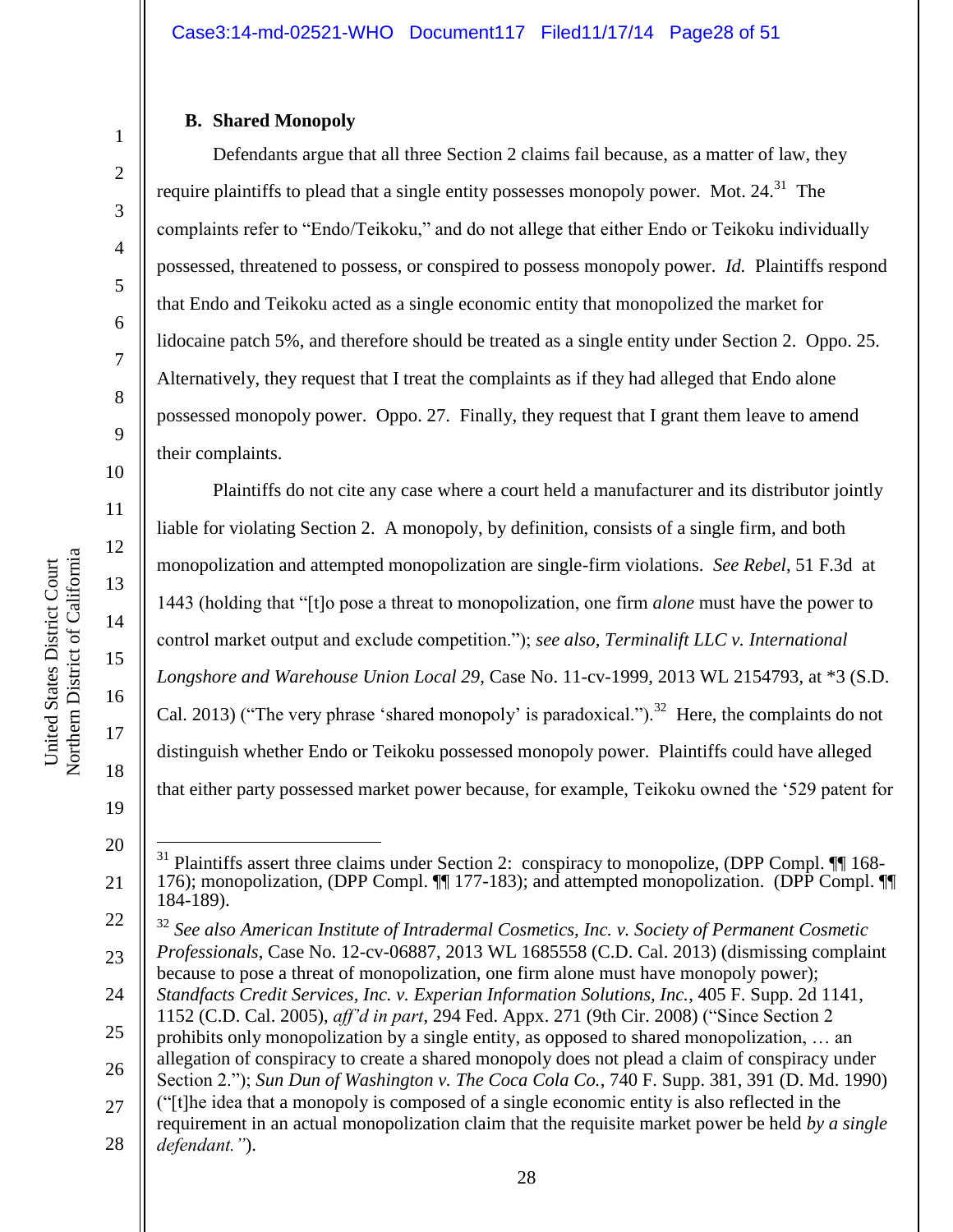### B. Shared Monopoly

Defendants argue that all three Section 2 claims fail because, as a matter of law, they require plaintiffs to plead that a single entity possesses monopoly power. Mot. 24.[31] The complaints refer to "Endo/Teikoku," and do not allege that either Endo or Teikoku individually possessed, threatened to possess, or conspired to possess monopoly power. *Id.* Plaintiffs respond that Endo and Teikoku acted as a single economic entity that monopolized the market for lidocaine patch 5%, and therefore should be treated as a single entity under Section 2. Oppo. 25. Alternatively, they request that I treat the complaints as if they had alleged that Endo alone possessed monopoly power. Oppo. 27. Finally, they request that I grant them leave to amend their complaints.

Plaintiffs do not cite any case where a court held a manufacturer and its distributor jointly liable for violating Section 2. A monopoly, by definition, consists of a single firm, and both monopolization and attempted monopolization are single-firm violations. *See Rebel*, 51 F.3d at 1443 (holding that "[t]o pose a threat to monopolization, one firm *alone* must have the power to control market output and exclude competition."); *see also, Terminalift LLC v. International Longshore and Warehouse Union Local 29*, Case No. 11-cv-1999, 2013 WL 2154793, at *3 (S.D. Cal. 2013) ("The very phrase 'shared monopoly' is paradoxical.").[32] Here, the complaints do not distinguish whether Endo or Teikoku possessed monopoly power. Plaintiffs could have alleged that either party possessed market power because, for example, Teikoku owned the '529 patent for

---

[31] Plaintiffs assert three claims under Section 2: conspiracy to monopolize, (DPP Compl. ¶¶ 168-176); monopolization, (DPP Compl. ¶¶ 177-183); and attempted monopolization. (DPP Compl. ¶¶ 184-189).

[32] *See also American Institute of Intradermal Cosmetics, Inc. v. Society of Permanent Cosmetic Professionals*, Case No. 12-cv-06887, 2013 WL 1685558 (C.D. Cal. 2013) (dismissing complaint because to pose a threat of monopolization, one firm alone must have monopoly power); *Standfacts Credit Services, Inc. v. Experian Information Solutions, Inc.*, 405 F. Supp. 2d 1141, 1152 (C.D. Cal. 2005), *aff'd in part*, 294 Fed. Appx. 271 (9th Cir. 2008) ("Since Section 2 prohibits only monopolization by a single entity, as opposed to shared monopolization, … an allegation of conspiracy to create a shared monopoly does not plead a claim of conspiracy under Section 2."); *Sun Dun of Washington v. The Coca Cola Co.*, 740 F. Supp. 381, 391 (D. Md. 1990) ("[t]he idea that a monopoly is composed of a single economic entity is also reflected in the requirement in an actual monopolization claim that the requisite market power be held *by a single defendant.*").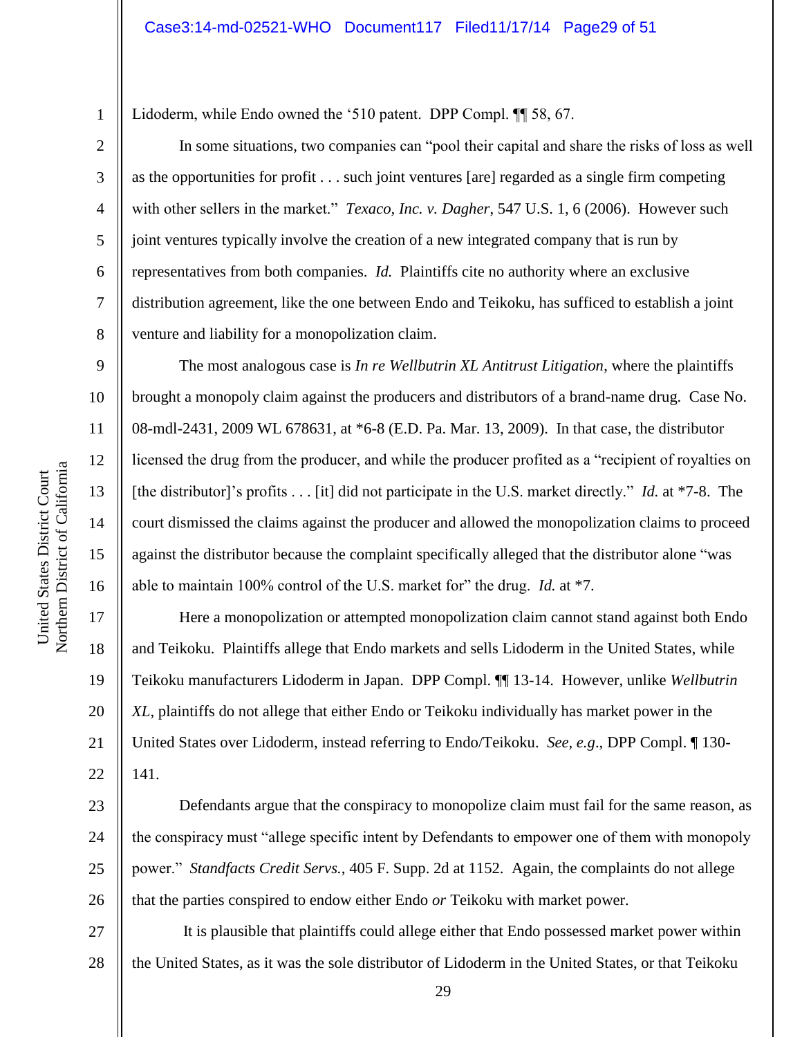Lidoderm, while Endo owned the '510 patent. DPP Compl. ¶¶ 58, 67.

In some situations, two companies can "pool their capital and share the risks of loss as well as the opportunities for profit . . . such joint ventures [are] regarded as a single firm competing with other sellers in the market." *Texaco, Inc. v. Dagher*, 547 U.S. 1, 6 (2006). However such joint ventures typically involve the creation of a new integrated company that is run by representatives from both companies. *Id.* Plaintiffs cite no authority where an exclusive distribution agreement, like the one between Endo and Teikoku, has sufficed to establish a joint venture and liability for a monopolization claim.

The most analogous case is *In re Wellbutrin XL Antitrust Litigation*, where the plaintiffs brought a monopoly claim against the producers and distributors of a brand-name drug. Case No. 08-mdl-2431, 2009 WL 678631, at *6-8 (E.D. Pa. Mar. 13, 2009). In that case, the distributor licensed the drug from the producer, and while the producer profited as a "recipient of royalties on [the distributor]'s profits . . . [it] did not participate in the U.S. market directly." *Id.* at *7-8. The court dismissed the claims against the producer and allowed the monopolization claims to proceed against the distributor because the complaint specifically alleged that the distributor alone "was able to maintain 100% control of the U.S. market for" the drug. *Id.* at *7.

Here a monopolization or attempted monopolization claim cannot stand against both Endo and Teikoku. Plaintiffs allege that Endo markets and sells Lidoderm in the United States, while Teikoku manufacturers Lidoderm in Japan. DPP Compl. ¶¶ 13-14. However, unlike *Wellbutrin XL*, plaintiffs do not allege that either Endo or Teikoku individually has market power in the United States over Lidoderm, instead referring to Endo/Teikoku. *See, e.g.*, DPP Compl. ¶ 130-141.

Defendants argue that the conspiracy to monopolize claim must fail for the same reason, as the conspiracy must "allege specific intent by Defendants to empower one of them with monopoly power." *Standfacts Credit Servs.*, 405 F. Supp. 2d at 1152. Again, the complaints do not allege that the parties conspired to endow either Endo *or* Teikoku with market power.

It is plausible that plaintiffs could allege either that Endo possessed market power within the United States, as it was the sole distributor of Lidoderm in the United States, or that Teikoku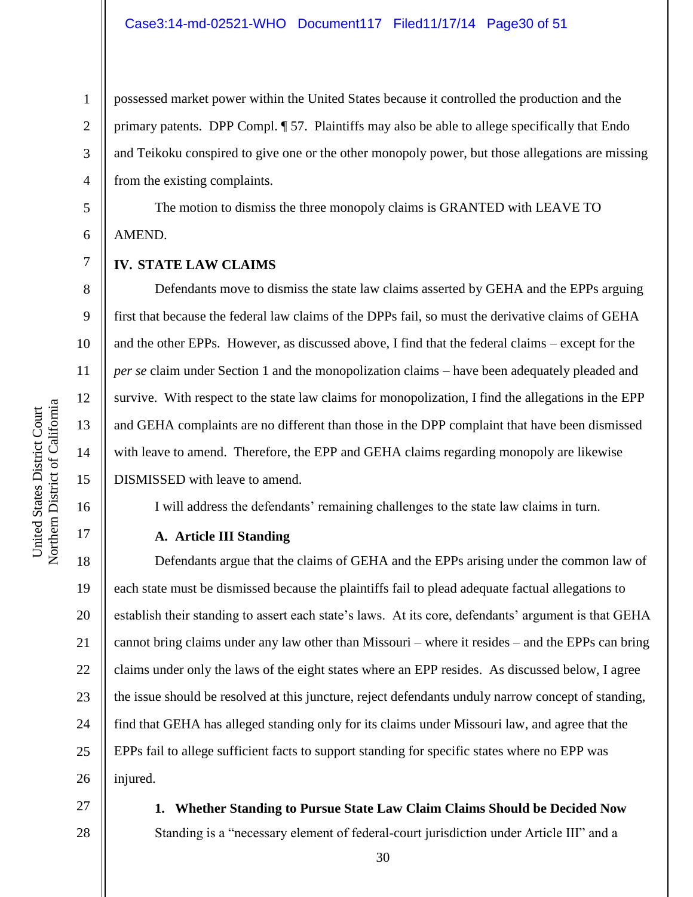possessed market power within the United States because it controlled the production and the primary patents. DPP Compl. ¶ 57. Plaintiffs may also be able to allege specifically that Endo and Teikoku conspired to give one or the other monopoly power, but those allegations are missing from the existing complaints.

The motion to dismiss the three monopoly claims is GRANTED with LEAVE TO AMEND.

## IV. STATE LAW CLAIMS

Defendants move to dismiss the state law claims asserted by GEHA and the EPPs arguing first that because the federal law claims of the DPPs fail, so must the derivative claims of GEHA and the other EPPs. However, as discussed above, I find that the federal claims – except for the *per se* claim under Section 1 and the monopolization claims – have been adequately pleaded and survive. With respect to the state law claims for monopolization, I find the allegations in the EPP and GEHA complaints are no different than those in the DPP complaint that have been dismissed with leave to amend. Therefore, the EPP and GEHA claims regarding monopoly are likewise DISMISSED with leave to amend.

I will address the defendants' remaining challenges to the state law claims in turn.

### A. Article III Standing

Defendants argue that the claims of GEHA and the EPPs arising under the common law of each state must be dismissed because the plaintiffs fail to plead adequate factual allegations to establish their standing to assert each state's laws. At its core, defendants' argument is that GEHA cannot bring claims under any law other than Missouri – where it resides – and the EPPs can bring claims under only the laws of the eight states where an EPP resides. As discussed below, I agree the issue should be resolved at this juncture, reject defendants unduly narrow concept of standing, find that GEHA has alleged standing only for its claims under Missouri law, and agree that the EPPs fail to allege sufficient facts to support standing for specific states where no EPP was injured.

#### 1. Whether Standing to Pursue State Law Claim Claims Should be Decided Now

Standing is a "necessary element of federal-court jurisdiction under Article III" and a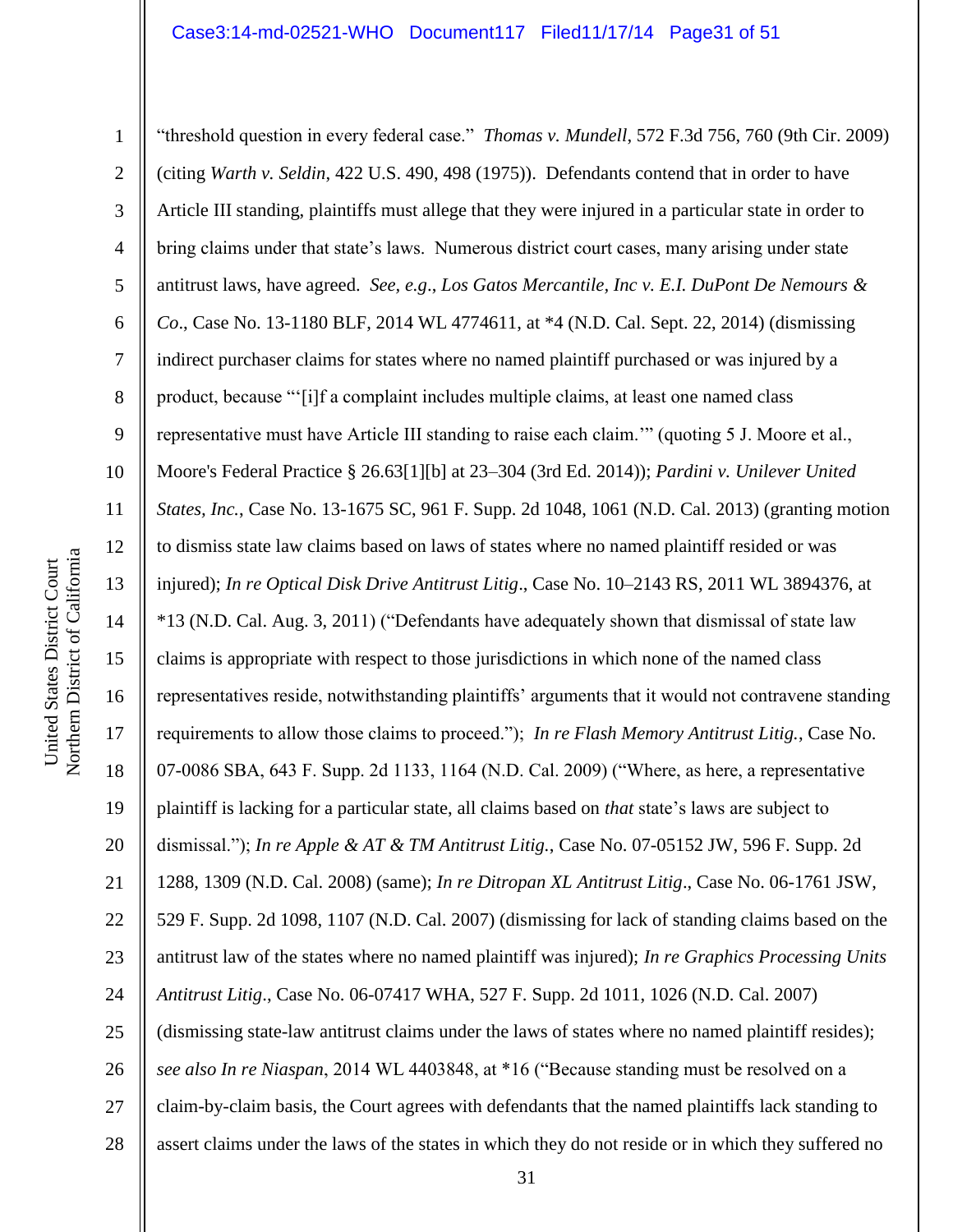"threshold question in every federal case." *Thomas v. Mundell*, 572 F.3d 756, 760 (9th Cir. 2009) (citing *Warth v. Seldin*, 422 U.S. 490, 498 (1975)). Defendants contend that in order to have Article III standing, plaintiffs must allege that they were injured in a particular state in order to bring claims under that state's laws. Numerous district court cases, many arising under state antitrust laws, have agreed. *See, e.g*., *Los Gatos Mercantile, Inc v. E.I. DuPont De Nemours & Co*., Case No. 13-1180 BLF, 2014 WL 4774611, at *4 (N.D. Cal. Sept. 22, 2014) (dismissing indirect purchaser claims for states where no named plaintiff purchased or was injured by a product, because "'[i]f a complaint includes multiple claims, at least one named class representative must have Article III standing to raise each claim.'" (quoting 5 J. Moore et al., Moore's Federal Practice § 26.63[1][b] at 23–304 (3rd Ed. 2014)); *Pardini v. Unilever United States, Inc.*, Case No. 13-1675 SC, 961 F. Supp. 2d 1048, 1061 (N.D. Cal. 2013) (granting motion to dismiss state law claims based on laws of states where no named plaintiff resided or was injured); *In re Optical Disk Drive Antitrust Litig*., Case No. 10–2143 RS, 2011 WL 3894376, at *13 (N.D. Cal. Aug. 3, 2011) ("Defendants have adequately shown that dismissal of state law claims is appropriate with respect to those jurisdictions in which none of the named class representatives reside, notwithstanding plaintiffs' arguments that it would not contravene standing requirements to allow those claims to proceed."); *In re Flash Memory Antitrust Litig.*, Case No. 07-0086 SBA, 643 F. Supp. 2d 1133, 1164 (N.D. Cal. 2009) ("Where, as here, a representative plaintiff is lacking for a particular state, all claims based on *that* state's laws are subject to dismissal."); *In re Apple & AT & TM Antitrust Litig.*, Case No. 07-05152 JW, 596 F. Supp. 2d 1288, 1309 (N.D. Cal. 2008) (same); *In re Ditropan XL Antitrust Litig*., Case No. 06-1761 JSW, 529 F. Supp. 2d 1098, 1107 (N.D. Cal. 2007) (dismissing for lack of standing claims based on the antitrust law of the states where no named plaintiff was injured); *In re Graphics Processing Units Antitrust Litig*., Case No. 06-07417 WHA, 527 F. Supp. 2d 1011, 1026 (N.D. Cal. 2007) (dismissing state-law antitrust claims under the laws of states where no named plaintiff resides); *see also In re Niaspan*, 2014 WL 4403848, at *16 ("Because standing must be resolved on a claim-by-claim basis, the Court agrees with defendants that the named plaintiffs lack standing to assert claims under the laws of the states in which they do not reside or in which they suffered no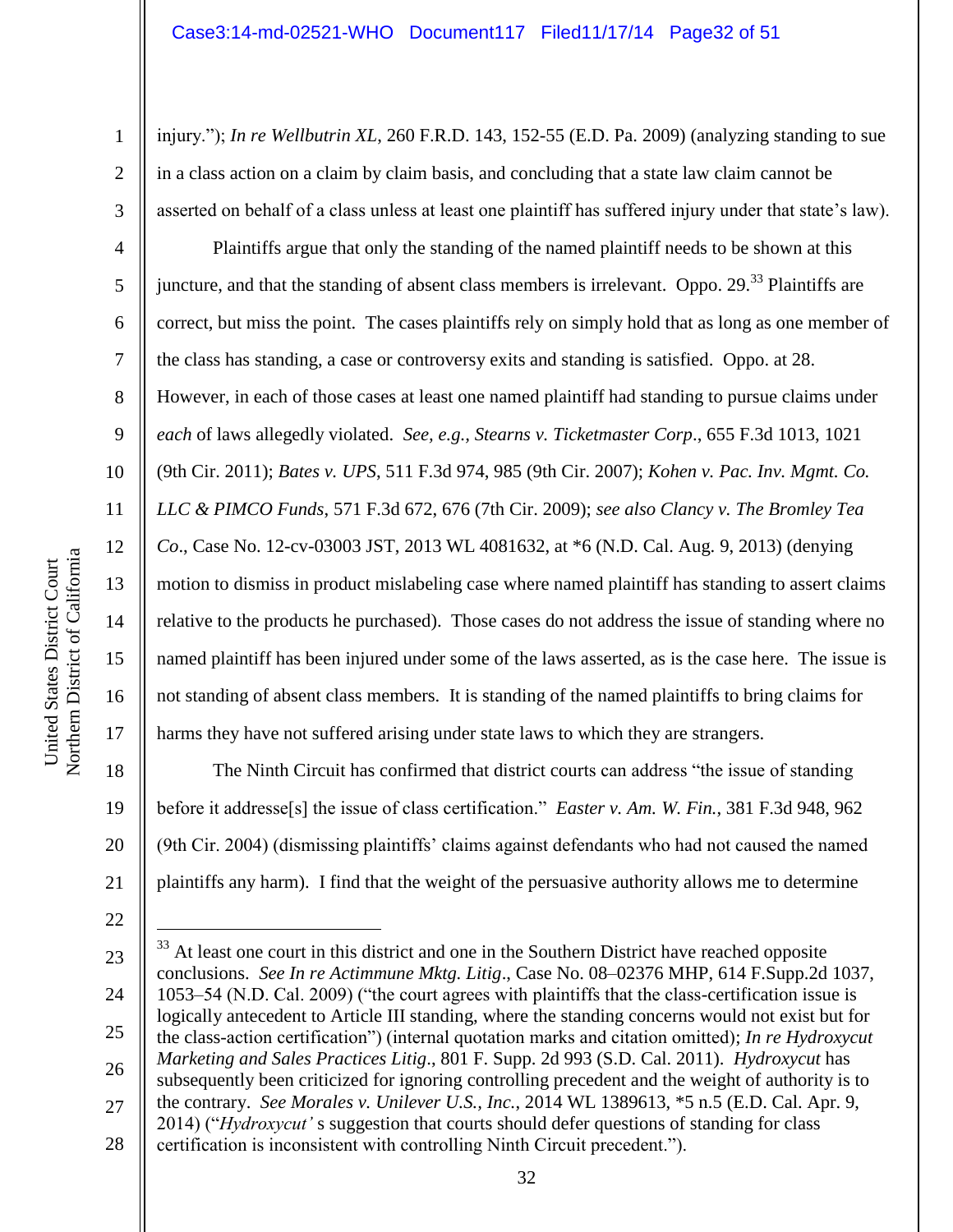injury."); *In re Wellbutrin XL*, 260 F.R.D. 143, 152-55 (E.D. Pa. 2009) (analyzing standing to sue in a class action on a claim by claim basis, and concluding that a state law claim cannot be asserted on behalf of a class unless at least one plaintiff has suffered injury under that state's law).

Plaintiffs argue that only the standing of the named plaintiff needs to be shown at this juncture, and that the standing of absent class members is irrelevant. Oppo. 29.[33] Plaintiffs are correct, but miss the point. The cases plaintiffs rely on simply hold that as long as one member of the class has standing, a case or controversy exits and standing is satisfied. Oppo. at 28. However, in each of those cases at least one named plaintiff had standing to pursue claims under *each* of laws allegedly violated. *See, e.g., Stearns v. Ticketmaster Corp*., 655 F.3d 1013, 1021 (9th Cir. 2011); *Bates v. UPS*, 511 F.3d 974, 985 (9th Cir. 2007); *Kohen v. Pac. Inv. Mgmt. Co. LLC & PIMCO Funds*, 571 F.3d 672, 676 (7th Cir. 2009); *see also Clancy v. The Bromley Tea Co*., Case No. 12-cv-03003 JST, 2013 WL 4081632, at *6 (N.D. Cal. Aug. 9, 2013) (denying motion to dismiss in product mislabeling case where named plaintiff has standing to assert claims relative to the products he purchased). Those cases do not address the issue of standing where no named plaintiff has been injured under some of the laws asserted, as is the case here. The issue is not standing of absent class members. It is standing of the named plaintiffs to bring claims for harms they have not suffered arising under state laws to which they are strangers.

The Ninth Circuit has confirmed that district courts can address "the issue of standing before it addresse[s] the issue of class certification." *Easter v. Am. W. Fin.*, 381 F.3d 948, 962 (9th Cir. 2004) (dismissing plaintiffs' claims against defendants who had not caused the named plaintiffs any harm). I find that the weight of the persuasive authority allows me to determine

---

[33] At least one court in this district and one in the Southern District have reached opposite conclusions. *See In re Actimmune Mktg. Litig*., Case No. 08–02376 MHP, 614 F.Supp.2d 1037, 1053–54 (N.D. Cal. 2009) ("the court agrees with plaintiffs that the class-certification issue is logically antecedent to Article III standing, where the standing concerns would not exist but for the class-action certification") (internal quotation marks and citation omitted); *In re Hydroxycut Marketing and Sales Practices Litig*., 801 F. Supp. 2d 993 (S.D. Cal. 2011). *Hydroxycut* has subsequently been criticized for ignoring controlling precedent and the weight of authority is to the contrary. *See Morales v. Unilever U.S., Inc.*, 2014 WL 1389613, *5 n.5 (E.D. Cal. Apr. 9, 2014) ("*Hydroxycut'* s suggestion that courts should defer questions of standing for class certification is inconsistent with controlling Ninth Circuit precedent.").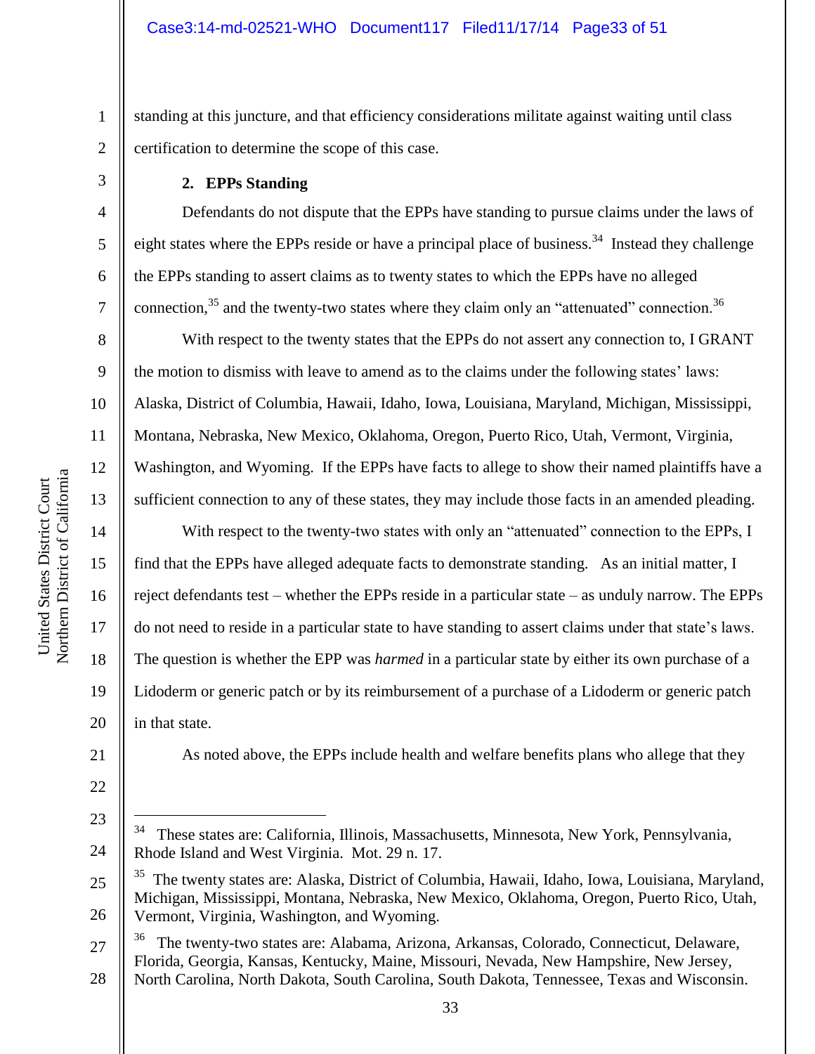standing at this juncture, and that efficiency considerations militate against waiting until class certification to determine the scope of this case.

**2. EPPs Standing**

Defendants do not dispute that the EPPs have standing to pursue claims under the laws of eight states where the EPPs reside or have a principal place of business.[34] Instead they challenge the EPPs standing to assert claims as to twenty states to which the EPPs have no alleged connection,[35] and the twenty-two states where they claim only an "attenuated" connection.[36]

With respect to the twenty states that the EPPs do not assert any connection to, I GRANT the motion to dismiss with leave to amend as to the claims under the following states' laws: Alaska, District of Columbia, Hawaii, Idaho, Iowa, Louisiana, Maryland, Michigan, Mississippi, Montana, Nebraska, New Mexico, Oklahoma, Oregon, Puerto Rico, Utah, Vermont, Virginia, Washington, and Wyoming. If the EPPs have facts to allege to show their named plaintiffs have a sufficient connection to any of these states, they may include those facts in an amended pleading.

With respect to the twenty-two states with only an "attenuated" connection to the EPPs, I find that the EPPs have alleged adequate facts to demonstrate standing. As an initial matter, I reject defendants test – whether the EPPs reside in a particular state – as unduly narrow. The EPPs do not need to reside in a particular state to have standing to assert claims under that state's laws. The question is whether the EPP was *harmed* in a particular state by either its own purchase of a Lidoderm or generic patch or by its reimbursement of a purchase of a Lidoderm or generic patch in that state.

As noted above, the EPPs include health and welfare benefits plans who allege that they

---

[34] These states are: California, Illinois, Massachusetts, Minnesota, New York, Pennsylvania, Rhode Island and West Virginia. Mot. 29 n. 17.

[35] The twenty states are: Alaska, District of Columbia, Hawaii, Idaho, Iowa, Louisiana, Maryland, Michigan, Mississippi, Montana, Nebraska, New Mexico, Oklahoma, Oregon, Puerto Rico, Utah, Vermont, Virginia, Washington, and Wyoming.

[36] The twenty-two states are: Alabama, Arizona, Arkansas, Colorado, Connecticut, Delaware, Florida, Georgia, Kansas, Kentucky, Maine, Missouri, Nevada, New Hampshire, New Jersey, North Carolina, North Dakota, South Carolina, South Dakota, Tennessee, Texas and Wisconsin.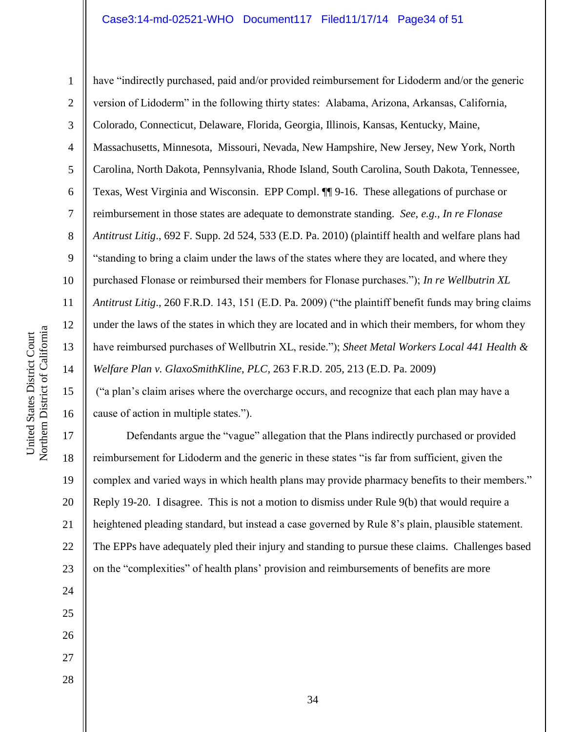have "indirectly purchased, paid and/or provided reimbursement for Lidoderm and/or the generic version of Lidoderm" in the following thirty states: Alabama, Arizona, Arkansas, California, Colorado, Connecticut, Delaware, Florida, Georgia, Illinois, Kansas, Kentucky, Maine, Massachusetts, Minnesota, Missouri, Nevada, New Hampshire, New Jersey, New York, North Carolina, North Dakota, Pennsylvania, Rhode Island, South Carolina, South Dakota, Tennessee, Texas, West Virginia and Wisconsin. EPP Compl. ¶¶ 9-16. These allegations of purchase or reimbursement in those states are adequate to demonstrate standing. *See, e.g., In re Flonase Antitrust Litig*., 692 F. Supp. 2d 524, 533 (E.D. Pa. 2010) (plaintiff health and welfare plans had "standing to bring a claim under the laws of the states where they are located, and where they purchased Flonase or reimbursed their members for Flonase purchases."); *In re Wellbutrin XL Antitrust Litig*., 260 F.R.D. 143, 151 (E.D. Pa. 2009) ("the plaintiff benefit funds may bring claims under the laws of the states in which they are located and in which their members, for whom they have reimbursed purchases of Wellbutrin XL, reside."); *Sheet Metal Workers Local 441 Health & Welfare Plan v. GlaxoSmithKline, PLC*, 263 F.R.D. 205, 213 (E.D. Pa. 2009) ("a plan's claim arises where the overcharge occurs, and recognize that each plan may have a cause of action in multiple states.").

Defendants argue the "vague" allegation that the Plans indirectly purchased or provided reimbursement for Lidoderm and the generic in these states "is far from sufficient, given the complex and varied ways in which health plans may provide pharmacy benefits to their members." Reply 19-20. I disagree. This is not a motion to dismiss under Rule 9(b) that would require a heightened pleading standard, but instead a case governed by Rule 8's plain, plausible statement. The EPPs have adequately pled their injury and standing to pursue these claims. Challenges based on the "complexities" of health plans' provision and reimbursements of benefits are more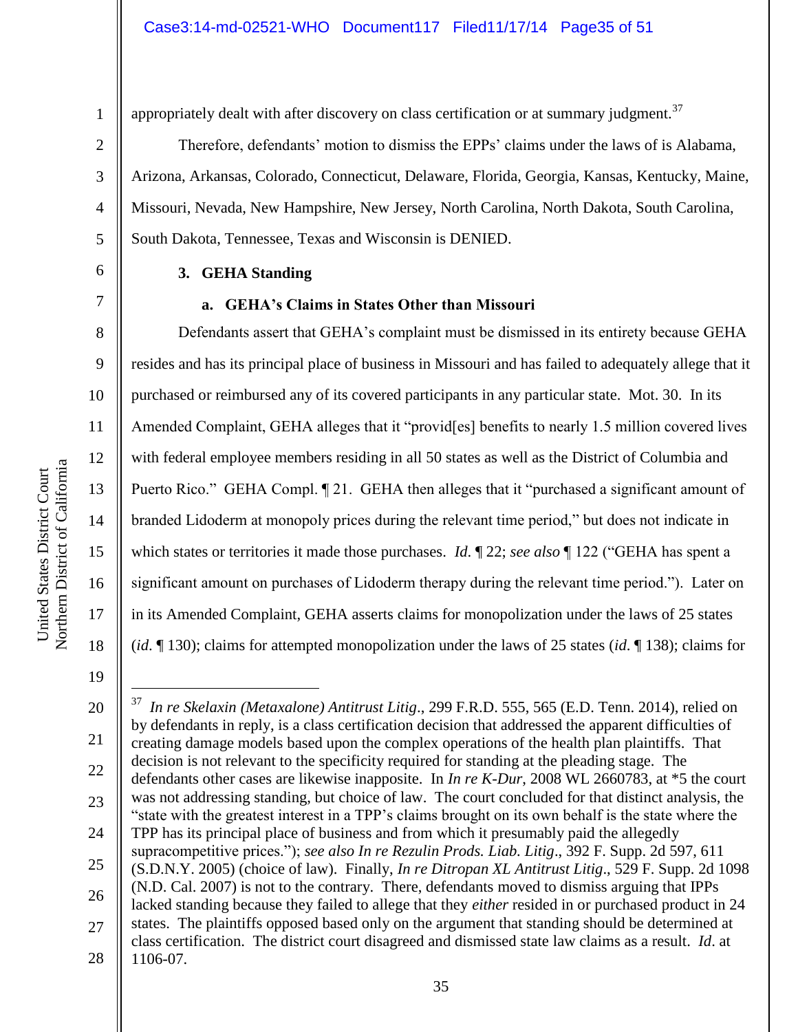appropriately dealt with after discovery on class certification or at summary judgment.[37]

Therefore, defendants' motion to dismiss the EPPs' claims under the laws of is Alabama, Arizona, Arkansas, Colorado, Connecticut, Delaware, Florida, Georgia, Kansas, Kentucky, Maine, Missouri, Nevada, New Hampshire, New Jersey, North Carolina, North Dakota, South Carolina, South Dakota, Tennessee, Texas and Wisconsin is DENIED.

### 3. GEHA Standing

#### a. GEHA's Claims in States Other than Missouri

Defendants assert that GEHA's complaint must be dismissed in its entirety because GEHA resides and has its principal place of business in Missouri and has failed to adequately allege that it purchased or reimbursed any of its covered participants in any particular state. Mot. 30. In its Amended Complaint, GEHA alleges that it "provid[es] benefits to nearly 1.5 million covered lives with federal employee members residing in all 50 states as well as the District of Columbia and Puerto Rico." GEHA Compl. ¶ 21. GEHA then alleges that it "purchased a significant amount of branded Lidoderm at monopoly prices during the relevant time period," but does not indicate in which states or territories it made those purchases. *Id*. ¶ 22; *see also* ¶ 122 ("GEHA has spent a significant amount on purchases of Lidoderm therapy during the relevant time period."). Later on in its Amended Complaint, GEHA asserts claims for monopolization under the laws of 25 states (*id*. ¶ 130); claims for attempted monopolization under the laws of 25 states (*id*. ¶ 138); claims for

---

[37] *In re Skelaxin (Metaxalone) Antitrust Litig*., 299 F.R.D. 555, 565 (E.D. Tenn. 2014), relied on by defendants in reply, is a class certification decision that addressed the apparent difficulties of creating damage models based upon the complex operations of the health plan plaintiffs. That decision is not relevant to the specificity required for standing at the pleading stage. The defendants other cases are likewise inapposite. In *In re K-Dur*, 2008 WL 2660783, at *5 the court was not addressing standing, but choice of law. The court concluded for that distinct analysis, the "state with the greatest interest in a TPP's claims brought on its own behalf is the state where the TPP has its principal place of business and from which it presumably paid the allegedly supracompetitive prices."); *see also In re Rezulin Prods. Liab. Litig*., 392 F. Supp. 2d 597, 611 (S.D.N.Y. 2005) (choice of law). Finally, *In re Ditropan XL Antitrust Litig*., 529 F. Supp. 2d 1098 (N.D. Cal. 2007) is not to the contrary. There, defendants moved to dismiss arguing that IPPs lacked standing because they failed to allege that they *either* resided in or purchased product in 24 states. The plaintiffs opposed based only on the argument that standing should be determined at class certification. The district court disagreed and dismissed state law claims as a result. *Id*. at 1106-07.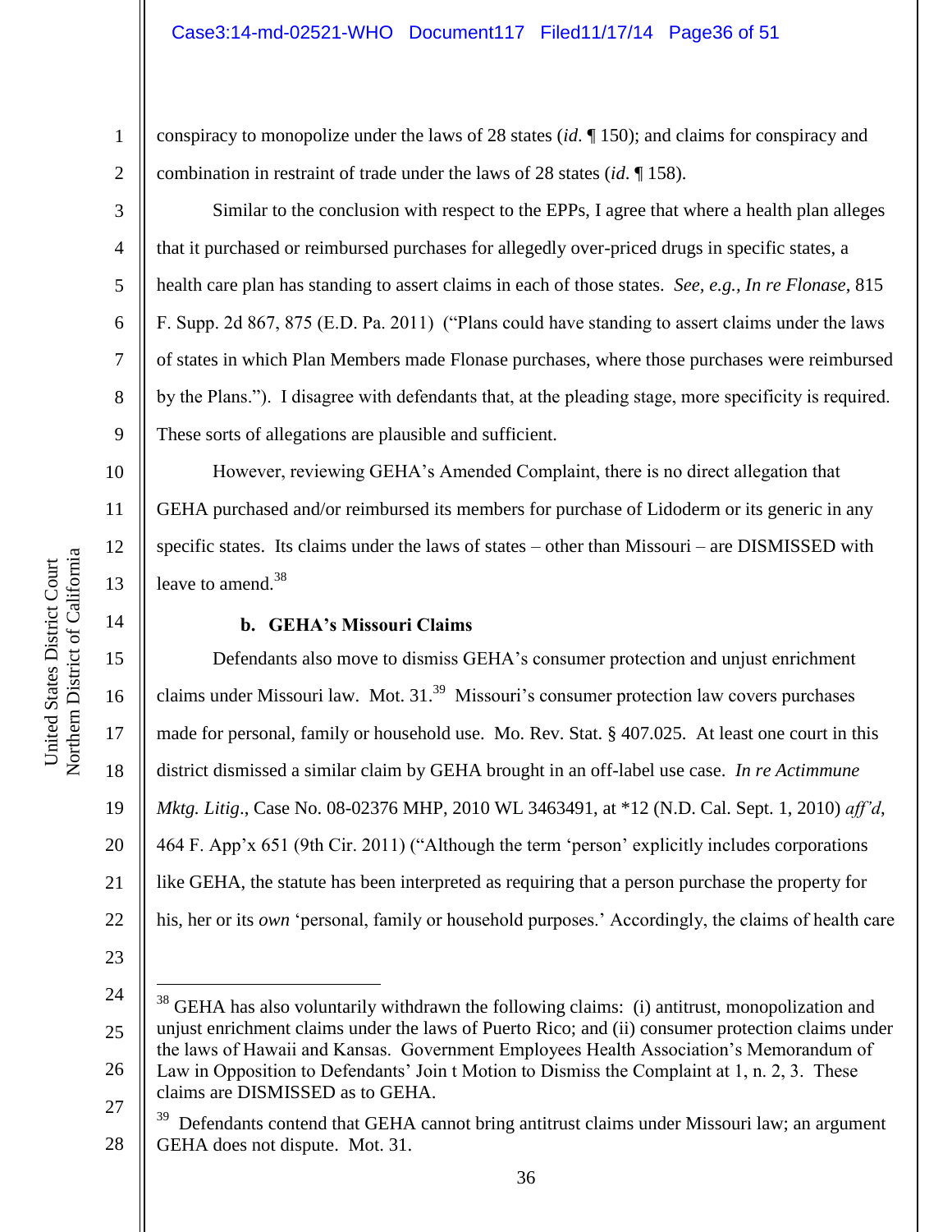conspiracy to monopolize under the laws of 28 states (*id.* ¶ 150); and claims for conspiracy and combination in restraint of trade under the laws of 28 states (*id.* ¶ 158).

Similar to the conclusion with respect to the EPPs, I agree that where a health plan alleges that it purchased or reimbursed purchases for allegedly over-priced drugs in specific states, a health care plan has standing to assert claims in each of those states. *See, e.g., In re Flonase*, 815 F. Supp. 2d 867, 875 (E.D. Pa. 2011) ("Plans could have standing to assert claims under the laws of states in which Plan Members made Flonase purchases, where those purchases were reimbursed by the Plans."). I disagree with defendants that, at the pleading stage, more specificity is required. These sorts of allegations are plausible and sufficient.

However, reviewing GEHA's Amended Complaint, there is no direct allegation that GEHA purchased and/or reimbursed its members for purchase of Lidoderm or its generic in any specific states. Its claims under the laws of states – other than Missouri – are DISMISSED with leave to amend.[38]

**b. GEHA's Missouri Claims**

Defendants also move to dismiss GEHA's consumer protection and unjust enrichment claims under Missouri law. Mot. 31.[39] Missouri's consumer protection law covers purchases made for personal, family or household use. Mo. Rev. Stat. § 407.025. At least one court in this district dismissed a similar claim by GEHA brought in an off-label use case. *In re Actimmune Mktg. Litig*., Case No. 08-02376 MHP, 2010 WL 3463491, at *12 (N.D. Cal. Sept. 1, 2010) *aff'd*, 464 F. App'x 651 (9th Cir. 2011) ("Although the term 'person' explicitly includes corporations like GEHA, the statute has been interpreted as requiring that a person purchase the property for his, her or its *own* 'personal, family or household purposes.' Accordingly, the claims of health care

---

[38] GEHA has also voluntarily withdrawn the following claims: (i) antitrust, monopolization and unjust enrichment claims under the laws of Puerto Rico; and (ii) consumer protection claims under the laws of Hawaii and Kansas. Government Employees Health Association's Memorandum of Law in Opposition to Defendants' Join t Motion to Dismiss the Complaint at 1, n. 2, 3. These claims are DISMISSED as to GEHA.

[39] Defendants contend that GEHA cannot bring antitrust claims under Missouri law; an argument GEHA does not dispute. Mot. 31.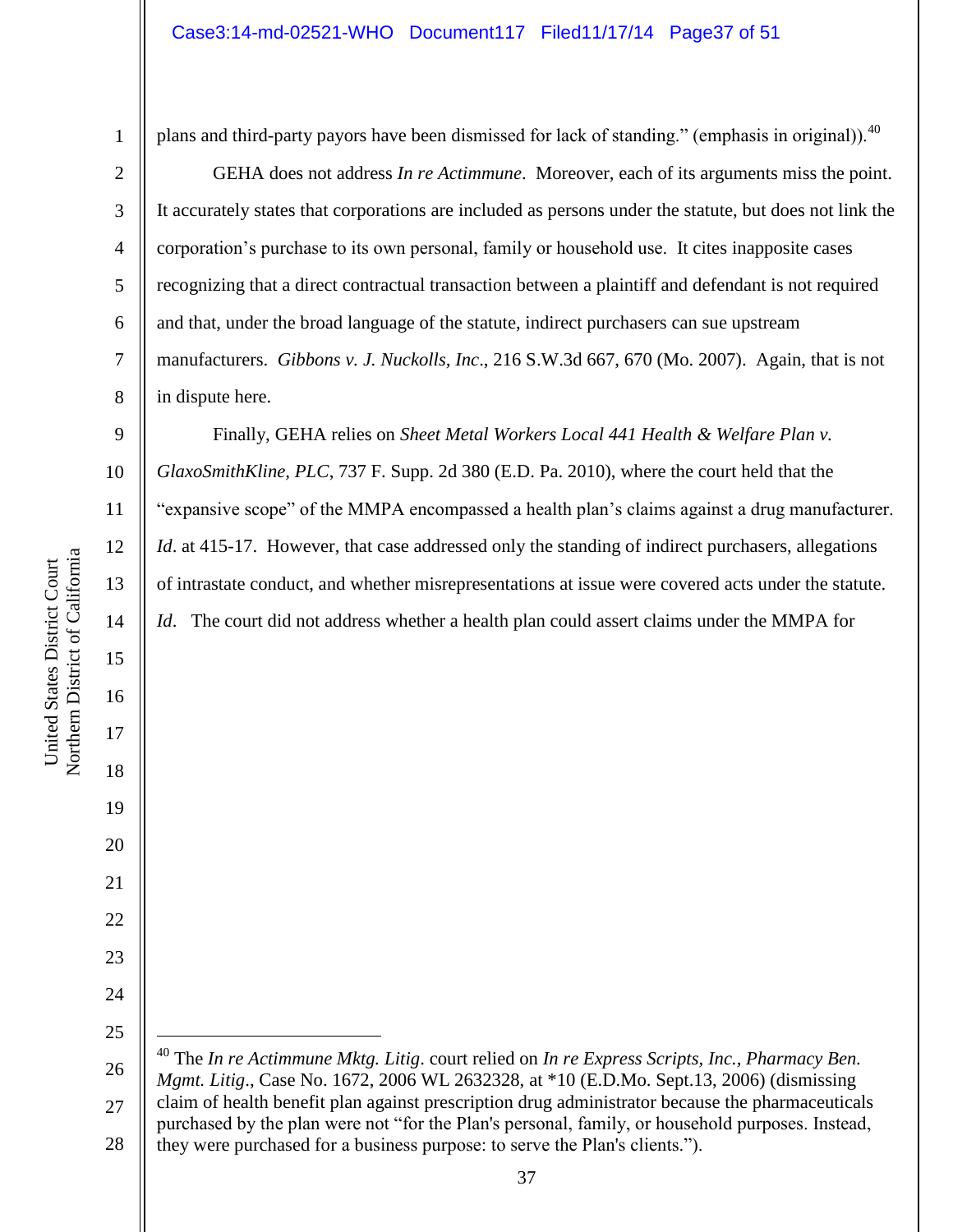plans and third-party payors have been dismissed for lack of standing." (emphasis in original)).[40]

GEHA does not address *In re Actimmune*. Moreover, each of its arguments miss the point. It accurately states that corporations are included as persons under the statute, but does not link the corporation's purchase to its own personal, family or household use. It cites inapposite cases recognizing that a direct contractual transaction between a plaintiff and defendant is not required and that, under the broad language of the statute, indirect purchasers can sue upstream manufacturers. *Gibbons v. J. Nuckolls, Inc*., 216 S.W.3d 667, 670 (Mo. 2007). Again, that is not in dispute here.

Finally, GEHA relies on *Sheet Metal Workers Local 441 Health & Welfare Plan v. GlaxoSmithKline, PLC*, 737 F. Supp. 2d 380 (E.D. Pa. 2010), where the court held that the "expansive scope" of the MMPA encompassed a health plan's claims against a drug manufacturer. *Id*. at 415-17. However, that case addressed only the standing of indirect purchasers, allegations of intrastate conduct, and whether misrepresentations at issue were covered acts under the statute. *Id*. The court did not address whether a health plan could assert claims under the MMPA for

---

[40] The *In re Actimmune Mktg. Litig*. court relied on *In re Express Scripts, Inc., Pharmacy Ben. Mgmt. Litig*., Case No. 1672, 2006 WL 2632328, at *10 (E.D.Mo. Sept.13, 2006) (dismissing claim of health benefit plan against prescription drug administrator because the pharmaceuticals purchased by the plan were not "for the Plan's personal, family, or household purposes. Instead, they were purchased for a business purpose: to serve the Plan's clients.").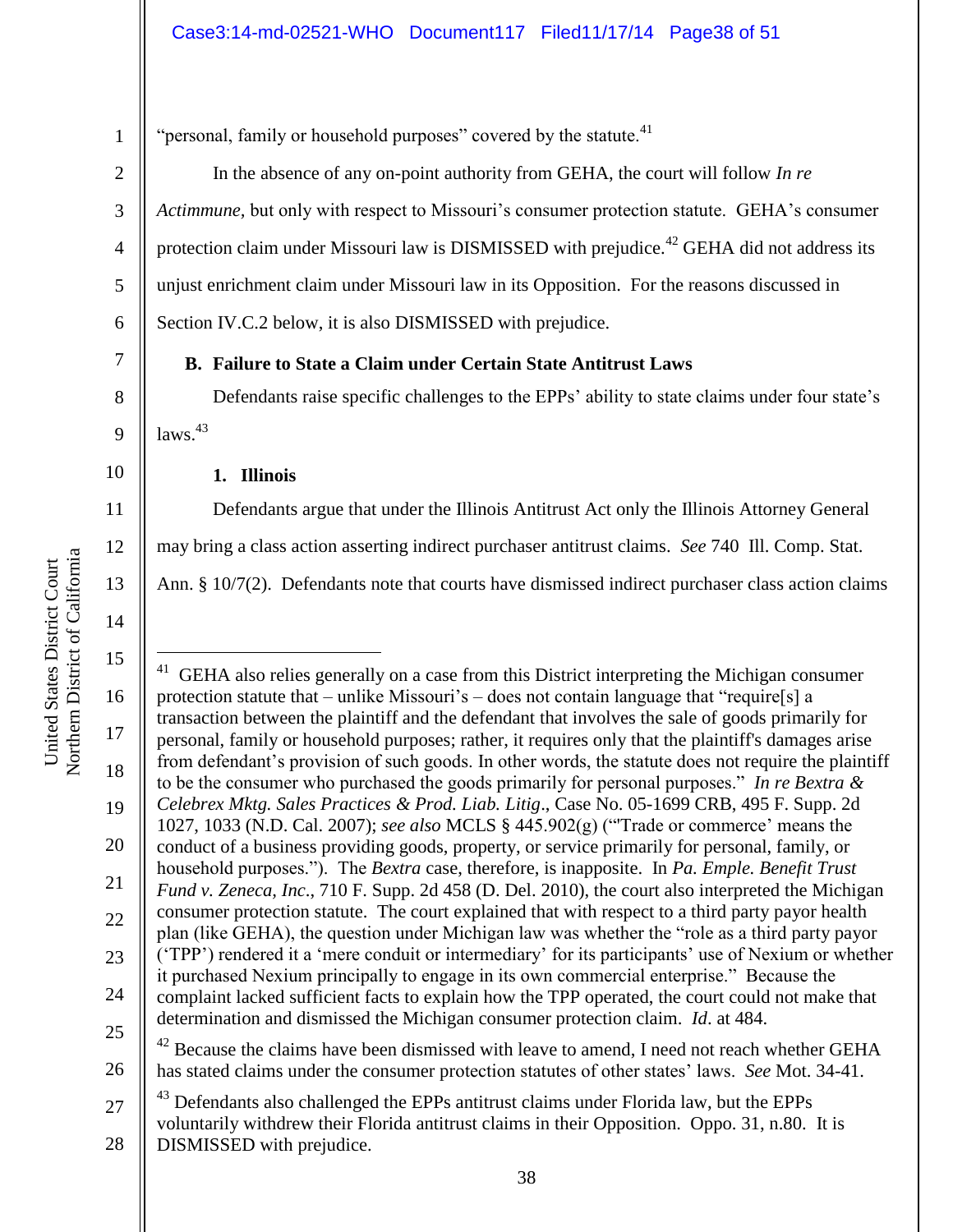"personal, family or household purposes" covered by the statute.[41]

In the absence of any on-point authority from GEHA, the court will follow *In re Actimmune*, but only with respect to Missouri's consumer protection statute. GEHA's consumer protection claim under Missouri law is DISMISSED with prejudice.[42] GEHA did not address its unjust enrichment claim under Missouri law in its Opposition. For the reasons discussed in Section IV.C.2 below, it is also DISMISSED with prejudice.

**B. Failure to State a Claim under Certain State Antitrust Laws**

Defendants raise specific challenges to the EPPs' ability to state claims under four state's laws.[43]

**1. Illinois**

Defendants argue that under the Illinois Antitrust Act only the Illinois Attorney General may bring a class action asserting indirect purchaser antitrust claims. *See* 740 Ill. Comp. Stat. Ann. § 10/7(2). Defendants note that courts have dismissed indirect purchaser class action claims

---

[41] GEHA also relies generally on a case from this District interpreting the Michigan consumer protection statute that – unlike Missouri's – does not contain language that "require[s] a transaction between the plaintiff and the defendant that involves the sale of goods primarily for personal, family or household purposes; rather, it requires only that the plaintiff's damages arise from defendant's provision of such goods. In other words, the statute does not require the plaintiff to be the consumer who purchased the goods primarily for personal purposes." *In re Bextra & Celebrex Mktg. Sales Practices & Prod. Liab. Litig*., Case No. 05-1699 CRB, 495 F. Supp. 2d 1027, 1033 (N.D. Cal. 2007); *see also* MCLS § 445.902(g) ("'Trade or commerce' means the conduct of a business providing goods, property, or service primarily for personal, family, or household purposes."). The *Bextra* case, therefore, is inapposite. In *Pa. Emple. Benefit Trust Fund v. Zeneca, Inc*., 710 F. Supp. 2d 458 (D. Del. 2010), the court also interpreted the Michigan consumer protection statute. The court explained that with respect to a third party payor health plan (like GEHA), the question under Michigan law was whether the "role as a third party payor ('TPP') rendered it a 'mere conduit or intermediary' for its participants' use of Nexium or whether it purchased Nexium principally to engage in its own commercial enterprise." Because the complaint lacked sufficient facts to explain how the TPP operated, the court could not make that determination and dismissed the Michigan consumer protection claim. *Id*. at 484.

[42] Because the claims have been dismissed with leave to amend, I need not reach whether GEHA has stated claims under the consumer protection statutes of other states' laws. *See* Mot. 34-41.

[43] Defendants also challenged the EPPs antitrust claims under Florida law, but the EPPs voluntarily withdrew their Florida antitrust claims in their Opposition. Oppo. 31, n.80. It is DISMISSED with prejudice.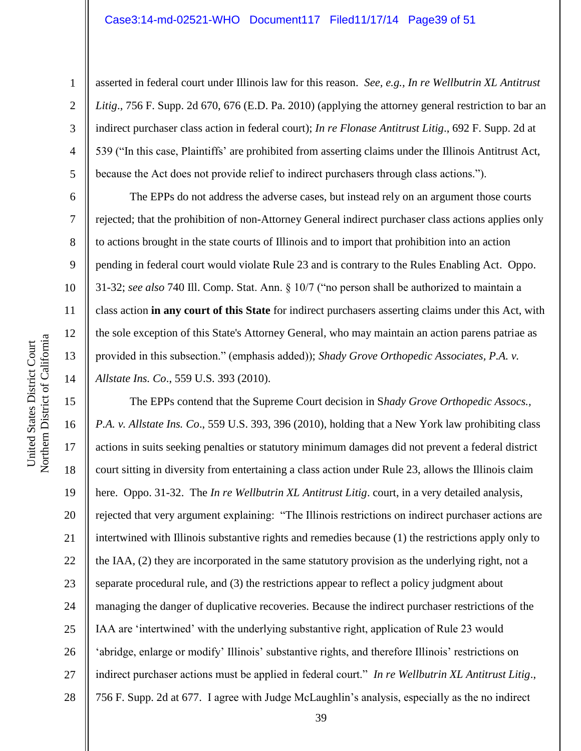asserted in federal court under Illinois law for this reason. *See, e.g., In re Wellbutrin XL Antitrust Litig*., 756 F. Supp. 2d 670, 676 (E.D. Pa. 2010) (applying the attorney general restriction to bar an indirect purchaser class action in federal court); *In re Flonase Antitrust Litig*., 692 F. Supp. 2d at 539 ("In this case, Plaintiffs' are prohibited from asserting claims under the Illinois Antitrust Act, because the Act does not provide relief to indirect purchasers through class actions.").

The EPPs do not address the adverse cases, but instead rely on an argument those courts rejected; that the prohibition of non-Attorney General indirect purchaser class actions applies only to actions brought in the state courts of Illinois and to import that prohibition into an action pending in federal court would violate Rule 23 and is contrary to the Rules Enabling Act. Oppo. 31-32; *see also* 740 Ill. Comp. Stat. Ann. § 10/7 ("no person shall be authorized to maintain a class action **in any court of this State** for indirect purchasers asserting claims under this Act, with the sole exception of this State's Attorney General, who may maintain an action parens patriae as provided in this subsection." (emphasis added)); *Shady Grove Orthopedic Associates, P.A. v. Allstate Ins. Co*., 559 U.S. 393 (2010).

The EPPs contend that the Supreme Court decision in S*hady Grove Orthopedic Assocs., P.A. v. Allstate Ins. Co*., 559 U.S. 393, 396 (2010), holding that a New York law prohibiting class actions in suits seeking penalties or statutory minimum damages did not prevent a federal district court sitting in diversity from entertaining a class action under Rule 23, allows the Illinois claim here. Oppo. 31-32. The *In re Wellbutrin XL Antitrust Litig*. court, in a very detailed analysis, rejected that very argument explaining: "The Illinois restrictions on indirect purchaser actions are intertwined with Illinois substantive rights and remedies because (1) the restrictions apply only to the IAA, (2) they are incorporated in the same statutory provision as the underlying right, not a separate procedural rule, and (3) the restrictions appear to reflect a policy judgment about managing the danger of duplicative recoveries. Because the indirect purchaser restrictions of the IAA are 'intertwined' with the underlying substantive right, application of Rule 23 would 'abridge, enlarge or modify' Illinois' substantive rights, and therefore Illinois' restrictions on indirect purchaser actions must be applied in federal court." *In re Wellbutrin XL Antitrust Litig*., 756 F. Supp. 2d at 677. I agree with Judge McLaughlin's analysis, especially as the no indirect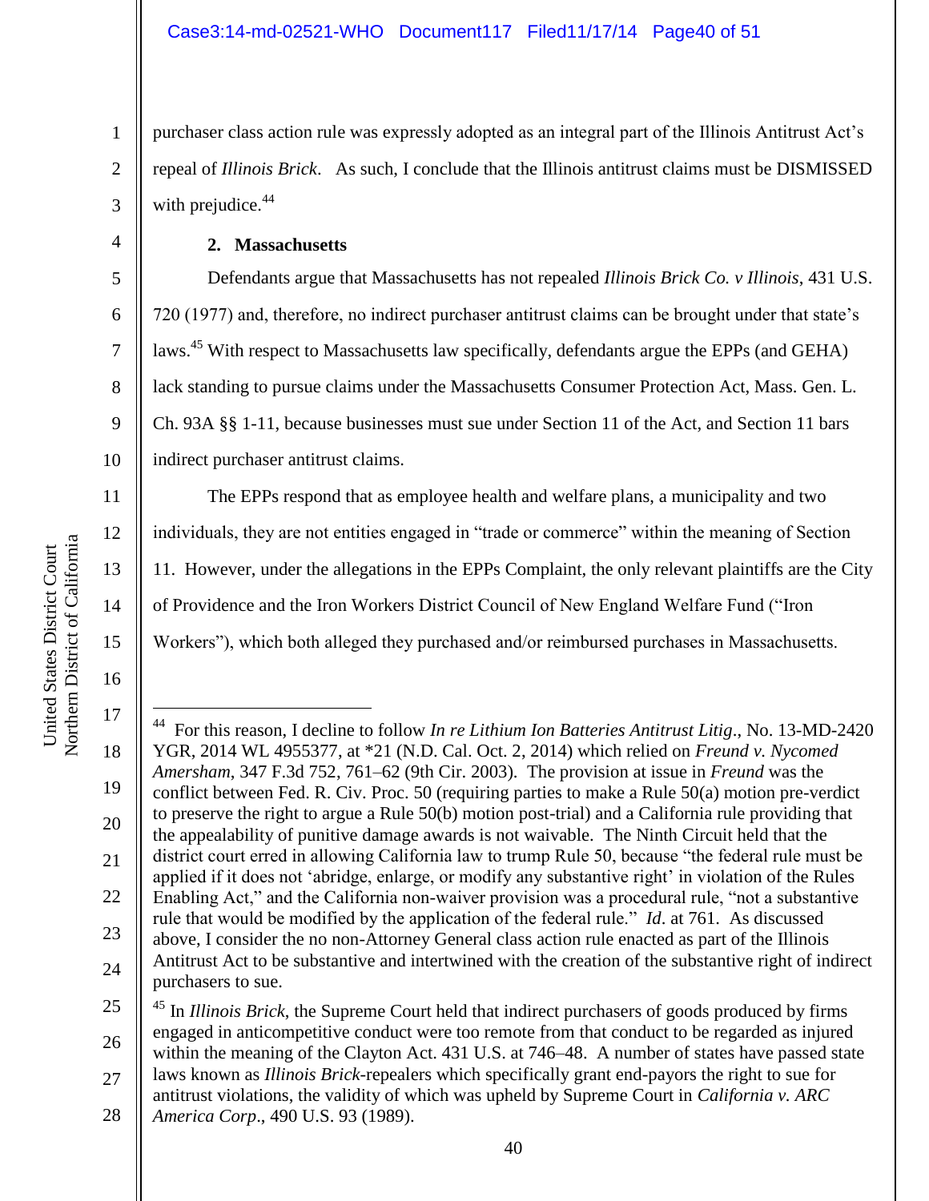purchaser class action rule was expressly adopted as an integral part of the Illinois Antitrust Act's repeal of *Illinois Brick*. As such, I conclude that the Illinois antitrust claims must be DISMISSED with prejudice.[44]

### 2. Massachusetts

Defendants argue that Massachusetts has not repealed *Illinois Brick Co. v Illinois*, 431 U.S. 720 (1977) and, therefore, no indirect purchaser antitrust claims can be brought under that state's laws.[45] With respect to Massachusetts law specifically, defendants argue the EPPs (and GEHA) lack standing to pursue claims under the Massachusetts Consumer Protection Act, Mass. Gen. L. Ch. 93A §§ 1-11, because businesses must sue under Section 11 of the Act, and Section 11 bars indirect purchaser antitrust claims.

The EPPs respond that as employee health and welfare plans, a municipality and two individuals, they are not entities engaged in "trade or commerce" within the meaning of Section 11. However, under the allegations in the EPPs Complaint, the only relevant plaintiffs are the City of Providence and the Iron Workers District Council of New England Welfare Fund ("Iron Workers"), which both alleged they purchased and/or reimbursed purchases in Massachusetts.

---

[44] For this reason, I decline to follow *In re Lithium Ion Batteries Antitrust Litig*., No. 13-MD-2420 YGR, 2014 WL 4955377, at *21 (N.D. Cal. Oct. 2, 2014) which relied on *Freund v. Nycomed Amersham*, 347 F.3d 752, 761–62 (9th Cir. 2003). The provision at issue in *Freund* was the conflict between Fed. R. Civ. Proc. 50 (requiring parties to make a Rule 50(a) motion pre-verdict to preserve the right to argue a Rule 50(b) motion post-trial) and a California rule providing that the appealability of punitive damage awards is not waivable. The Ninth Circuit held that the district court erred in allowing California law to trump Rule 50, because "the federal rule must be applied if it does not 'abridge, enlarge, or modify any substantive right' in violation of the Rules Enabling Act," and the California non-waiver provision was a procedural rule, "not a substantive rule that would be modified by the application of the federal rule." *Id*. at 761. As discussed above, I consider the no non-Attorney General class action rule enacted as part of the Illinois Antitrust Act to be substantive and intertwined with the creation of the substantive right of indirect purchasers to sue.

[45] In *Illinois Brick*, the Supreme Court held that indirect purchasers of goods produced by firms engaged in anticompetitive conduct were too remote from that conduct to be regarded as injured within the meaning of the Clayton Act. 431 U.S. at 746–48. A number of states have passed state laws known as *Illinois Brick*-repealers which specifically grant end-payors the right to sue for antitrust violations, the validity of which was upheld by Supreme Court in *California v. ARC America Corp*., 490 U.S. 93 (1989).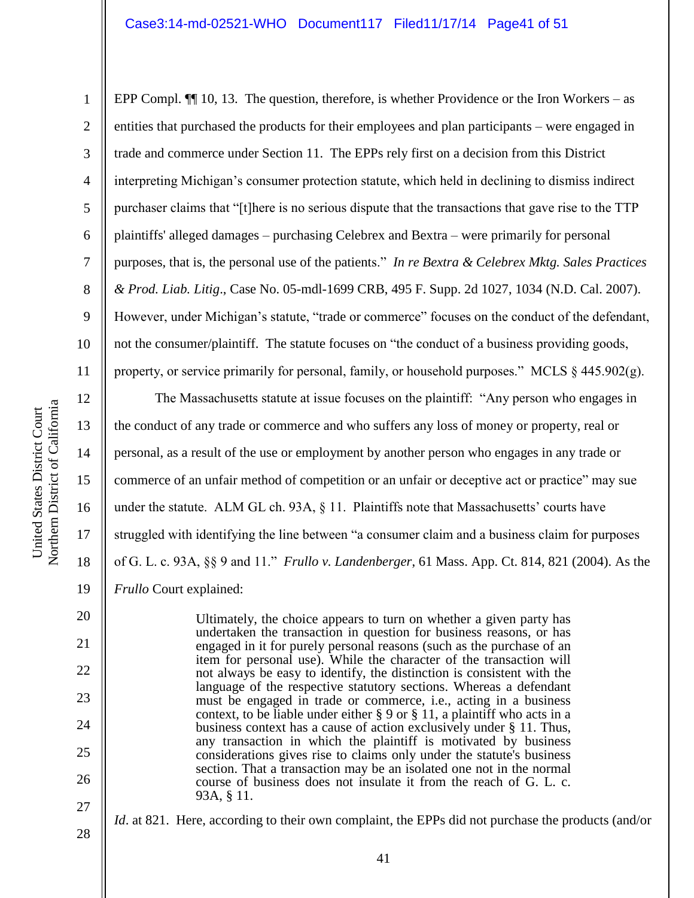EPP Compl. ¶¶ 10, 13. The question, therefore, is whether Providence or the Iron Workers – as entities that purchased the products for their employees and plan participants – were engaged in trade and commerce under Section 11. The EPPs rely first on a decision from this District interpreting Michigan's consumer protection statute, which held in declining to dismiss indirect purchaser claims that "[t]here is no serious dispute that the transactions that gave rise to the TTP plaintiffs' alleged damages – purchasing Celebrex and Bextra – were primarily for personal purposes, that is, the personal use of the patients." *In re Bextra & Celebrex Mktg. Sales Practices & Prod. Liab. Litig*., Case No. 05-mdl-1699 CRB, 495 F. Supp. 2d 1027, 1034 (N.D. Cal. 2007). However, under Michigan's statute, "trade or commerce" focuses on the conduct of the defendant, not the consumer/plaintiff. The statute focuses on "the conduct of a business providing goods, property, or service primarily for personal, family, or household purposes." MCLS § 445.902(g).

The Massachusetts statute at issue focuses on the plaintiff: "Any person who engages in the conduct of any trade or commerce and who suffers any loss of money or property, real or personal, as a result of the use or employment by another person who engages in any trade or commerce of an unfair method of competition or an unfair or deceptive act or practice" may sue under the statute. ALM GL ch. 93A, § 11. Plaintiffs note that Massachusetts' courts have struggled with identifying the line between "a consumer claim and a business claim for purposes of G. L. c. 93A, §§ 9 and 11." *Frullo v. Landenberger*, 61 Mass. App. Ct. 814, 821 (2004). As the *Frullo* Court explained:

> Ultimately, the choice appears to turn on whether a given party has undertaken the transaction in question for business reasons, or has engaged in it for purely personal reasons (such as the purchase of an item for personal use). While the character of the transaction will not always be easy to identify, the distinction is consistent with the language of the respective statutory sections. Whereas a defendant must be engaged in trade or commerce, i.e., acting in a business context, to be liable under either § 9 or § 11, a plaintiff who acts in a business context has a cause of action exclusively under § 11. Thus, any transaction in which the plaintiff is motivated by business considerations gives rise to claims only under the statute's business section. That a transaction may be an isolated one not in the normal course of business does not insulate it from the reach of G. L. c. 93A, § 11.

*Id*. at 821. Here, according to their own complaint, the EPPs did not purchase the products (and/or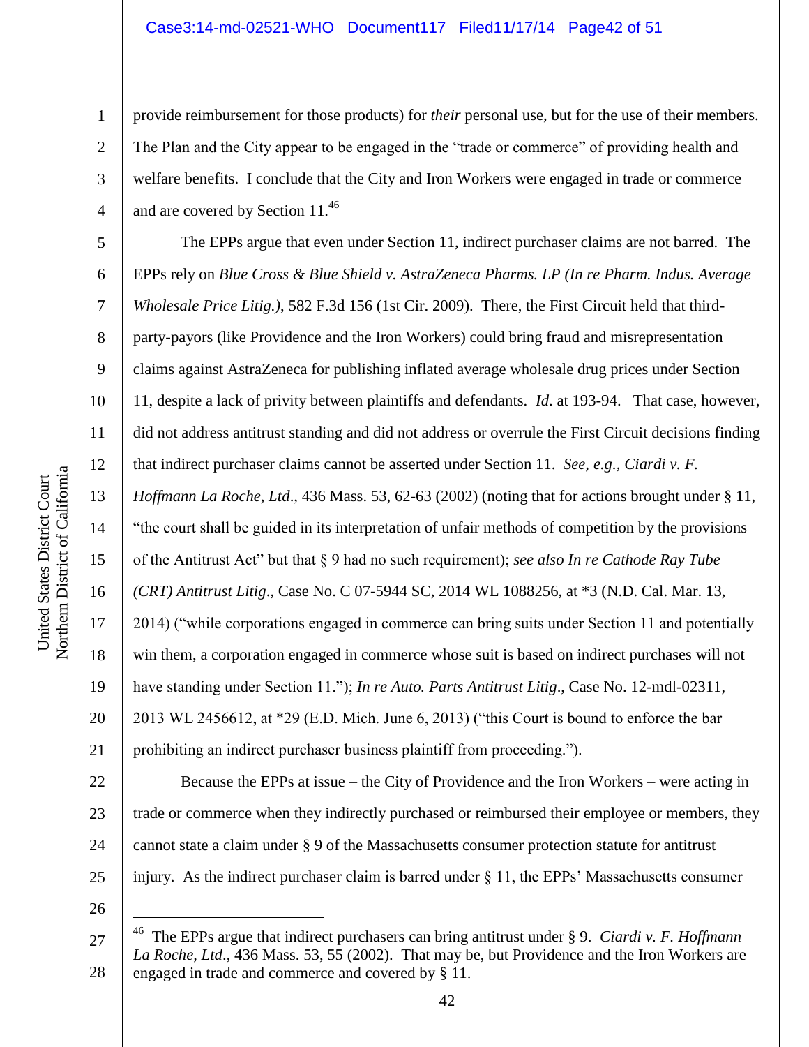provide reimbursement for those products) for *their* personal use, but for the use of their members. The Plan and the City appear to be engaged in the "trade or commerce" of providing health and welfare benefits. I conclude that the City and Iron Workers were engaged in trade or commerce and are covered by Section 11.[46]

The EPPs argue that even under Section 11, indirect purchaser claims are not barred. The EPPs rely on *Blue Cross & Blue Shield v. AstraZeneca Pharms. LP (In re Pharm. Indus. Average Wholesale Price Litig.)*, 582 F.3d 156 (1st Cir. 2009). There, the First Circuit held that third-party-payors (like Providence and the Iron Workers) could bring fraud and misrepresentation claims against AstraZeneca for publishing inflated average wholesale drug prices under Section 11, despite a lack of privity between plaintiffs and defendants. *Id.* at 193-94. That case, however, did not address antitrust standing and did not address or overrule the First Circuit decisions finding that indirect purchaser claims cannot be asserted under Section 11. *See, e.g., Ciardi v. F. Hoffmann La Roche, Ltd*., 436 Mass. 53, 62-63 (2002) (noting that for actions brought under § 11, "the court shall be guided in its interpretation of unfair methods of competition by the provisions of the Antitrust Act" but that § 9 had no such requirement); *see also In re Cathode Ray Tube (CRT) Antitrust Litig*., Case No. C 07-5944 SC, 2014 WL 1088256, at *3 (N.D. Cal. Mar. 13, 2014) ("while corporations engaged in commerce can bring suits under Section 11 and potentially win them, a corporation engaged in commerce whose suit is based on indirect purchases will not have standing under Section 11."); *In re Auto. Parts Antitrust Litig*., Case No. 12-mdl-02311, 2013 WL 2456612, at *29 (E.D. Mich. June 6, 2013) ("this Court is bound to enforce the bar prohibiting an indirect purchaser business plaintiff from proceeding.").

Because the EPPs at issue – the City of Providence and the Iron Workers – were acting in trade or commerce when they indirectly purchased or reimbursed their employee or members, they cannot state a claim under § 9 of the Massachusetts consumer protection statute for antitrust injury. As the indirect purchaser claim is barred under § 11, the EPPs' Massachusetts consumer

---

[46] The EPPs argue that indirect purchasers can bring antitrust under § 9. *Ciardi v. F. Hoffmann La Roche, Ltd*., 436 Mass. 53, 55 (2002). That may be, but Providence and the Iron Workers are engaged in trade and commerce and covered by § 11.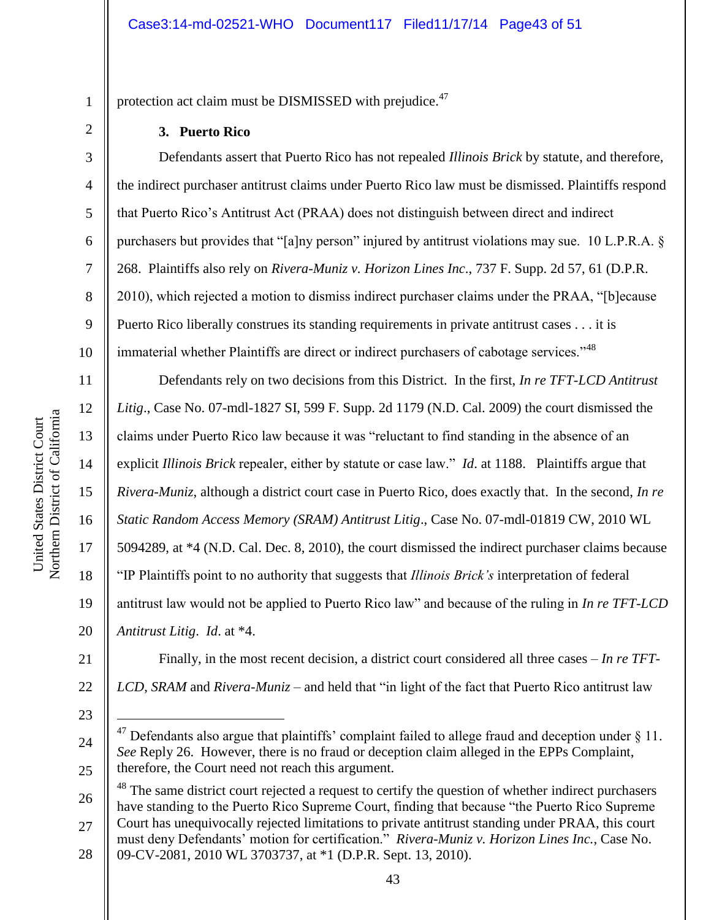protection act claim must be DISMISSED with prejudice.[47]

### 3. Puerto Rico

Defendants assert that Puerto Rico has not repealed *Illinois Brick* by statute, and therefore, the indirect purchaser antitrust claims under Puerto Rico law must be dismissed. Plaintiffs respond that Puerto Rico's Antitrust Act (PRAA) does not distinguish between direct and indirect purchasers but provides that "[a]ny person" injured by antitrust violations may sue. 10 L.P.R.A. § 268. Plaintiffs also rely on *Rivera-Muniz v. Horizon Lines Inc.*, 737 F. Supp. 2d 57, 61 (D.P.R. 2010), which rejected a motion to dismiss indirect purchaser claims under the PRAA, "[b]ecause Puerto Rico liberally construes its standing requirements in private antitrust cases . . . it is immaterial whether Plaintiffs are direct or indirect purchasers of cabotage services."[48]

Defendants rely on two decisions from this District. In the first, *In re TFT-LCD Antitrust Litig*., Case No. 07-mdl-1827 SI, 599 F. Supp. 2d 1179 (N.D. Cal. 2009) the court dismissed the claims under Puerto Rico law because it was "reluctant to find standing in the absence of an explicit *Illinois Brick* repealer, either by statute or case law." *Id*. at 1188. Plaintiffs argue that *Rivera-Muniz,* although a district court case in Puerto Rico, does exactly that. In the second, *In re Static Random Access Memory (SRAM) Antitrust Litig*., Case No. 07-mdl-01819 CW, 2010 WL 5094289, at *4 (N.D. Cal. Dec. 8, 2010), the court dismissed the indirect purchaser claims because "IP Plaintiffs point to no authority that suggests that *Illinois Brick's* interpretation of federal antitrust law would not be applied to Puerto Rico law" and because of the ruling in *In re TFT-LCD Antitrust Litig*. *Id*. at *4.

Finally, in the most recent decision, a district court considered all three cases – *In re TFT-LCD*, *SRAM* and *Rivera-Muniz* – and held that "in light of the fact that Puerto Rico antitrust law

---

[47] Defendants also argue that plaintiffs' complaint failed to allege fraud and deception under § 11. *See* Reply 26. However, there is no fraud or deception claim alleged in the EPPs Complaint, therefore, the Court need not reach this argument.

[48] The same district court rejected a request to certify the question of whether indirect purchasers have standing to the Puerto Rico Supreme Court, finding that because "the Puerto Rico Supreme Court has unequivocally rejected limitations to private antitrust standing under PRAA, this court must deny Defendants' motion for certification." *Rivera-Muniz v. Horizon Lines Inc.*, Case No. 09-CV-2081, 2010 WL 3703737, at *1 (D.P.R. Sept. 13, 2010).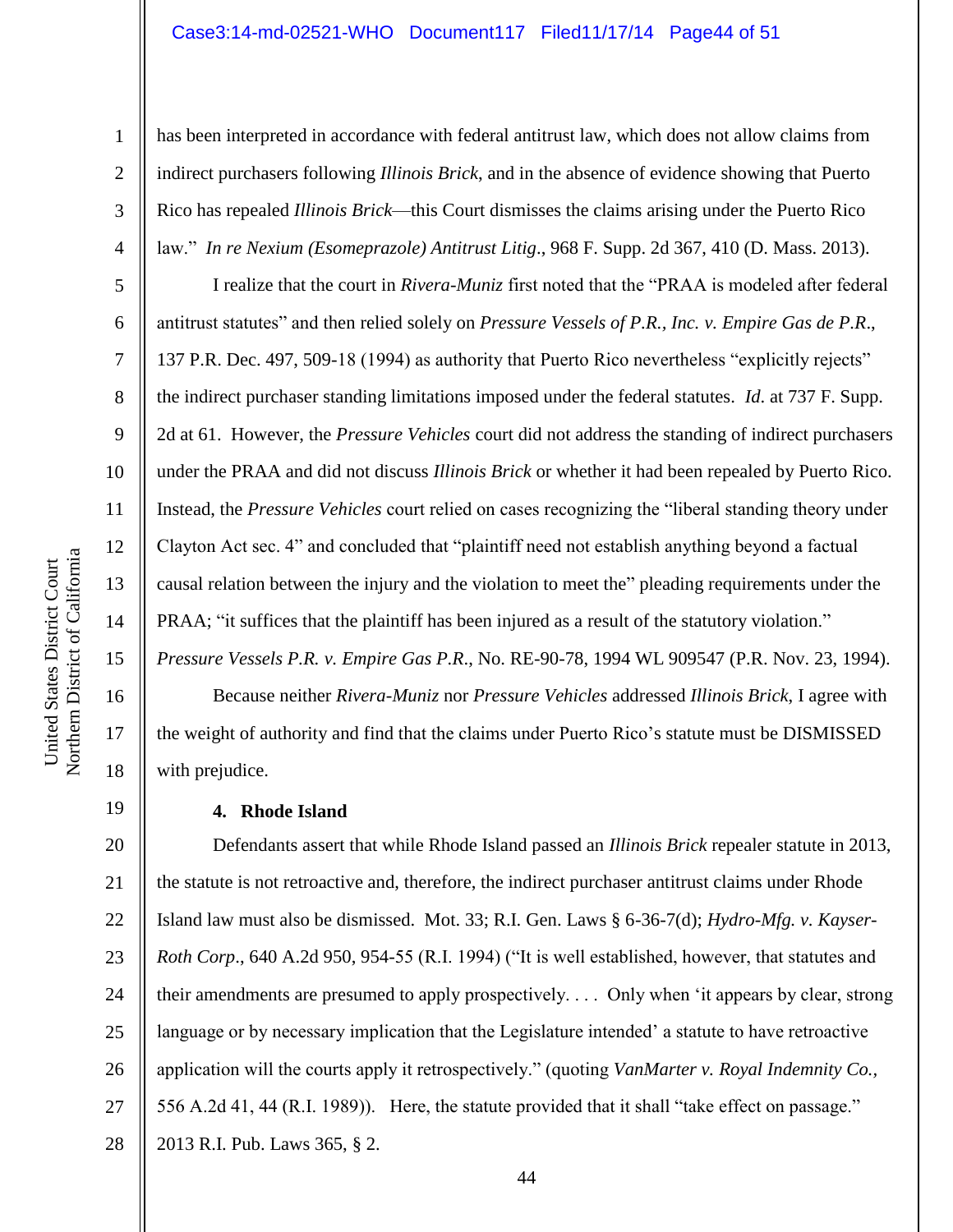has been interpreted in accordance with federal antitrust law, which does not allow claims from indirect purchasers following *Illinois Brick*, and in the absence of evidence showing that Puerto Rico has repealed *Illinois Brick*—this Court dismisses the claims arising under the Puerto Rico law." *In re Nexium (Esomeprazole) Antitrust Litig*., 968 F. Supp. 2d 367, 410 (D. Mass. 2013).

I realize that the court in *Rivera-Muniz* first noted that the "PRAA is modeled after federal antitrust statutes" and then relied solely on *Pressure Vessels of P.R., Inc. v. Empire Gas de P.R*., 137 P.R. Dec. 497, 509-18 (1994) as authority that Puerto Rico nevertheless "explicitly rejects" the indirect purchaser standing limitations imposed under the federal statutes. *Id.* at 737 F. Supp. 2d at 61. However, the *Pressure Vehicles* court did not address the standing of indirect purchasers under the PRAA and did not discuss *Illinois Brick* or whether it had been repealed by Puerto Rico. Instead, the *Pressure Vehicles* court relied on cases recognizing the "liberal standing theory under Clayton Act sec. 4" and concluded that "plaintiff need not establish anything beyond a factual causal relation between the injury and the violation to meet the" pleading requirements under the PRAA; "it suffices that the plaintiff has been injured as a result of the statutory violation." *Pressure Vessels P.R. v. Empire Gas P.R*., No. RE-90-78, 1994 WL 909547 (P.R. Nov. 23, 1994).

Because neither *Rivera-Muniz* nor *Pressure Vehicles* addressed *Illinois Brick*, I agree with the weight of authority and find that the claims under Puerto Rico's statute must be DISMISSED with prejudice.

#### 4. Rhode Island

Defendants assert that while Rhode Island passed an *Illinois Brick* repealer statute in 2013, the statute is not retroactive and, therefore, the indirect purchaser antitrust claims under Rhode Island law must also be dismissed. Mot. 33; R.I. Gen. Laws § 6-36-7(d); *Hydro-Mfg. v. Kayser-Roth Corp*., 640 A.2d 950, 954-55 (R.I. 1994) ("It is well established, however, that statutes and their amendments are presumed to apply prospectively. . . . Only when 'it appears by clear, strong language or by necessary implication that the Legislature intended' a statute to have retroactive application will the courts apply it retrospectively." (quoting *VanMarter v. Royal Indemnity Co.*, 556 A.2d 41, 44 (R.I. 1989)). Here, the statute provided that it shall "take effect on passage." 2013 R.I. Pub. Laws 365, § 2.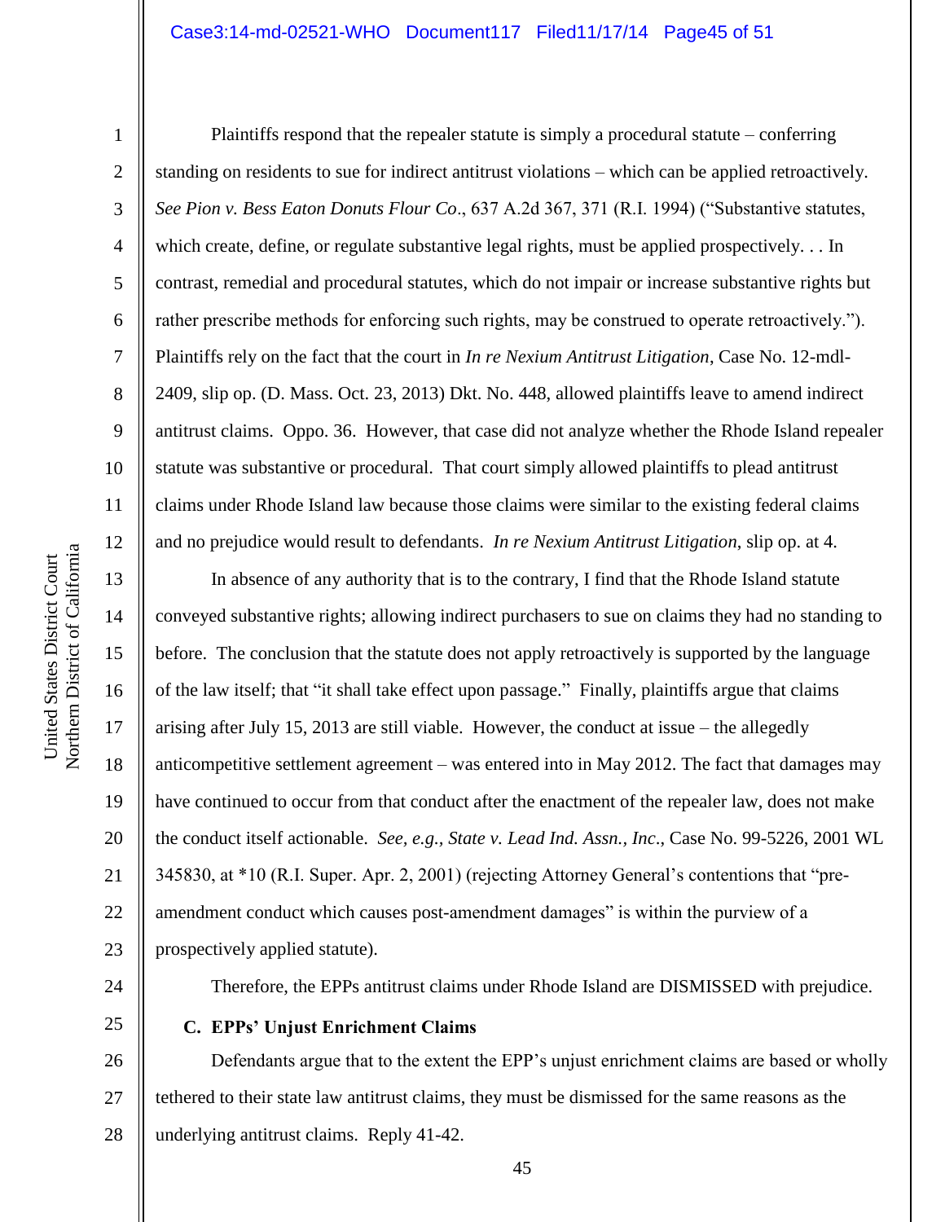Plaintiffs respond that the repealer statute is simply a procedural statute – conferring standing on residents to sue for indirect antitrust violations – which can be applied retroactively. *See Pion v. Bess Eaton Donuts Flour Co*., 637 A.2d 367, 371 (R.I. 1994) ("Substantive statutes, which create, define, or regulate substantive legal rights, must be applied prospectively. . . In contrast, remedial and procedural statutes, which do not impair or increase substantive rights but rather prescribe methods for enforcing such rights, may be construed to operate retroactively."). Plaintiffs rely on the fact that the court in *In re Nexium Antitrust Litigation*, Case No. 12-mdl-2409, slip op. (D. Mass. Oct. 23, 2013) Dkt. No. 448, allowed plaintiffs leave to amend indirect antitrust claims. Oppo. 36. However, that case did not analyze whether the Rhode Island repealer statute was substantive or procedural. That court simply allowed plaintiffs to plead antitrust claims under Rhode Island law because those claims were similar to the existing federal claims and no prejudice would result to defendants. *In re Nexium Antitrust Litigation*, slip op. at 4.

In absence of any authority that is to the contrary, I find that the Rhode Island statute conveyed substantive rights; allowing indirect purchasers to sue on claims they had no standing to before. The conclusion that the statute does not apply retroactively is supported by the language of the law itself; that "it shall take effect upon passage." Finally, plaintiffs argue that claims arising after July 15, 2013 are still viable. However, the conduct at issue – the allegedly anticompetitive settlement agreement – was entered into in May 2012. The fact that damages may have continued to occur from that conduct after the enactment of the repealer law, does not make the conduct itself actionable. *See, e.g., State v. Lead Ind. Assn., Inc*., Case No. 99-5226, 2001 WL 345830, at *10 (R.I. Super. Apr. 2, 2001) (rejecting Attorney General's contentions that "pre-amendment conduct which causes post-amendment damages" is within the purview of a prospectively applied statute).

Therefore, the EPPs antitrust claims under Rhode Island are DISMISSED with prejudice.

### C. EPPs' Unjust Enrichment Claims

Defendants argue that to the extent the EPP's unjust enrichment claims are based or wholly tethered to their state law antitrust claims, they must be dismissed for the same reasons as the underlying antitrust claims. Reply 41-42.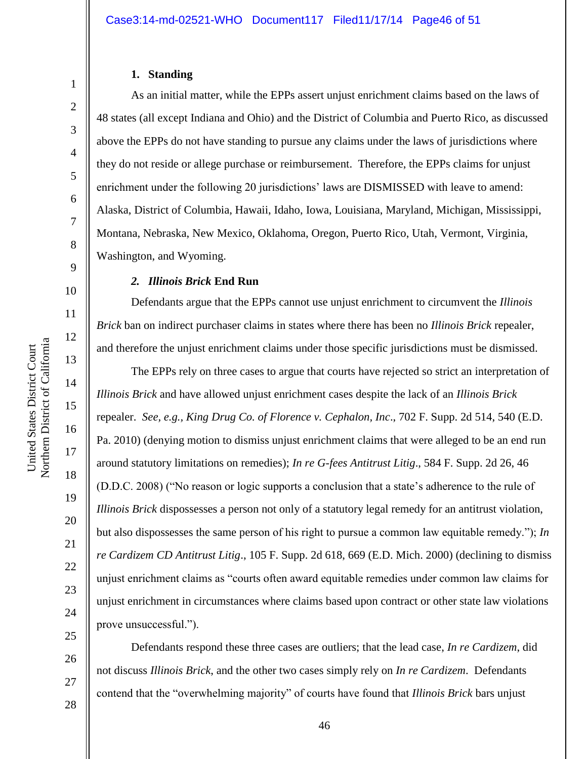### 1. Standing

As an initial matter, while the EPPs assert unjust enrichment claims based on the laws of 48 states (all except Indiana and Ohio) and the District of Columbia and Puerto Rico, as discussed above the EPPs do not have standing to pursue any claims under the laws of jurisdictions where they do not reside or allege purchase or reimbursement. Therefore, the EPPs claims for unjust enrichment under the following 20 jurisdictions' laws are DISMISSED with leave to amend: Alaska, District of Columbia, Hawaii, Idaho, Iowa, Louisiana, Maryland, Michigan, Mississippi, Montana, Nebraska, New Mexico, Oklahoma, Oregon, Puerto Rico, Utah, Vermont, Virginia, Washington, and Wyoming.

### *2. Illinois Brick* End Run

Defendants argue that the EPPs cannot use unjust enrichment to circumvent the *Illinois Brick* ban on indirect purchaser claims in states where there has been no *Illinois Brick* repealer, and therefore the unjust enrichment claims under those specific jurisdictions must be dismissed.

The EPPs rely on three cases to argue that courts have rejected so strict an interpretation of *Illinois Brick* and have allowed unjust enrichment cases despite the lack of an *Illinois Brick* repealer. *See, e.g., King Drug Co. of Florence v. Cephalon, Inc*., 702 F. Supp. 2d 514, 540 (E.D. Pa. 2010) (denying motion to dismiss unjust enrichment claims that were alleged to be an end run around statutory limitations on remedies); *In re G-fees Antitrust Litig*., 584 F. Supp. 2d 26, 46 (D.D.C. 2008) ("No reason or logic supports a conclusion that a state's adherence to the rule of *Illinois Brick* dispossesses a person not only of a statutory legal remedy for an antitrust violation, but also dispossesses the same person of his right to pursue a common law equitable remedy."); *In re Cardizem CD Antitrust Litig*., 105 F. Supp. 2d 618, 669 (E.D. Mich. 2000) (declining to dismiss unjust enrichment claims as "courts often award equitable remedies under common law claims for unjust enrichment in circumstances where claims based upon contract or other state law violations prove unsuccessful.").

Defendants respond these three cases are outliers; that the lead case, *In re Cardizem*, did not discuss *Illinois Brick*, and the other two cases simply rely on *In re Cardizem*. Defendants contend that the "overwhelming majority" of courts have found that *Illinois Brick* bars unjust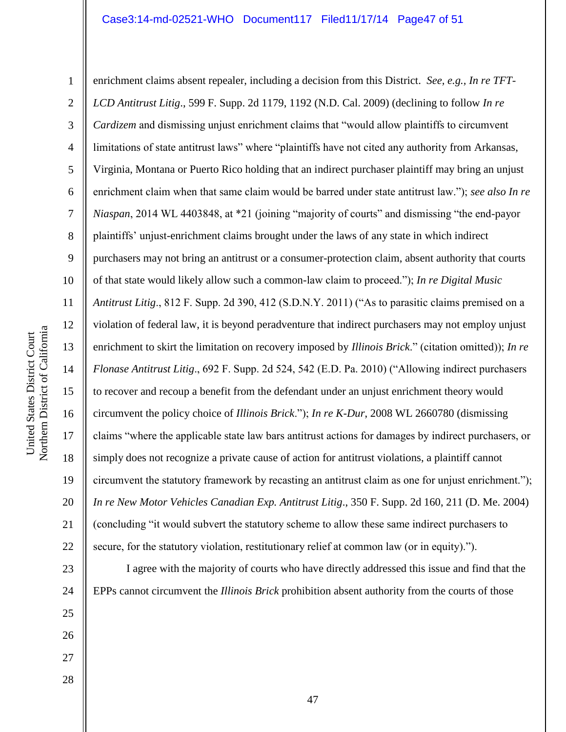enrichment claims absent repealer, including a decision from this District. *See, e.g., In re TFT-LCD Antitrust Litig*., 599 F. Supp. 2d 1179, 1192 (N.D. Cal. 2009) (declining to follow *In re Cardizem* and dismissing unjust enrichment claims that "would allow plaintiffs to circumvent limitations of state antitrust laws" where "plaintiffs have not cited any authority from Arkansas, Virginia, Montana or Puerto Rico holding that an indirect purchaser plaintiff may bring an unjust enrichment claim when that same claim would be barred under state antitrust law."); *see also In re Niaspan*, 2014 WL 4403848, at *21 (joining "majority of courts" and dismissing "the end-payor plaintiffs' unjust-enrichment claims brought under the laws of any state in which indirect purchasers may not bring an antitrust or a consumer-protection claim, absent authority that courts of that state would likely allow such a common-law claim to proceed."); *In re Digital Music Antitrust Litig*., 812 F. Supp. 2d 390, 412 (S.D.N.Y. 2011) ("As to parasitic claims premised on a violation of federal law, it is beyond peradventure that indirect purchasers may not employ unjust enrichment to skirt the limitation on recovery imposed by *Illinois Brick*." (citation omitted)); *In re Flonase Antitrust Litig*., 692 F. Supp. 2d 524, 542 (E.D. Pa. 2010) ("Allowing indirect purchasers to recover and recoup a benefit from the defendant under an unjust enrichment theory would circumvent the policy choice of *Illinois Brick*."); *In re K-Dur*, 2008 WL 2660780 (dismissing claims "where the applicable state law bars antitrust actions for damages by indirect purchasers, or simply does not recognize a private cause of action for antitrust violations, a plaintiff cannot circumvent the statutory framework by recasting an antitrust claim as one for unjust enrichment."); *In re New Motor Vehicles Canadian Exp. Antitrust Litig*., 350 F. Supp. 2d 160, 211 (D. Me. 2004) (concluding "it would subvert the statutory scheme to allow these same indirect purchasers to secure, for the statutory violation, restitutionary relief at common law (or in equity).").

I agree with the majority of courts who have directly addressed this issue and find that the EPPs cannot circumvent the *Illinois Brick* prohibition absent authority from the courts of those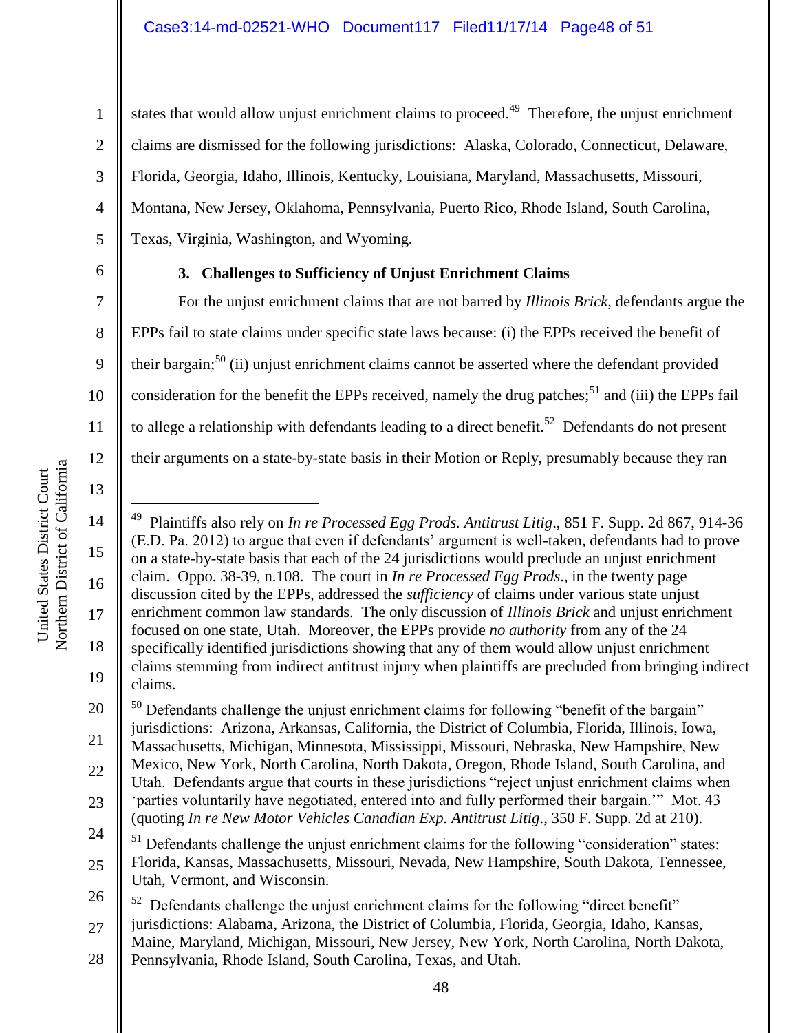states that would allow unjust enrichment claims to proceed.[49] Therefore, the unjust enrichment claims are dismissed for the following jurisdictions: Alaska, Colorado, Connecticut, Delaware, Florida, Georgia, Idaho, Illinois, Kentucky, Louisiana, Maryland, Massachusetts, Missouri, Montana, New Jersey, Oklahoma, Pennsylvania, Puerto Rico, Rhode Island, South Carolina, Texas, Virginia, Washington, and Wyoming.

**3. Challenges to Sufficiency of Unjust Enrichment Claims**

For the unjust enrichment claims that are not barred by *Illinois Brick*, defendants argue the EPPs fail to state claims under specific state laws because: (i) the EPPs received the benefit of their bargain;[50] (ii) unjust enrichment claims cannot be asserted where the defendant provided consideration for the benefit the EPPs received, namely the drug patches;[51] and (iii) the EPPs fail to allege a relationship with defendants leading to a direct benefit.[52] Defendants do not present their arguments on a state-by-state basis in their Motion or Reply, presumably because they ran

---

[49] Plaintiffs also rely on *In re Processed Egg Prods. Antitrust Litig*., 851 F. Supp. 2d 867, 914-36 (E.D. Pa. 2012) to argue that even if defendants' argument is well-taken, defendants had to prove on a state-by-state basis that each of the 24 jurisdictions would preclude an unjust enrichment claim. Oppo. 38-39, n.108. The court in *In re Processed Egg Prods*., in the twenty page discussion cited by the EPPs, addressed the *sufficiency* of claims under various state unjust enrichment common law standards. The only discussion of *Illinois Brick* and unjust enrichment focused on one state, Utah. Moreover, the EPPs provide *no authority* from any of the 24 specifically identified jurisdictions showing that any of them would allow unjust enrichment claims stemming from indirect antitrust injury when plaintiffs are precluded from bringing indirect claims.

[50] Defendants challenge the unjust enrichment claims for following "benefit of the bargain" jurisdictions: Arizona, Arkansas, California, the District of Columbia, Florida, Illinois, Iowa, Massachusetts, Michigan, Minnesota, Mississippi, Missouri, Nebraska, New Hampshire, New Mexico, New York, North Carolina, North Dakota, Oregon, Rhode Island, South Carolina, and Utah. Defendants argue that courts in these jurisdictions "reject unjust enrichment claims when 'parties voluntarily have negotiated, entered into and fully performed their bargain.'" Mot. 43 (quoting *In re New Motor Vehicles Canadian Exp. Antitrust Litig*., 350 F. Supp. 2d at 210).

[51] Defendants challenge the unjust enrichment claims for the following "consideration" states: Florida, Kansas, Massachusetts, Missouri, Nevada, New Hampshire, South Dakota, Tennessee, Utah, Vermont, and Wisconsin.

[52] Defendants challenge the unjust enrichment claims for the following "direct benefit" jurisdictions: Alabama, Arizona, the District of Columbia, Florida, Georgia, Idaho, Kansas, Maine, Maryland, Michigan, Missouri, New Jersey, New York, North Carolina, North Dakota, Pennsylvania, Rhode Island, South Carolina, Texas, and Utah.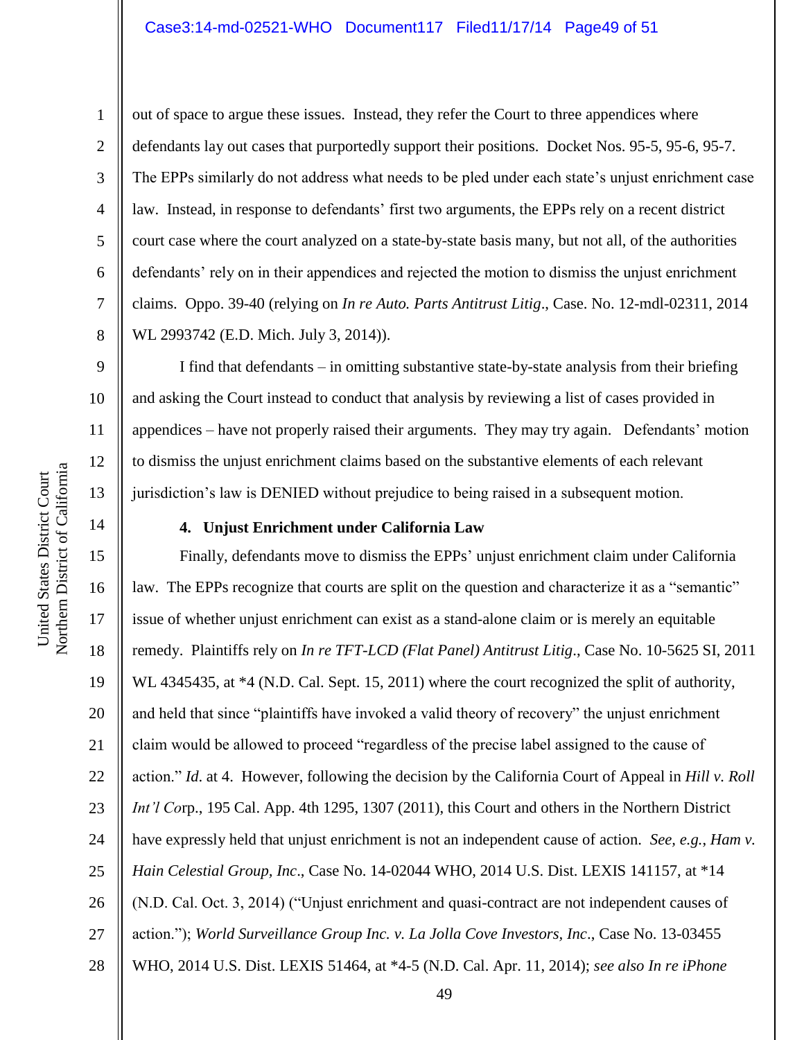out of space to argue these issues. Instead, they refer the Court to three appendices where defendants lay out cases that purportedly support their positions. Docket Nos. 95-5, 95-6, 95-7. The EPPs similarly do not address what needs to be pled under each state's unjust enrichment case law. Instead, in response to defendants' first two arguments, the EPPs rely on a recent district court case where the court analyzed on a state-by-state basis many, but not all, of the authorities defendants' rely on in their appendices and rejected the motion to dismiss the unjust enrichment claims. Oppo. 39-40 (relying on *In re Auto. Parts Antitrust Litig*., Case. No. 12-mdl-02311, 2014 WL 2993742 (E.D. Mich. July 3, 2014)).

I find that defendants – in omitting substantive state-by-state analysis from their briefing and asking the Court instead to conduct that analysis by reviewing a list of cases provided in appendices – have not properly raised their arguments. They may try again. Defendants' motion to dismiss the unjust enrichment claims based on the substantive elements of each relevant jurisdiction's law is DENIED without prejudice to being raised in a subsequent motion.

**4. Unjust Enrichment under California Law**

Finally, defendants move to dismiss the EPPs' unjust enrichment claim under California law. The EPPs recognize that courts are split on the question and characterize it as a "semantic" issue of whether unjust enrichment can exist as a stand-alone claim or is merely an equitable remedy. Plaintiffs rely on *In re TFT-LCD (Flat Panel) Antitrust Litig*., Case No. 10-5625 SI, 2011 WL 4345435, at *4 (N.D. Cal. Sept. 15, 2011) where the court recognized the split of authority, and held that since "plaintiffs have invoked a valid theory of recovery" the unjust enrichment claim would be allowed to proceed "regardless of the precise label assigned to the cause of action." *Id*. at 4. However, following the decision by the California Court of Appeal in *Hill v. Roll Int'l Co*rp., 195 Cal. App. 4th 1295, 1307 (2011), this Court and others in the Northern District have expressly held that unjust enrichment is not an independent cause of action. *See, e.g., Ham v. Hain Celestial Group, Inc*., Case No. 14-02044 WHO, 2014 U.S. Dist. LEXIS 141157, at *14 (N.D. Cal. Oct. 3, 2014) ("Unjust enrichment and quasi-contract are not independent causes of action."); *World Surveillance Group Inc. v. La Jolla Cove Investors, Inc*., Case No. 13-03455 WHO, 2014 U.S. Dist. LEXIS 51464, at *4-5 (N.D. Cal. Apr. 11, 2014); *see also In re iPhone*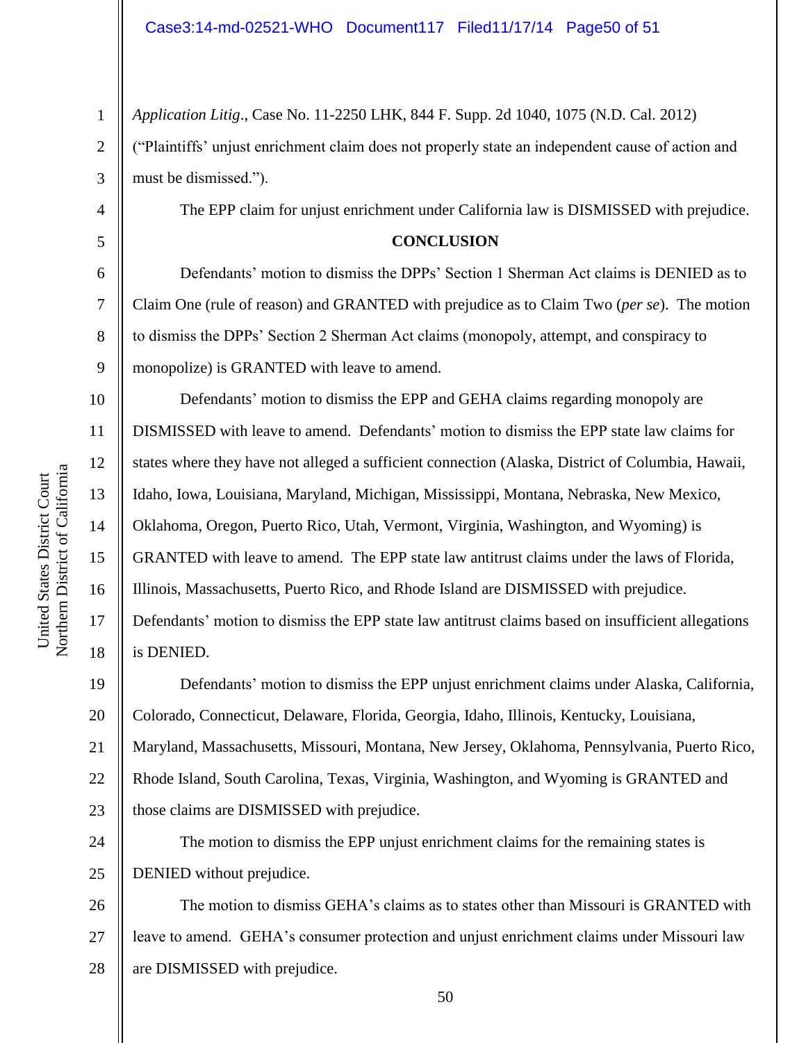*Application Litig*., Case No. 11-2250 LHK, 844 F. Supp. 2d 1040, 1075 (N.D. Cal. 2012) ("Plaintiffs' unjust enrichment claim does not properly state an independent cause of action and must be dismissed.").

The EPP claim for unjust enrichment under California law is DISMISSED with prejudice.

**CONCLUSION**

Defendants' motion to dismiss the DPPs' Section 1 Sherman Act claims is DENIED as to Claim One (rule of reason) and GRANTED with prejudice as to Claim Two (*per se*). The motion to dismiss the DPPs' Section 2 Sherman Act claims (monopoly, attempt, and conspiracy to monopolize) is GRANTED with leave to amend.

Defendants' motion to dismiss the EPP and GEHA claims regarding monopoly are DISMISSED with leave to amend. Defendants' motion to dismiss the EPP state law claims for states where they have not alleged a sufficient connection (Alaska, District of Columbia, Hawaii, Idaho, Iowa, Louisiana, Maryland, Michigan, Mississippi, Montana, Nebraska, New Mexico, Oklahoma, Oregon, Puerto Rico, Utah, Vermont, Virginia, Washington, and Wyoming) is GRANTED with leave to amend. The EPP state law antitrust claims under the laws of Florida, Illinois, Massachusetts, Puerto Rico, and Rhode Island are DISMISSED with prejudice. Defendants' motion to dismiss the EPP state law antitrust claims based on insufficient allegations is DENIED.

Defendants' motion to dismiss the EPP unjust enrichment claims under Alaska, California, Colorado, Connecticut, Delaware, Florida, Georgia, Idaho, Illinois, Kentucky, Louisiana, Maryland, Massachusetts, Missouri, Montana, New Jersey, Oklahoma, Pennsylvania, Puerto Rico, Rhode Island, South Carolina, Texas, Virginia, Washington, and Wyoming is GRANTED and those claims are DISMISSED with prejudice.

The motion to dismiss the EPP unjust enrichment claims for the remaining states is DENIED without prejudice.

The motion to dismiss GEHA's claims as to states other than Missouri is GRANTED with leave to amend. GEHA's consumer protection and unjust enrichment claims under Missouri law are DISMISSED with prejudice.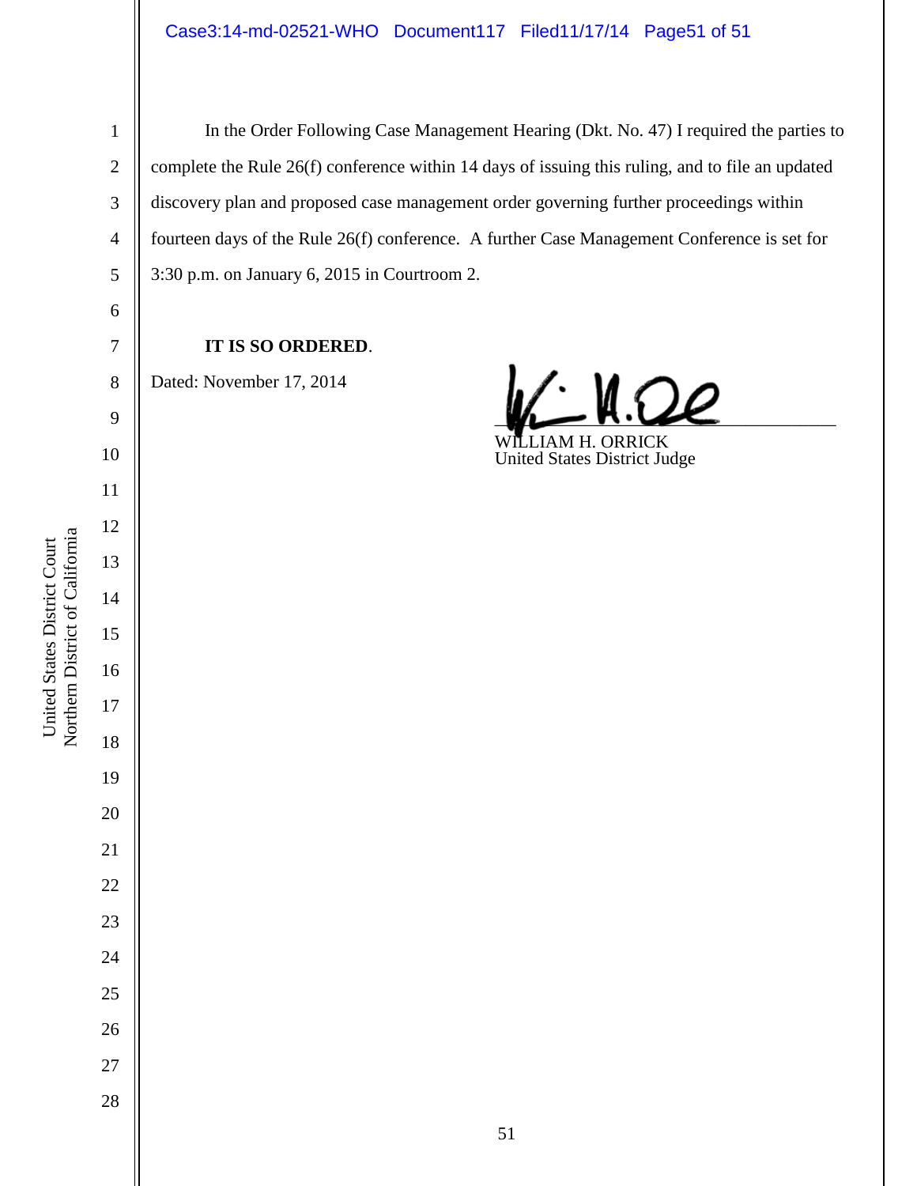In the Order Following Case Management Hearing (Dkt. No. 47) I required the parties to complete the Rule 26(f) conference within 14 days of issuing this ruling, and to file an updated discovery plan and proposed case management order governing further proceedings within fourteen days of the Rule 26(f) conference. A further Case Management Conference is set for 3:30 p.m. on January 6, 2015 in Courtroom 2.

**IT IS SO ORDERED**.

Dated: November 17, 2014

WILLIAM H. ORRICK
United States District Judge